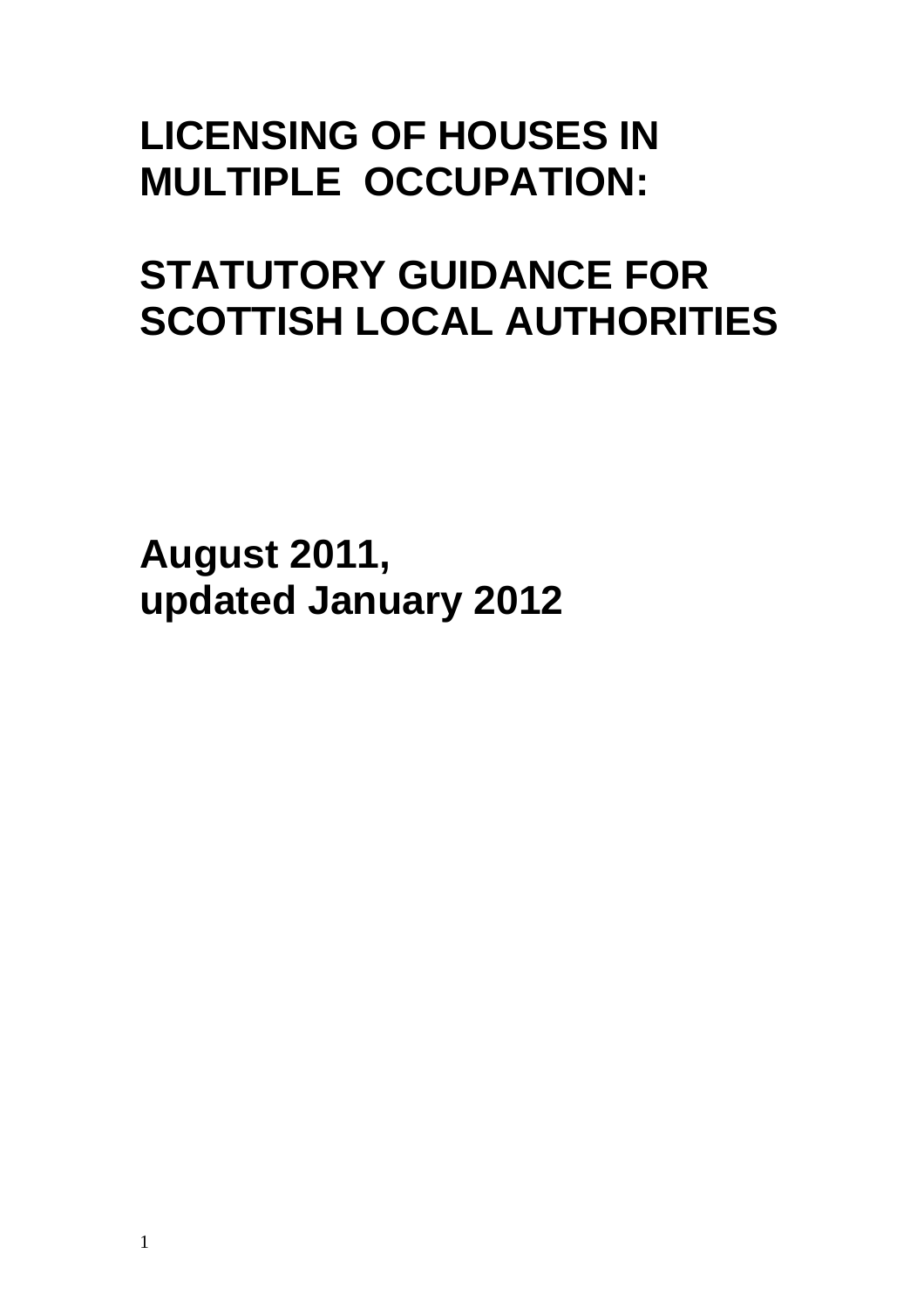# LICENSING OF HOUSES IN MULTIPLE OCCUPATION:

# STATUTORY GUIDANCE FOR SCOTTISH LOCAL AUTHORITIES

**August 2011,**
**updated January 2012**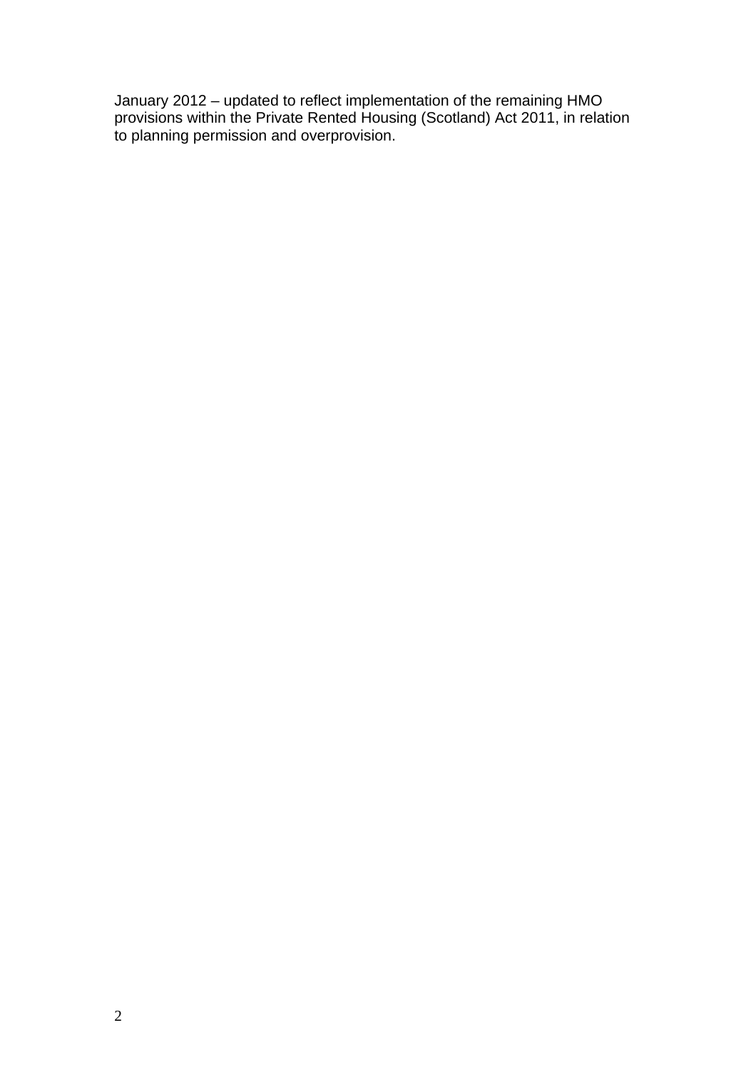January 2012 – updated to reflect implementation of the remaining HMO provisions within the Private Rented Housing (Scotland) Act 2011, in relation to planning permission and overprovision.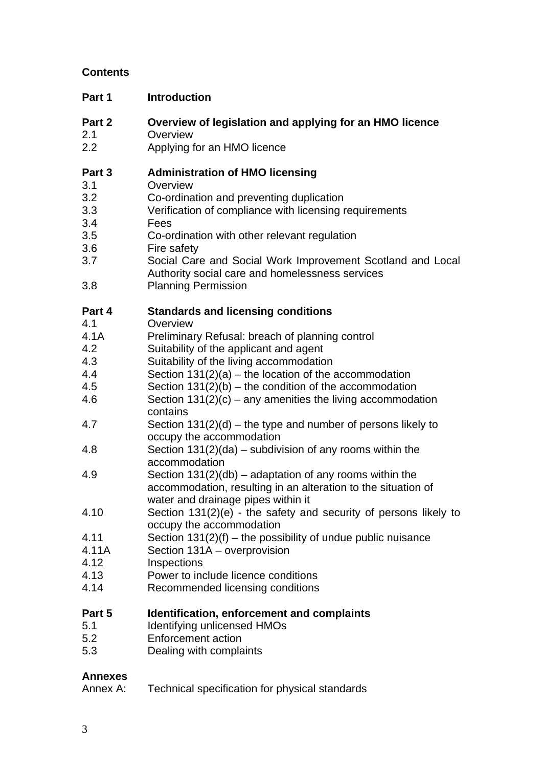**Contents**

| | |
|---|---|
| **Part 1** | **Introduction** |
| **Part 2** | **Overview of legislation and applying for an HMO licence** |
| 2.1 | Overview |
| 2.2 | Applying for an HMO licence |
| **Part 3** | **Administration of HMO licensing** |
| 3.1 | Overview |
| 3.2 | Co-ordination and preventing duplication |
| 3.3 | Verification of compliance with licensing requirements |
| 3.4 | Fees |
| 3.5 | Co-ordination with other relevant regulation |
| 3.6 | Fire safety |
| 3.7 | Social Care and Social Work Improvement Scotland and Local Authority social care and homelessness services |
| 3.8 | Planning Permission |
| **Part 4** | **Standards and licensing conditions** |
| 4.1 | Overview |
| 4.1A | Preliminary Refusal: breach of planning control |
| 4.2 | Suitability of the applicant and agent |
| 4.3 | Suitability of the living accommodation |
| 4.4 | Section 131(2)(a) – the location of the accommodation |
| 4.5 | Section 131(2)(b) – the condition of the accommodation |
| 4.6 | Section 131(2)(c) – any amenities the living accommodation contains |
| 4.7 | Section 131(2)(d) – the type and number of persons likely to occupy the accommodation |
| 4.8 | Section 131(2)(da) – subdivision of any rooms within the accommodation |
| 4.9 | Section 131(2)(db) – adaptation of any rooms within the accommodation, resulting in an alteration to the situation of water and drainage pipes within it |
| 4.10 | Section 131(2)(e) - the safety and security of persons likely to occupy the accommodation |
| 4.11 | Section 131(2)(f) – the possibility of undue public nuisance |
| 4.11A | Section 131A – overprovision |
| 4.12 | Inspections |
| 4.13 | Power to include licence conditions |
| 4.14 | Recommended licensing conditions |
| **Part 5** | **Identification, enforcement and complaints** |
| 5.1 | Identifying unlicensed HMOs |
| 5.2 | Enforcement action |
| 5.3 | Dealing with complaints |
| **Annexes** | |
| Annex A: | Technical specification for physical standards |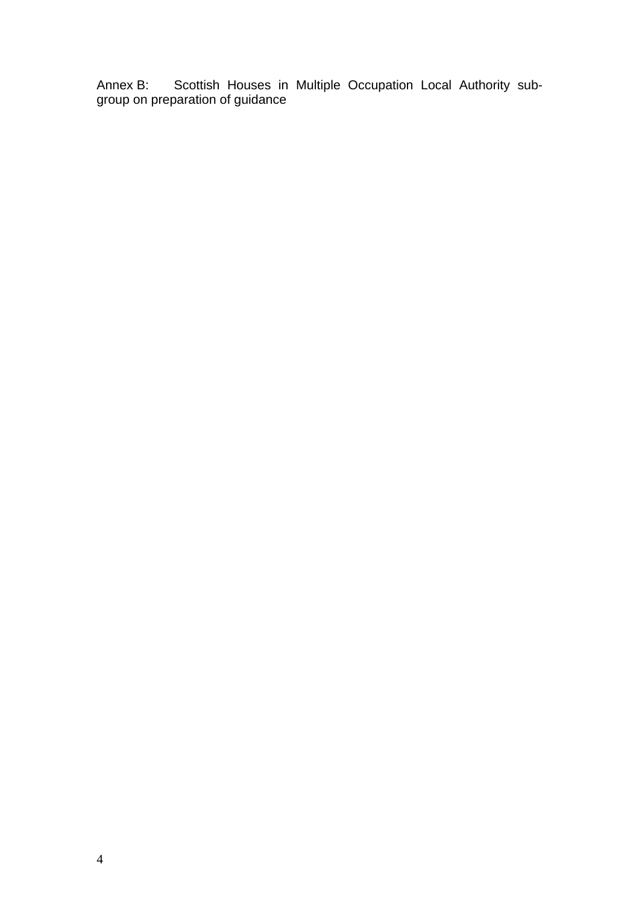# Annex B: Scottish Houses in Multiple Occupation Local Authority sub-group on preparation of guidance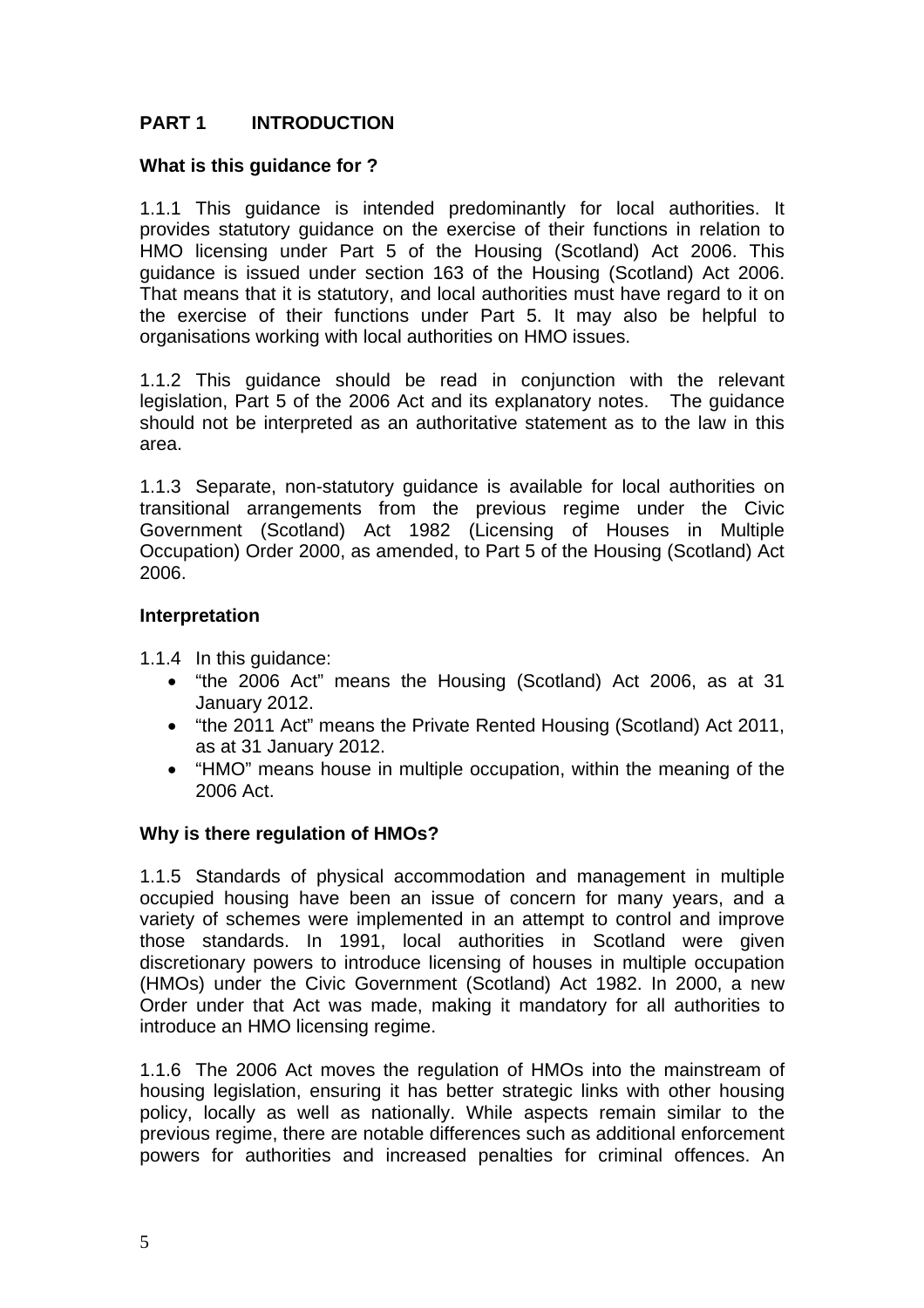## PART 1 INTRODUCTION

### What is this guidance for ?

1.1.1 This guidance is intended predominantly for local authorities. It provides statutory guidance on the exercise of their functions in relation to HMO licensing under Part 5 of the Housing (Scotland) Act 2006. This guidance is issued under section 163 of the Housing (Scotland) Act 2006. That means that it is statutory, and local authorities must have regard to it on the exercise of their functions under Part 5. It may also be helpful to organisations working with local authorities on HMO issues.

1.1.2 This guidance should be read in conjunction with the relevant legislation, Part 5 of the 2006 Act and its explanatory notes. The guidance should not be interpreted as an authoritative statement as to the law in this area.

1.1.3 Separate, non-statutory guidance is available for local authorities on transitional arrangements from the previous regime under the Civic Government (Scotland) Act 1982 (Licensing of Houses in Multiple Occupation) Order 2000, as amended, to Part 5 of the Housing (Scotland) Act 2006.

### Interpretation

1.1.4 In this guidance:

- "the 2006 Act" means the Housing (Scotland) Act 2006, as at 31 January 2012.
- "the 2011 Act" means the Private Rented Housing (Scotland) Act 2011, as at 31 January 2012.
- "HMO" means house in multiple occupation, within the meaning of the 2006 Act.

### Why is there regulation of HMOs?

1.1.5 Standards of physical accommodation and management in multiple occupied housing have been an issue of concern for many years, and a variety of schemes were implemented in an attempt to control and improve those standards. In 1991, local authorities in Scotland were given discretionary powers to introduce licensing of houses in multiple occupation (HMOs) under the Civic Government (Scotland) Act 1982. In 2000, a new Order under that Act was made, making it mandatory for all authorities to introduce an HMO licensing regime.

1.1.6 The 2006 Act moves the regulation of HMOs into the mainstream of housing legislation, ensuring it has better strategic links with other housing policy, locally as well as nationally. While aspects remain similar to the previous regime, there are notable differences such as additional enforcement powers for authorities and increased penalties for criminal offences. An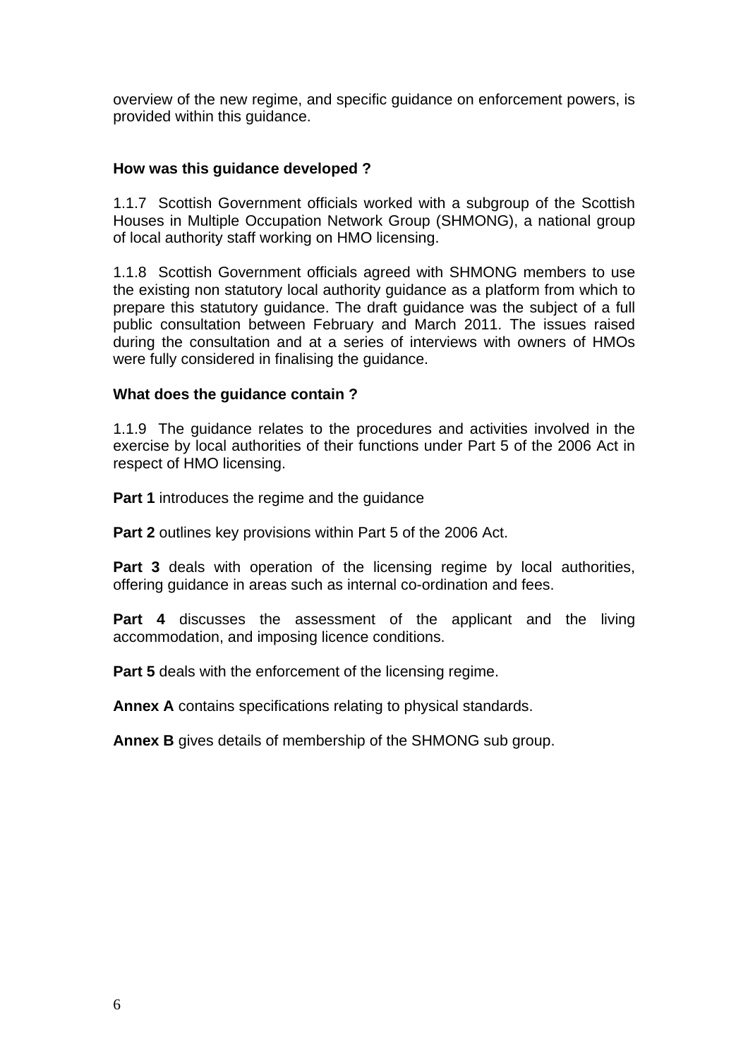overview of the new regime, and specific guidance on enforcement powers, is provided within this guidance.

**How was this guidance developed ?**

1.1.7 Scottish Government officials worked with a subgroup of the Scottish Houses in Multiple Occupation Network Group (SHMONG), a national group of local authority staff working on HMO licensing.

1.1.8 Scottish Government officials agreed with SHMONG members to use the existing non statutory local authority guidance as a platform from which to prepare this statutory guidance. The draft guidance was the subject of a full public consultation between February and March 2011. The issues raised during the consultation and at a series of interviews with owners of HMOs were fully considered in finalising the guidance.

**What does the guidance contain ?**

1.1.9 The guidance relates to the procedures and activities involved in the exercise by local authorities of their functions under Part 5 of the 2006 Act in respect of HMO licensing.

**Part 1** introduces the regime and the guidance

**Part 2** outlines key provisions within Part 5 of the 2006 Act.

**Part 3** deals with operation of the licensing regime by local authorities, offering guidance in areas such as internal co-ordination and fees.

**Part 4** discusses the assessment of the applicant and the living accommodation, and imposing licence conditions.

**Part 5** deals with the enforcement of the licensing regime.

**Annex A** contains specifications relating to physical standards.

**Annex B** gives details of membership of the SHMONG sub group.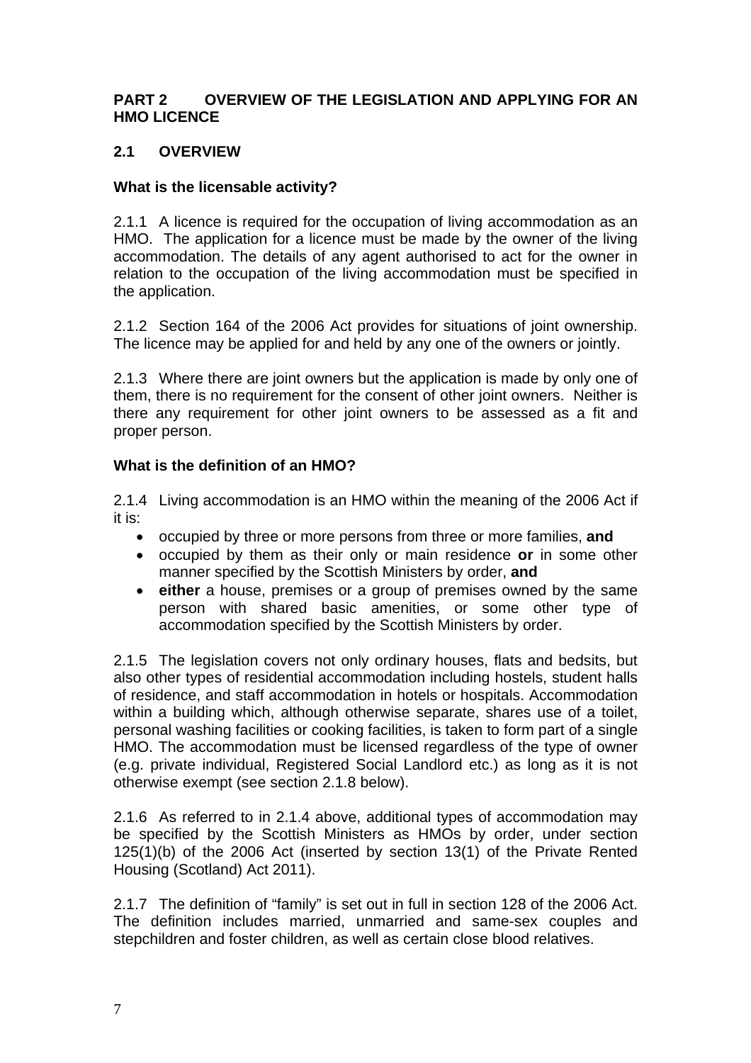## PART 2 OVERVIEW OF THE LEGISLATION AND APPLYING FOR AN HMO LICENCE

### 2.1 OVERVIEW

**What is the licensable activity?**

2.1.1 A licence is required for the occupation of living accommodation as an HMO. The application for a licence must be made by the owner of the living accommodation. The details of any agent authorised to act for the owner in relation to the occupation of the living accommodation must be specified in the application.

2.1.2 Section 164 of the 2006 Act provides for situations of joint ownership. The licence may be applied for and held by any one of the owners or jointly.

2.1.3 Where there are joint owners but the application is made by only one of them, there is no requirement for the consent of other joint owners. Neither is there any requirement for other joint owners to be assessed as a fit and proper person.

**What is the definition of an HMO?**

2.1.4 Living accommodation is an HMO within the meaning of the 2006 Act if it is:

- occupied by three or more persons from three or more families, **and**
- occupied by them as their only or main residence **or** in some other manner specified by the Scottish Ministers by order, **and**
- **either** a house, premises or a group of premises owned by the same person with shared basic amenities, or some other type of accommodation specified by the Scottish Ministers by order.

2.1.5 The legislation covers not only ordinary houses, flats and bedsits, but also other types of residential accommodation including hostels, student halls of residence, and staff accommodation in hotels or hospitals. Accommodation within a building which, although otherwise separate, shares use of a toilet, personal washing facilities or cooking facilities, is taken to form part of a single HMO. The accommodation must be licensed regardless of the type of owner (e.g. private individual, Registered Social Landlord etc.) as long as it is not otherwise exempt (see section 2.1.8 below).

2.1.6 As referred to in 2.1.4 above, additional types of accommodation may be specified by the Scottish Ministers as HMOs by order, under section 125(1)(b) of the 2006 Act (inserted by section 13(1) of the Private Rented Housing (Scotland) Act 2011).

2.1.7 The definition of "family" is set out in full in section 128 of the 2006 Act. The definition includes married, unmarried and same-sex couples and stepchildren and foster children, as well as certain close blood relatives.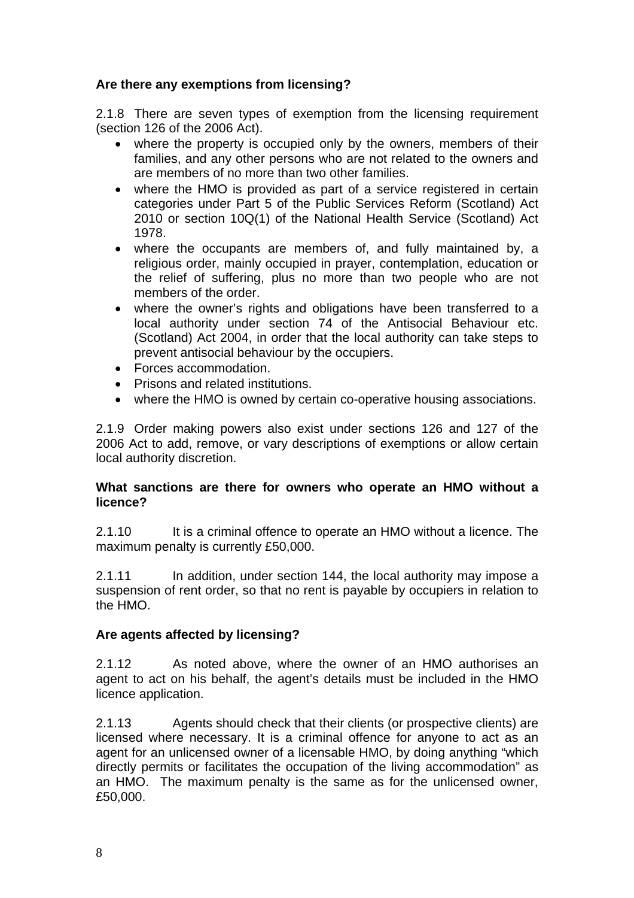**Are there any exemptions from licensing?**

2.1.8 There are seven types of exemption from the licensing requirement (section 126 of the 2006 Act).

- where the property is occupied only by the owners, members of their families, and any other persons who are not related to the owners and are members of no more than two other families.
- where the HMO is provided as part of a service registered in certain categories under Part 5 of the Public Services Reform (Scotland) Act 2010 or section 10Q(1) of the National Health Service (Scotland) Act 1978.
- where the occupants are members of, and fully maintained by, a religious order, mainly occupied in prayer, contemplation, education or the relief of suffering, plus no more than two people who are not members of the order.
- where the owner's rights and obligations have been transferred to a local authority under section 74 of the Antisocial Behaviour etc. (Scotland) Act 2004, in order that the local authority can take steps to prevent antisocial behaviour by the occupiers.
- Forces accommodation.
- Prisons and related institutions.
- where the HMO is owned by certain co-operative housing associations.

2.1.9 Order making powers also exist under sections 126 and 127 of the 2006 Act to add, remove, or vary descriptions of exemptions or allow certain local authority discretion.

**What sanctions are there for owners who operate an HMO without a licence?**

2.1.10 It is a criminal offence to operate an HMO without a licence. The maximum penalty is currently £50,000.

2.1.11 In addition, under section 144, the local authority may impose a suspension of rent order, so that no rent is payable by occupiers in relation to the HMO.

**Are agents affected by licensing?**

2.1.12 As noted above, where the owner of an HMO authorises an agent to act on his behalf, the agent's details must be included in the HMO licence application.

2.1.13 Agents should check that their clients (or prospective clients) are licensed where necessary. It is a criminal offence for anyone to act as an agent for an unlicensed owner of a licensable HMO, by doing anything "which directly permits or facilitates the occupation of the living accommodation" as an HMO. The maximum penalty is the same as for the unlicensed owner, £50,000.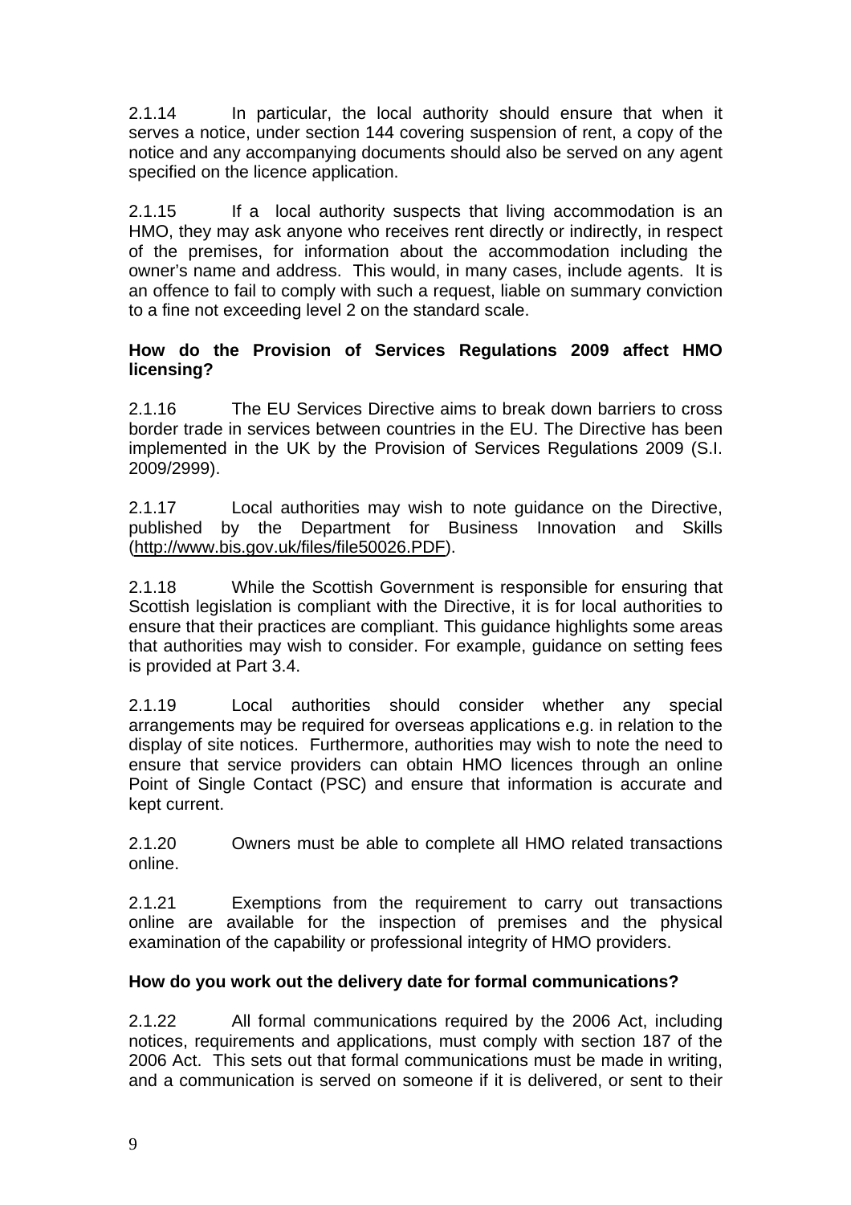2.1.14 In particular, the local authority should ensure that when it serves a notice, under section 144 covering suspension of rent, a copy of the notice and any accompanying documents should also be served on any agent specified on the licence application.

2.1.15 If a local authority suspects that living accommodation is an HMO, they may ask anyone who receives rent directly or indirectly, in respect of the premises, for information about the accommodation including the owner's name and address. This would, in many cases, include agents. It is an offence to fail to comply with such a request, liable on summary conviction to a fine not exceeding level 2 on the standard scale.

**How do the Provision of Services Regulations 2009 affect HMO licensing?**

2.1.16 The EU Services Directive aims to break down barriers to cross border trade in services between countries in the EU. The Directive has been implemented in the UK by the Provision of Services Regulations 2009 (S.I. 2009/2999).

2.1.17 Local authorities may wish to note guidance on the Directive, published by the Department for Business Innovation and Skills (http://www.bis.gov.uk/files/file50026.PDF).

2.1.18 While the Scottish Government is responsible for ensuring that Scottish legislation is compliant with the Directive, it is for local authorities to ensure that their practices are compliant. This guidance highlights some areas that authorities may wish to consider. For example, guidance on setting fees is provided at Part 3.4.

2.1.19 Local authorities should consider whether any special arrangements may be required for overseas applications e.g. in relation to the display of site notices. Furthermore, authorities may wish to note the need to ensure that service providers can obtain HMO licences through an online Point of Single Contact (PSC) and ensure that information is accurate and kept current.

2.1.20 Owners must be able to complete all HMO related transactions online.

2.1.21 Exemptions from the requirement to carry out transactions online are available for the inspection of premises and the physical examination of the capability or professional integrity of HMO providers.

**How do you work out the delivery date for formal communications?**

2.1.22 All formal communications required by the 2006 Act, including notices, requirements and applications, must comply with section 187 of the 2006 Act. This sets out that formal communications must be made in writing, and a communication is served on someone if it is delivered, or sent to their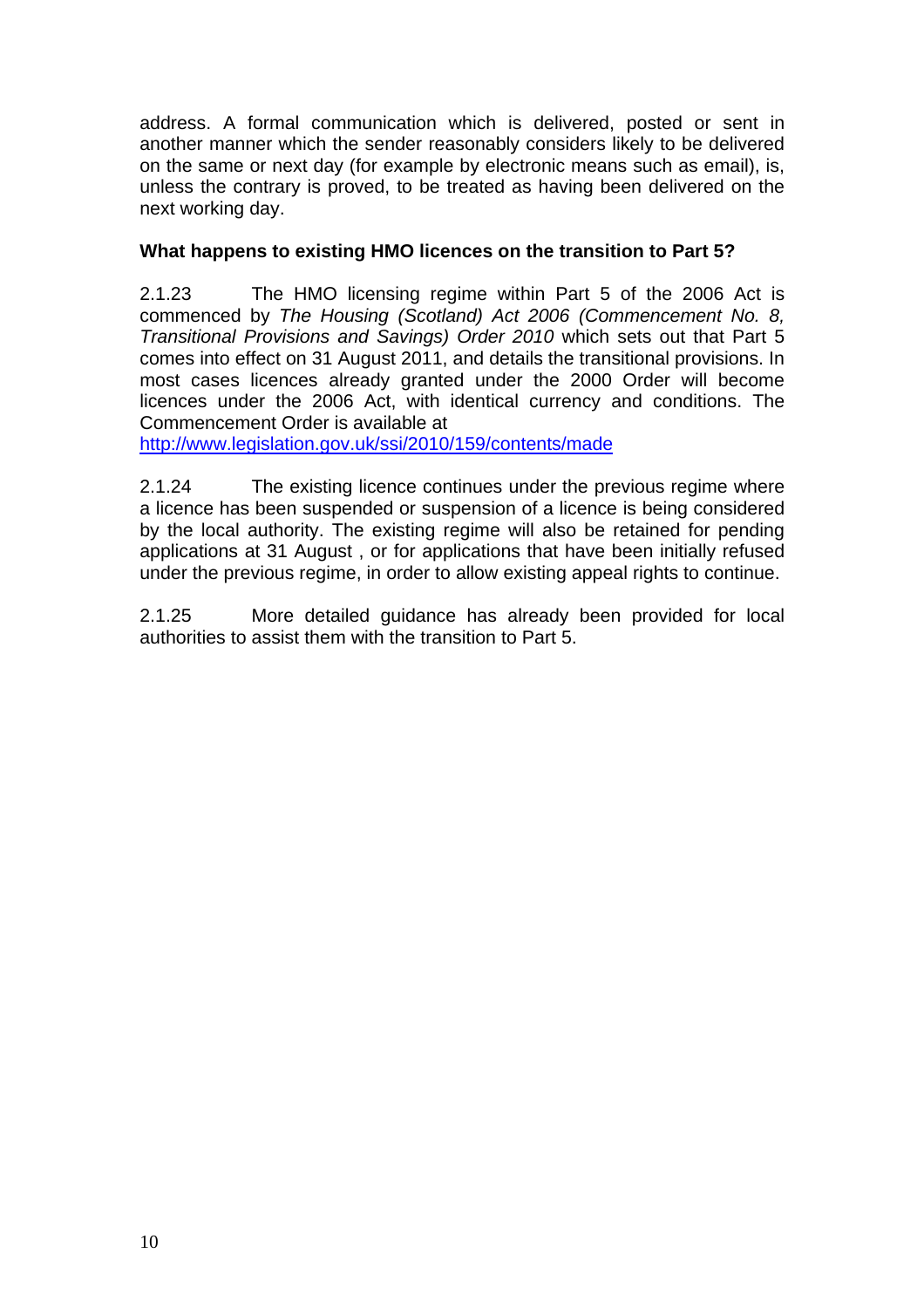address. A formal communication which is delivered, posted or sent in another manner which the sender reasonably considers likely to be delivered on the same or next day (for example by electronic means such as email), is, unless the contrary is proved, to be treated as having been delivered on the next working day.

### What happens to existing HMO licences on the transition to Part 5?

2.1.23 The HMO licensing regime within Part 5 of the 2006 Act is commenced by *The Housing (Scotland) Act 2006 (Commencement No. 8, Transitional Provisions and Savings) Order 2010* which sets out that Part 5 comes into effect on 31 August 2011, and details the transitional provisions. In most cases licences already granted under the 2000 Order will become licences under the 2006 Act, with identical currency and conditions. The Commencement Order is available at
[http://www.legislation.gov.uk/ssi/2010/159/contents/made](http://www.legislation.gov.uk/ssi/2010/159/contents/made)

2.1.24 The existing licence continues under the previous regime where a licence has been suspended or suspension of a licence is being considered by the local authority. The existing regime will also be retained for pending applications at 31 August , or for applications that have been initially refused under the previous regime, in order to allow existing appeal rights to continue.

2.1.25 More detailed guidance has already been provided for local authorities to assist them with the transition to Part 5.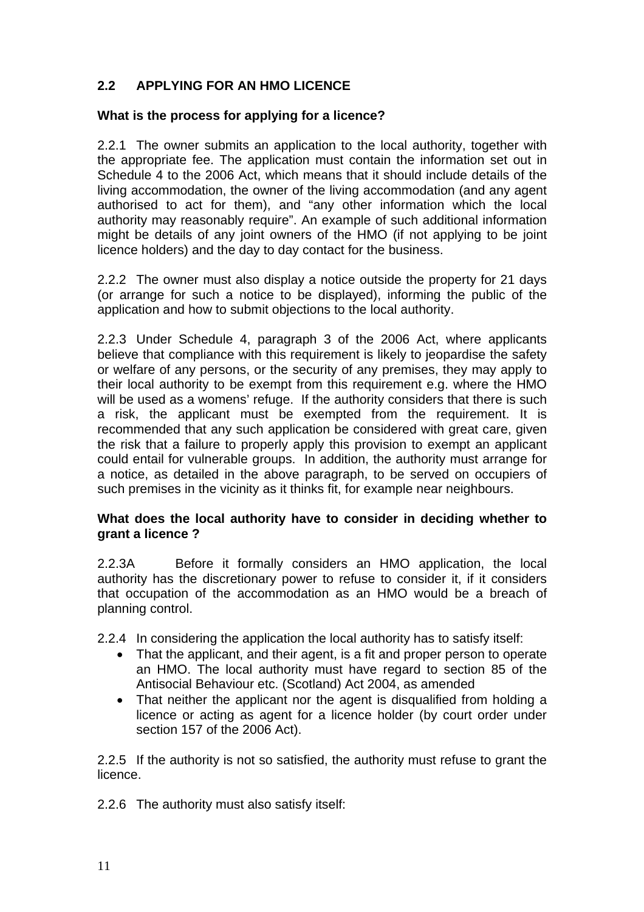## 2.2 APPLYING FOR AN HMO LICENCE

**What is the process for applying for a licence?**

2.2.1 The owner submits an application to the local authority, together with the appropriate fee. The application must contain the information set out in Schedule 4 to the 2006 Act, which means that it should include details of the living accommodation, the owner of the living accommodation (and any agent authorised to act for them), and "any other information which the local authority may reasonably require". An example of such additional information might be details of any joint owners of the HMO (if not applying to be joint licence holders) and the day to day contact for the business.

2.2.2 The owner must also display a notice outside the property for 21 days (or arrange for such a notice to be displayed), informing the public of the application and how to submit objections to the local authority.

2.2.3 Under Schedule 4, paragraph 3 of the 2006 Act, where applicants believe that compliance with this requirement is likely to jeopardise the safety or welfare of any persons, or the security of any premises, they may apply to their local authority to be exempt from this requirement e.g. where the HMO will be used as a womens' refuge. If the authority considers that there is such a risk, the applicant must be exempted from the requirement. It is recommended that any such application be considered with great care, given the risk that a failure to properly apply this provision to exempt an applicant could entail for vulnerable groups. In addition, the authority must arrange for a notice, as detailed in the above paragraph, to be served on occupiers of such premises in the vicinity as it thinks fit, for example near neighbours.

**What does the local authority have to consider in deciding whether to grant a licence ?**

2.2.3A Before it formally considers an HMO application, the local authority has the discretionary power to refuse to consider it, if it considers that occupation of the accommodation as an HMO would be a breach of planning control.

2.2.4 In considering the application the local authority has to satisfy itself:

- That the applicant, and their agent, is a fit and proper person to operate an HMO. The local authority must have regard to section 85 of the Antisocial Behaviour etc. (Scotland) Act 2004, as amended
- That neither the applicant nor the agent is disqualified from holding a licence or acting as agent for a licence holder (by court order under section 157 of the 2006 Act).

2.2.5 If the authority is not so satisfied, the authority must refuse to grant the licence.

2.2.6 The authority must also satisfy itself: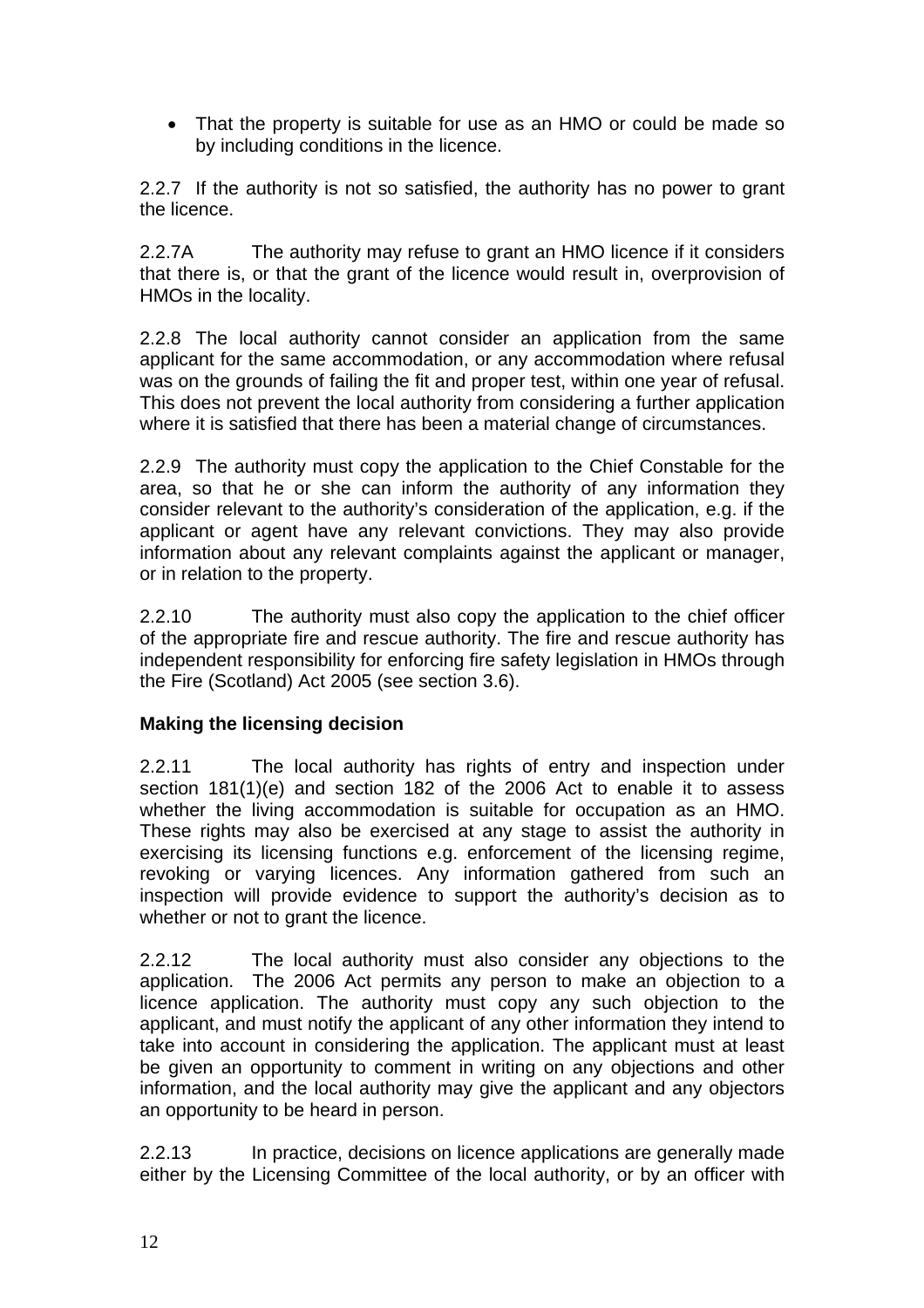- That the property is suitable for use as an HMO or could be made so by including conditions in the licence.

2.2.7 If the authority is not so satisfied, the authority has no power to grant the licence.

2.2.7A The authority may refuse to grant an HMO licence if it considers that there is, or that the grant of the licence would result in, overprovision of HMOs in the locality.

2.2.8 The local authority cannot consider an application from the same applicant for the same accommodation, or any accommodation where refusal was on the grounds of failing the fit and proper test, within one year of refusal. This does not prevent the local authority from considering a further application where it is satisfied that there has been a material change of circumstances.

2.2.9 The authority must copy the application to the Chief Constable for the area, so that he or she can inform the authority of any information they consider relevant to the authority's consideration of the application, e.g. if the applicant or agent have any relevant convictions. They may also provide information about any relevant complaints against the applicant or manager, or in relation to the property.

2.2.10 The authority must also copy the application to the chief officer of the appropriate fire and rescue authority. The fire and rescue authority has independent responsibility for enforcing fire safety legislation in HMOs through the Fire (Scotland) Act 2005 (see section 3.6).

**Making the licensing decision**

2.2.11 The local authority has rights of entry and inspection under section 181(1)(e) and section 182 of the 2006 Act to enable it to assess whether the living accommodation is suitable for occupation as an HMO. These rights may also be exercised at any stage to assist the authority in exercising its licensing functions e.g. enforcement of the licensing regime, revoking or varying licences. Any information gathered from such an inspection will provide evidence to support the authority's decision as to whether or not to grant the licence.

2.2.12 The local authority must also consider any objections to the application. The 2006 Act permits any person to make an objection to a licence application. The authority must copy any such objection to the applicant, and must notify the applicant of any other information they intend to take into account in considering the application. The applicant must at least be given an opportunity to comment in writing on any objections and other information, and the local authority may give the applicant and any objectors an opportunity to be heard in person.

2.2.13 In practice, decisions on licence applications are generally made either by the Licensing Committee of the local authority, or by an officer with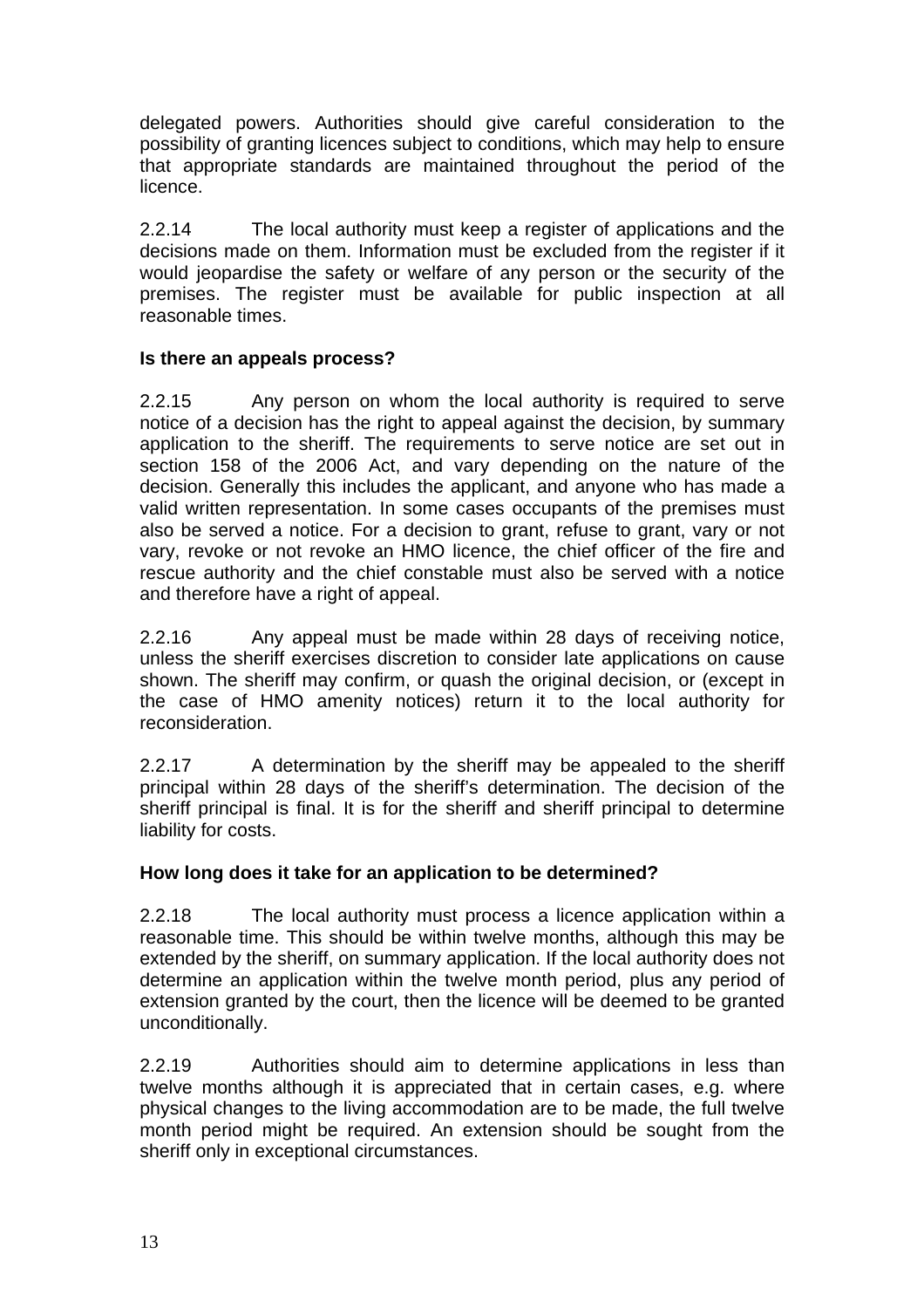delegated powers. Authorities should give careful consideration to the possibility of granting licences subject to conditions, which may help to ensure that appropriate standards are maintained throughout the period of the licence.

2.2.14 The local authority must keep a register of applications and the decisions made on them. Information must be excluded from the register if it would jeopardise the safety or welfare of any person or the security of the premises. The register must be available for public inspection at all reasonable times.

**Is there an appeals process?**

2.2.15 Any person on whom the local authority is required to serve notice of a decision has the right to appeal against the decision, by summary application to the sheriff. The requirements to serve notice are set out in section 158 of the 2006 Act, and vary depending on the nature of the decision. Generally this includes the applicant, and anyone who has made a valid written representation. In some cases occupants of the premises must also be served a notice. For a decision to grant, refuse to grant, vary or not vary, revoke or not revoke an HMO licence, the chief officer of the fire and rescue authority and the chief constable must also be served with a notice and therefore have a right of appeal.

2.2.16 Any appeal must be made within 28 days of receiving notice, unless the sheriff exercises discretion to consider late applications on cause shown. The sheriff may confirm, or quash the original decision, or (except in the case of HMO amenity notices) return it to the local authority for reconsideration.

2.2.17 A determination by the sheriff may be appealed to the sheriff principal within 28 days of the sheriff's determination. The decision of the sheriff principal is final. It is for the sheriff and sheriff principal to determine liability for costs.

**How long does it take for an application to be determined?**

2.2.18 The local authority must process a licence application within a reasonable time. This should be within twelve months, although this may be extended by the sheriff, on summary application. If the local authority does not determine an application within the twelve month period, plus any period of extension granted by the court, then the licence will be deemed to be granted unconditionally.

2.2.19 Authorities should aim to determine applications in less than twelve months although it is appreciated that in certain cases, e.g. where physical changes to the living accommodation are to be made, the full twelve month period might be required. An extension should be sought from the sheriff only in exceptional circumstances.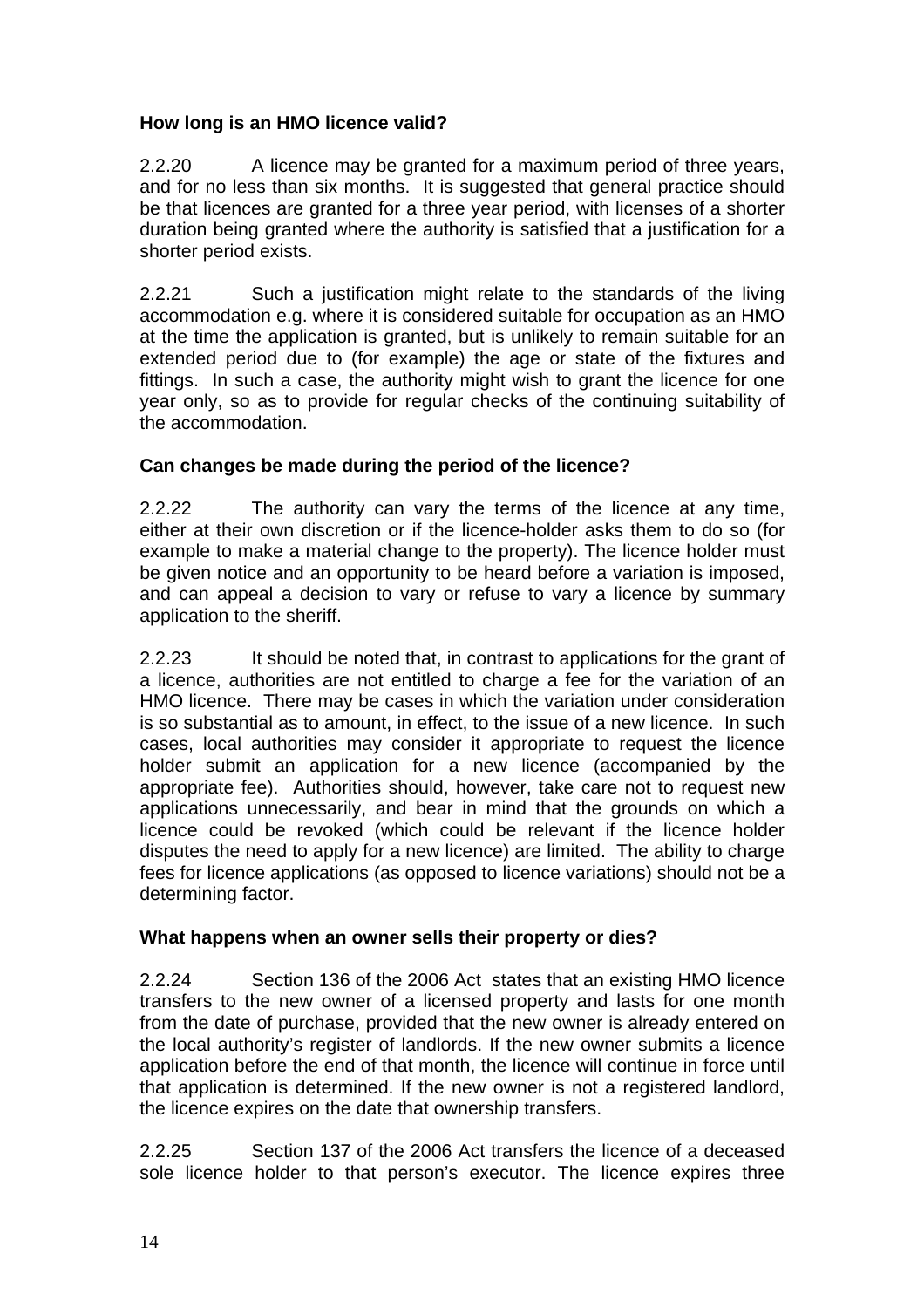### How long is an HMO licence valid?

2.2.20 A licence may be granted for a maximum period of three years, and for no less than six months. It is suggested that general practice should be that licences are granted for a three year period, with licenses of a shorter duration being granted where the authority is satisfied that a justification for a shorter period exists.

2.2.21 Such a justification might relate to the standards of the living accommodation e.g. where it is considered suitable for occupation as an HMO at the time the application is granted, but is unlikely to remain suitable for an extended period due to (for example) the age or state of the fixtures and fittings. In such a case, the authority might wish to grant the licence for one year only, so as to provide for regular checks of the continuing suitability of the accommodation.

### Can changes be made during the period of the licence?

2.2.22 The authority can vary the terms of the licence at any time, either at their own discretion or if the licence-holder asks them to do so (for example to make a material change to the property). The licence holder must be given notice and an opportunity to be heard before a variation is imposed, and can appeal a decision to vary or refuse to vary a licence by summary application to the sheriff.

2.2.23 It should be noted that, in contrast to applications for the grant of a licence, authorities are not entitled to charge a fee for the variation of an HMO licence. There may be cases in which the variation under consideration is so substantial as to amount, in effect, to the issue of a new licence. In such cases, local authorities may consider it appropriate to request the licence holder submit an application for a new licence (accompanied by the appropriate fee). Authorities should, however, take care not to request new applications unnecessarily, and bear in mind that the grounds on which a licence could be revoked (which could be relevant if the licence holder disputes the need to apply for a new licence) are limited. The ability to charge fees for licence applications (as opposed to licence variations) should not be a determining factor.

### What happens when an owner sells their property or dies?

2.2.24 Section 136 of the 2006 Act states that an existing HMO licence transfers to the new owner of a licensed property and lasts for one month from the date of purchase, provided that the new owner is already entered on the local authority's register of landlords. If the new owner submits a licence application before the end of that month, the licence will continue in force until that application is determined. If the new owner is not a registered landlord, the licence expires on the date that ownership transfers.

2.2.25 Section 137 of the 2006 Act transfers the licence of a deceased sole licence holder to that person's executor. The licence expires three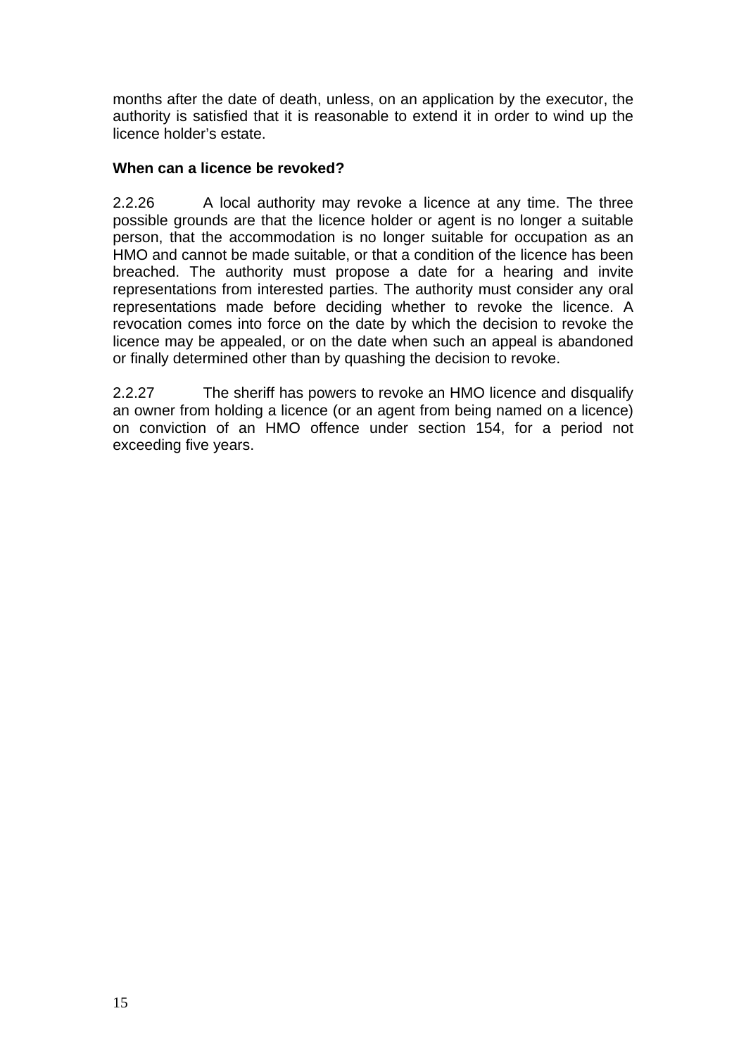months after the date of death, unless, on an application by the executor, the authority is satisfied that it is reasonable to extend it in order to wind up the licence holder's estate.

**When can a licence be revoked?**

2.2.26 A local authority may revoke a licence at any time. The three possible grounds are that the licence holder or agent is no longer a suitable person, that the accommodation is no longer suitable for occupation as an HMO and cannot be made suitable, or that a condition of the licence has been breached. The authority must propose a date for a hearing and invite representations from interested parties. The authority must consider any oral representations made before deciding whether to revoke the licence. A revocation comes into force on the date by which the decision to revoke the licence may be appealed, or on the date when such an appeal is abandoned or finally determined other than by quashing the decision to revoke.

2.2.27 The sheriff has powers to revoke an HMO licence and disqualify an owner from holding a licence (or an agent from being named on a licence) on conviction of an HMO offence under section 154, for a period not exceeding five years.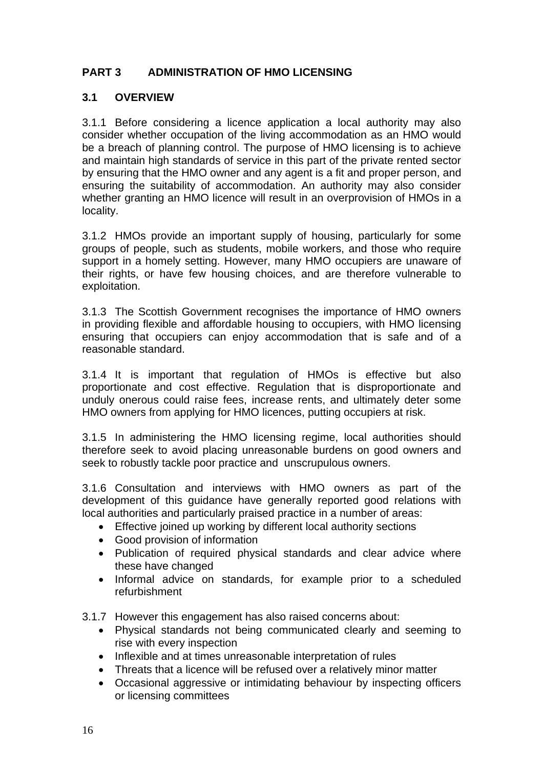## PART 3 ADMINISTRATION OF HMO LICENSING

### 3.1 OVERVIEW

3.1.1 Before considering a licence application a local authority may also consider whether occupation of the living accommodation as an HMO would be a breach of planning control. The purpose of HMO licensing is to achieve and maintain high standards of service in this part of the private rented sector by ensuring that the HMO owner and any agent is a fit and proper person, and ensuring the suitability of accommodation. An authority may also consider whether granting an HMO licence will result in an overprovision of HMOs in a locality.

3.1.2 HMOs provide an important supply of housing, particularly for some groups of people, such as students, mobile workers, and those who require support in a homely setting. However, many HMO occupiers are unaware of their rights, or have few housing choices, and are therefore vulnerable to exploitation.

3.1.3 The Scottish Government recognises the importance of HMO owners in providing flexible and affordable housing to occupiers, with HMO licensing ensuring that occupiers can enjoy accommodation that is safe and of a reasonable standard.

3.1.4 It is important that regulation of HMOs is effective but also proportionate and cost effective. Regulation that is disproportionate and unduly onerous could raise fees, increase rents, and ultimately deter some HMO owners from applying for HMO licences, putting occupiers at risk.

3.1.5 In administering the HMO licensing regime, local authorities should therefore seek to avoid placing unreasonable burdens on good owners and seek to robustly tackle poor practice and unscrupulous owners.

3.1.6 Consultation and interviews with HMO owners as part of the development of this guidance have generally reported good relations with local authorities and particularly praised practice in a number of areas:

- Effective joined up working by different local authority sections
- Good provision of information
- Publication of required physical standards and clear advice where these have changed
- Informal advice on standards, for example prior to a scheduled refurbishment

3.1.7 However this engagement has also raised concerns about:

- Physical standards not being communicated clearly and seeming to rise with every inspection
- Inflexible and at times unreasonable interpretation of rules
- Threats that a licence will be refused over a relatively minor matter
- Occasional aggressive or intimidating behaviour by inspecting officers or licensing committees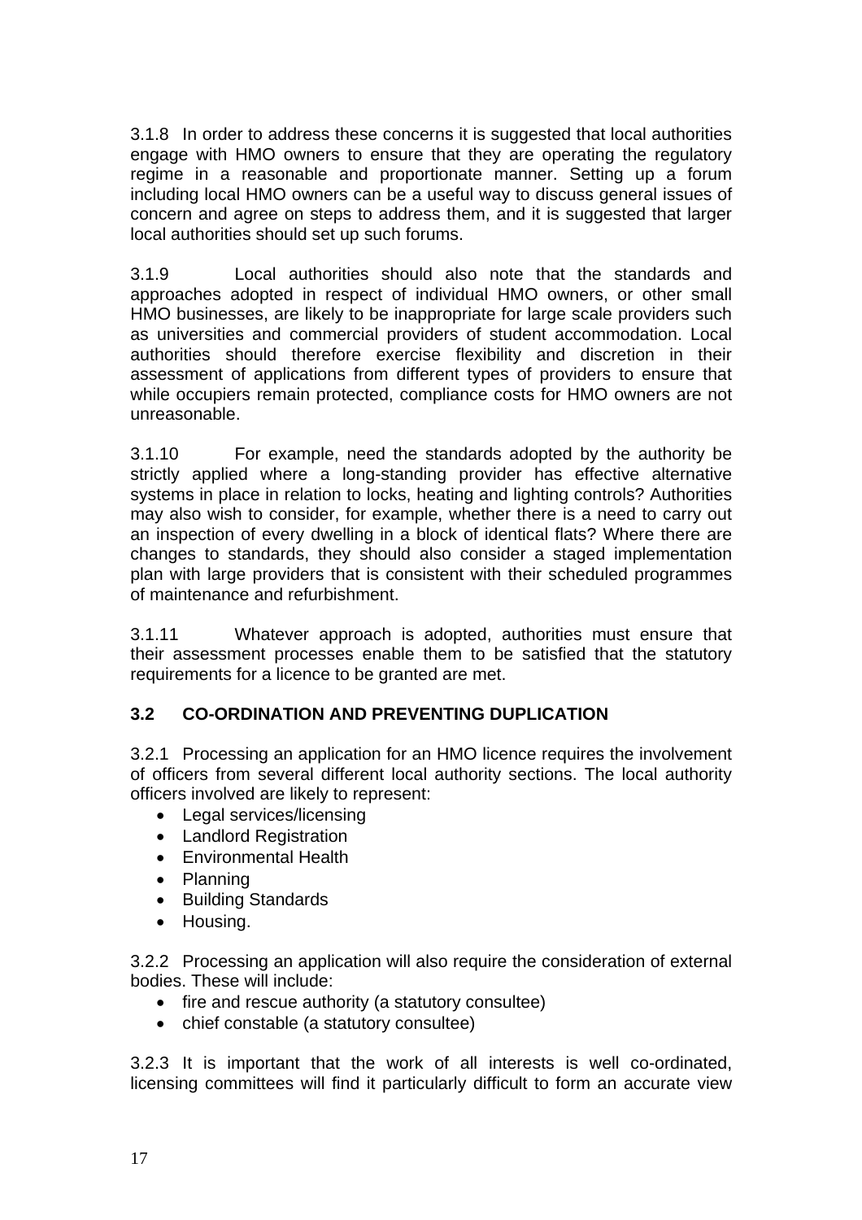3.1.8 In order to address these concerns it is suggested that local authorities engage with HMO owners to ensure that they are operating the regulatory regime in a reasonable and proportionate manner. Setting up a forum including local HMO owners can be a useful way to discuss general issues of concern and agree on steps to address them, and it is suggested that larger local authorities should set up such forums.

3.1.9 Local authorities should also note that the standards and approaches adopted in respect of individual HMO owners, or other small HMO businesses, are likely to be inappropriate for large scale providers such as universities and commercial providers of student accommodation. Local authorities should therefore exercise flexibility and discretion in their assessment of applications from different types of providers to ensure that while occupiers remain protected, compliance costs for HMO owners are not unreasonable.

3.1.10 For example, need the standards adopted by the authority be strictly applied where a long-standing provider has effective alternative systems in place in relation to locks, heating and lighting controls? Authorities may also wish to consider, for example, whether there is a need to carry out an inspection of every dwelling in a block of identical flats? Where there are changes to standards, they should also consider a staged implementation plan with large providers that is consistent with their scheduled programmes of maintenance and refurbishment.

3.1.11 Whatever approach is adopted, authorities must ensure that their assessment processes enable them to be satisfied that the statutory requirements for a licence to be granted are met.

## 3.2 CO-ORDINATION AND PREVENTING DUPLICATION

3.2.1 Processing an application for an HMO licence requires the involvement of officers from several different local authority sections. The local authority officers involved are likely to represent:

- Legal services/licensing
- Landlord Registration
- Environmental Health
- Planning
- Building Standards
- Housing.

3.2.2 Processing an application will also require the consideration of external bodies. These will include:

- fire and rescue authority (a statutory consultee)
- chief constable (a statutory consultee)

3.2.3 It is important that the work of all interests is well co-ordinated, licensing committees will find it particularly difficult to form an accurate view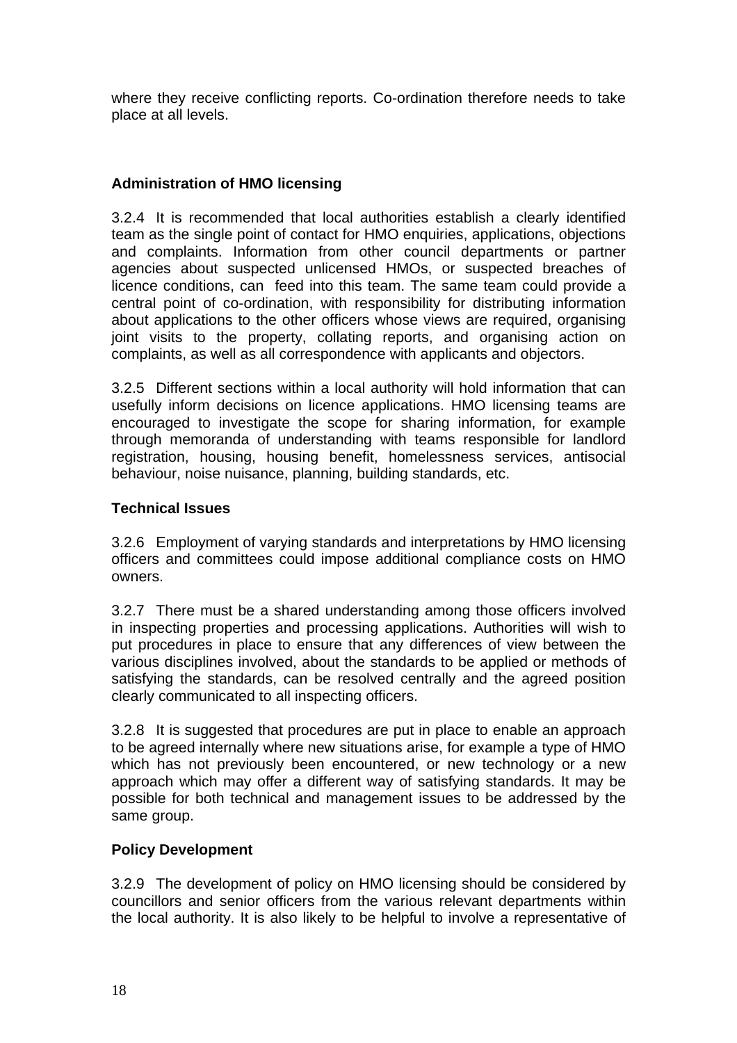where they receive conflicting reports. Co-ordination therefore needs to take place at all levels.

**Administration of HMO licensing**

3.2.4 It is recommended that local authorities establish a clearly identified team as the single point of contact for HMO enquiries, applications, objections and complaints. Information from other council departments or partner agencies about suspected unlicensed HMOs, or suspected breaches of licence conditions, can feed into this team. The same team could provide a central point of co-ordination, with responsibility for distributing information about applications to the other officers whose views are required, organising joint visits to the property, collating reports, and organising action on complaints, as well as all correspondence with applicants and objectors.

3.2.5 Different sections within a local authority will hold information that can usefully inform decisions on licence applications. HMO licensing teams are encouraged to investigate the scope for sharing information, for example through memoranda of understanding with teams responsible for landlord registration, housing, housing benefit, homelessness services, antisocial behaviour, noise nuisance, planning, building standards, etc.

**Technical Issues**

3.2.6 Employment of varying standards and interpretations by HMO licensing officers and committees could impose additional compliance costs on HMO owners.

3.2.7 There must be a shared understanding among those officers involved in inspecting properties and processing applications. Authorities will wish to put procedures in place to ensure that any differences of view between the various disciplines involved, about the standards to be applied or methods of satisfying the standards, can be resolved centrally and the agreed position clearly communicated to all inspecting officers.

3.2.8 It is suggested that procedures are put in place to enable an approach to be agreed internally where new situations arise, for example a type of HMO which has not previously been encountered, or new technology or a new approach which may offer a different way of satisfying standards. It may be possible for both technical and management issues to be addressed by the same group.

**Policy Development**

3.2.9 The development of policy on HMO licensing should be considered by councillors and senior officers from the various relevant departments within the local authority. It is also likely to be helpful to involve a representative of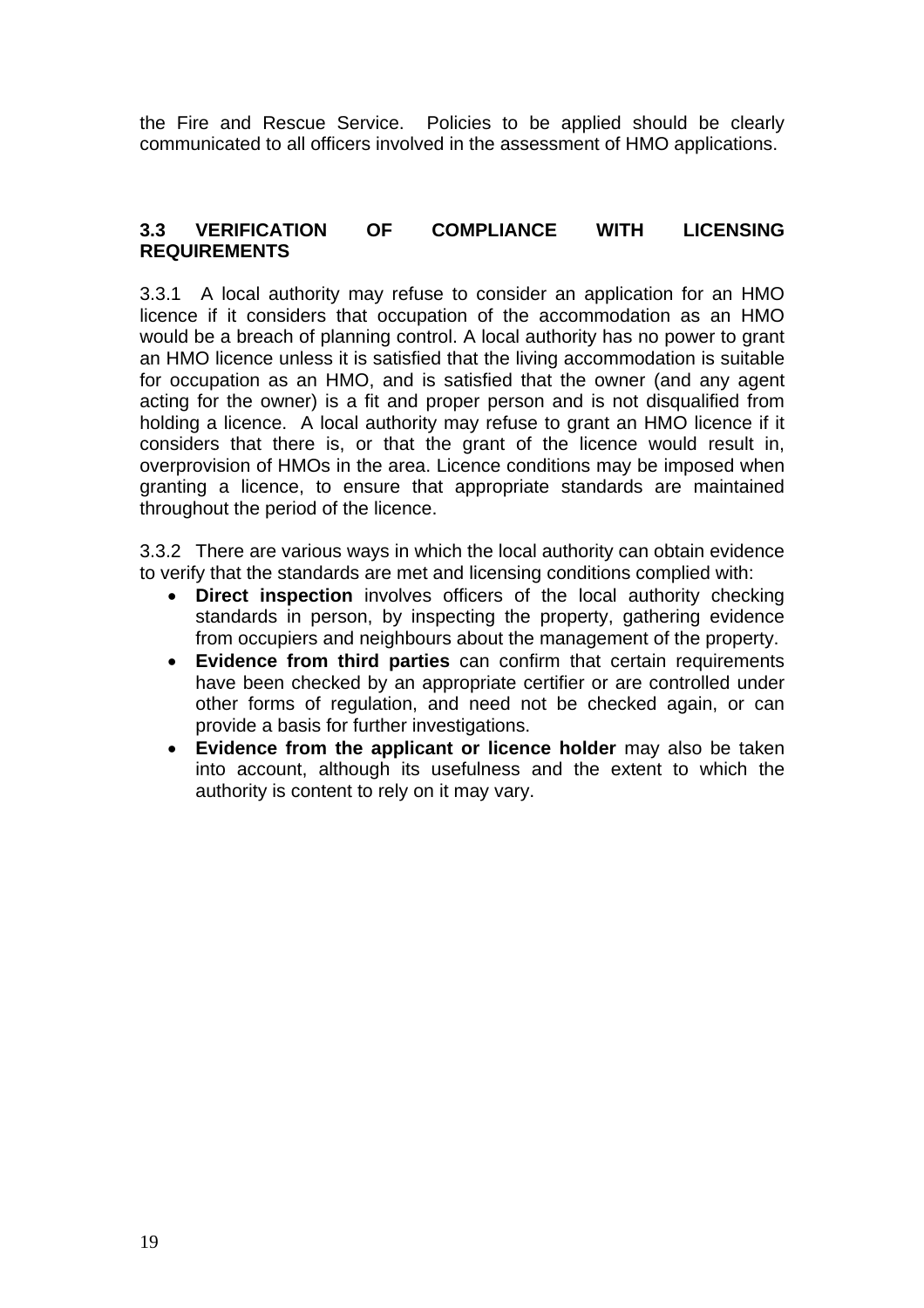the Fire and Rescue Service. Policies to be applied should be clearly communicated to all officers involved in the assessment of HMO applications.

## 3.3 VERIFICATION OF COMPLIANCE WITH LICENSING REQUIREMENTS

3.3.1 A local authority may refuse to consider an application for an HMO licence if it considers that occupation of the accommodation as an HMO would be a breach of planning control. A local authority has no power to grant an HMO licence unless it is satisfied that the living accommodation is suitable for occupation as an HMO, and is satisfied that the owner (and any agent acting for the owner) is a fit and proper person and is not disqualified from holding a licence. A local authority may refuse to grant an HMO licence if it considers that there is, or that the grant of the licence would result in, overprovision of HMOs in the area. Licence conditions may be imposed when granting a licence, to ensure that appropriate standards are maintained throughout the period of the licence.

3.3.2 There are various ways in which the local authority can obtain evidence to verify that the standards are met and licensing conditions complied with:

- **Direct inspection** involves officers of the local authority checking standards in person, by inspecting the property, gathering evidence from occupiers and neighbours about the management of the property.
- **Evidence from third parties** can confirm that certain requirements have been checked by an appropriate certifier or are controlled under other forms of regulation, and need not be checked again, or can provide a basis for further investigations.
- **Evidence from the applicant or licence holder** may also be taken into account, although its usefulness and the extent to which the authority is content to rely on it may vary.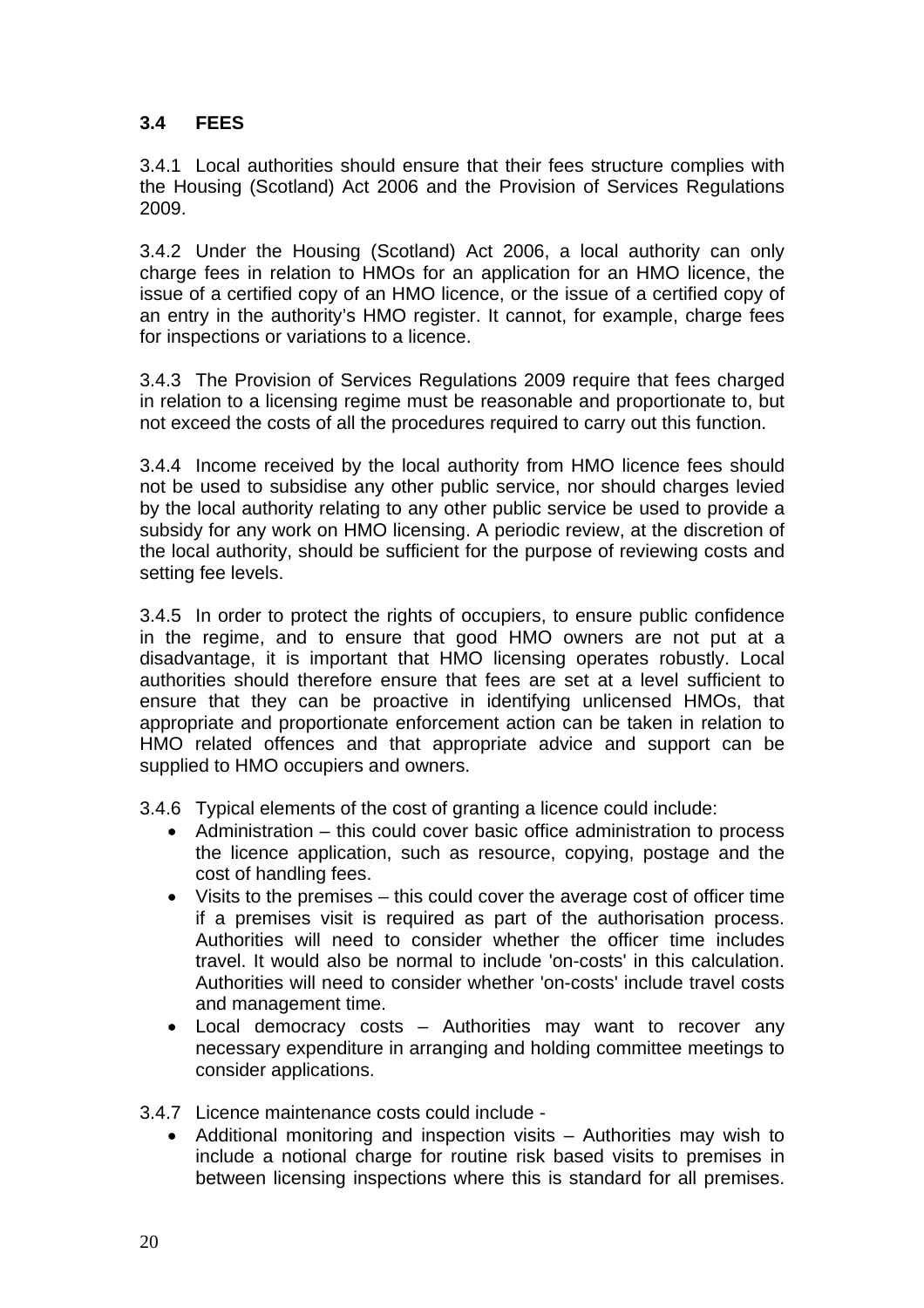### 3.4 FEES

3.4.1 Local authorities should ensure that their fees structure complies with the Housing (Scotland) Act 2006 and the Provision of Services Regulations 2009.

3.4.2 Under the Housing (Scotland) Act 2006, a local authority can only charge fees in relation to HMOs for an application for an HMO licence, the issue of a certified copy of an HMO licence, or the issue of a certified copy of an entry in the authority's HMO register. It cannot, for example, charge fees for inspections or variations to a licence.

3.4.3 The Provision of Services Regulations 2009 require that fees charged in relation to a licensing regime must be reasonable and proportionate to, but not exceed the costs of all the procedures required to carry out this function.

3.4.4 Income received by the local authority from HMO licence fees should not be used to subsidise any other public service, nor should charges levied by the local authority relating to any other public service be used to provide a subsidy for any work on HMO licensing. A periodic review, at the discretion of the local authority, should be sufficient for the purpose of reviewing costs and setting fee levels.

3.4.5 In order to protect the rights of occupiers, to ensure public confidence in the regime, and to ensure that good HMO owners are not put at a disadvantage, it is important that HMO licensing operates robustly. Local authorities should therefore ensure that fees are set at a level sufficient to ensure that they can be proactive in identifying unlicensed HMOs, that appropriate and proportionate enforcement action can be taken in relation to HMO related offences and that appropriate advice and support can be supplied to HMO occupiers and owners.

3.4.6 Typical elements of the cost of granting a licence could include:

- Administration – this could cover basic office administration to process the licence application, such as resource, copying, postage and the cost of handling fees.
- Visits to the premises – this could cover the average cost of officer time if a premises visit is required as part of the authorisation process. Authorities will need to consider whether the officer time includes travel. It would also be normal to include 'on-costs' in this calculation. Authorities will need to consider whether 'on-costs' include travel costs and management time.
- Local democracy costs – Authorities may want to recover any necessary expenditure in arranging and holding committee meetings to consider applications.

3.4.7 Licence maintenance costs could include -

- Additional monitoring and inspection visits – Authorities may wish to include a notional charge for routine risk based visits to premises in between licensing inspections where this is standard for all premises.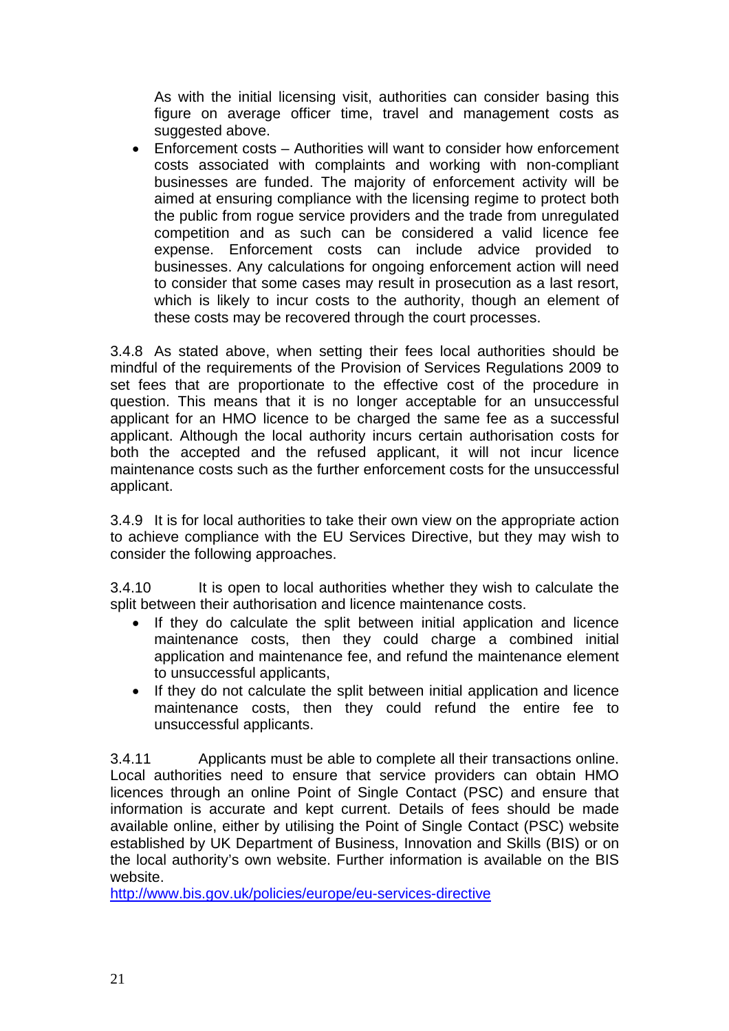As with the initial licensing visit, authorities can consider basing this figure on average officer time, travel and management costs as suggested above.

- Enforcement costs – Authorities will want to consider how enforcement costs associated with complaints and working with non-compliant businesses are funded. The majority of enforcement activity will be aimed at ensuring compliance with the licensing regime to protect both the public from rogue service providers and the trade from unregulated competition and as such can be considered a valid licence fee expense. Enforcement costs can include advice provided to businesses. Any calculations for ongoing enforcement action will need to consider that some cases may result in prosecution as a last resort, which is likely to incur costs to the authority, though an element of these costs may be recovered through the court processes.

3.4.8 As stated above, when setting their fees local authorities should be mindful of the requirements of the Provision of Services Regulations 2009 to set fees that are proportionate to the effective cost of the procedure in question. This means that it is no longer acceptable for an unsuccessful applicant for an HMO licence to be charged the same fee as a successful applicant. Although the local authority incurs certain authorisation costs for both the accepted and the refused applicant, it will not incur licence maintenance costs such as the further enforcement costs for the unsuccessful applicant.

3.4.9 It is for local authorities to take their own view on the appropriate action to achieve compliance with the EU Services Directive, but they may wish to consider the following approaches.

3.4.10 It is open to local authorities whether they wish to calculate the split between their authorisation and licence maintenance costs.

- If they do calculate the split between initial application and licence maintenance costs, then they could charge a combined initial application and maintenance fee, and refund the maintenance element to unsuccessful applicants,
- If they do not calculate the split between initial application and licence maintenance costs, then they could refund the entire fee to unsuccessful applicants.

3.4.11 Applicants must be able to complete all their transactions online. Local authorities need to ensure that service providers can obtain HMO licences through an online Point of Single Contact (PSC) and ensure that information is accurate and kept current. Details of fees should be made available online, either by utilising the Point of Single Contact (PSC) website established by UK Department of Business, Innovation and Skills (BIS) or on the local authority's own website. Further information is available on the BIS website.
http://www.bis.gov.uk/policies/europe/eu-services-directive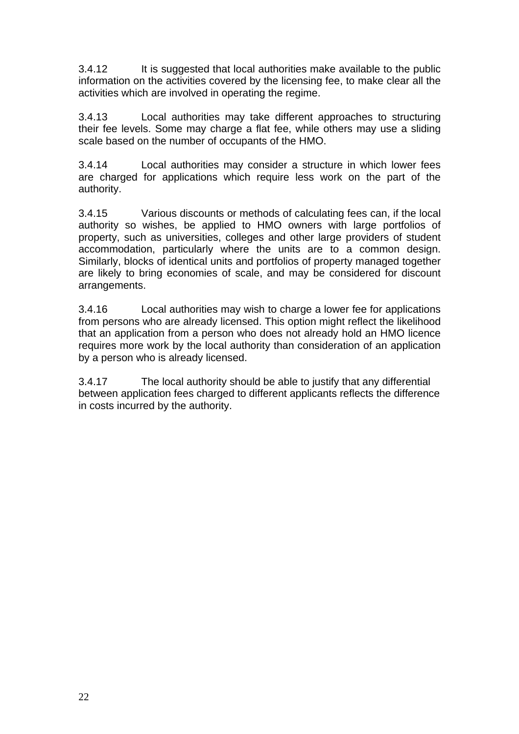3.4.12 It is suggested that local authorities make available to the public information on the activities covered by the licensing fee, to make clear all the activities which are involved in operating the regime.

3.4.13 Local authorities may take different approaches to structuring their fee levels. Some may charge a flat fee, while others may use a sliding scale based on the number of occupants of the HMO.

3.4.14 Local authorities may consider a structure in which lower fees are charged for applications which require less work on the part of the authority.

3.4.15 Various discounts or methods of calculating fees can, if the local authority so wishes, be applied to HMO owners with large portfolios of property, such as universities, colleges and other large providers of student accommodation, particularly where the units are to a common design. Similarly, blocks of identical units and portfolios of property managed together are likely to bring economies of scale, and may be considered for discount arrangements.

3.4.16 Local authorities may wish to charge a lower fee for applications from persons who are already licensed. This option might reflect the likelihood that an application from a person who does not already hold an HMO licence requires more work by the local authority than consideration of an application by a person who is already licensed.

3.4.17 The local authority should be able to justify that any differential between application fees charged to different applicants reflects the difference in costs incurred by the authority.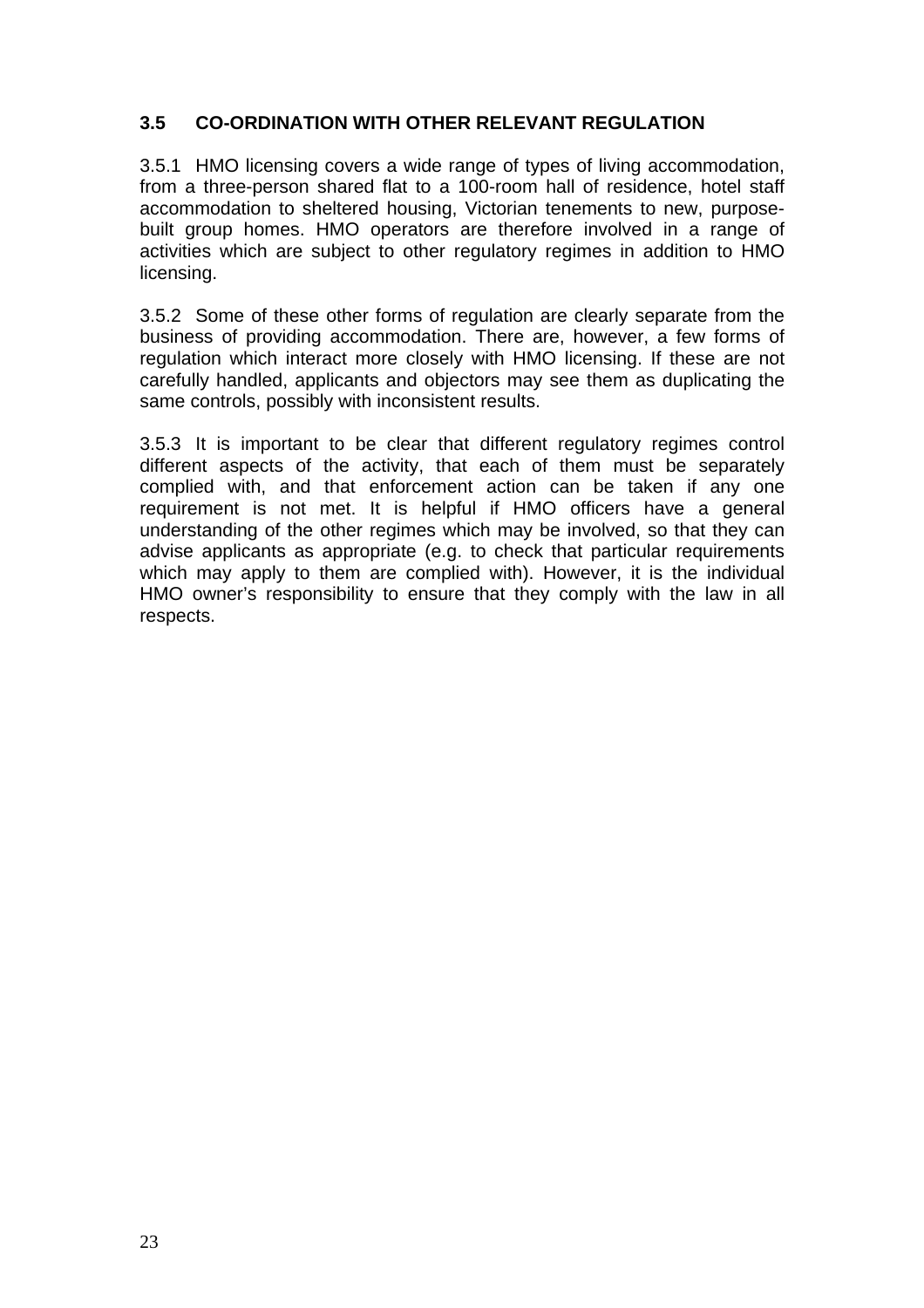### 3.5 CO-ORDINATION WITH OTHER RELEVANT REGULATION

3.5.1 HMO licensing covers a wide range of types of living accommodation, from a three-person shared flat to a 100-room hall of residence, hotel staff accommodation to sheltered housing, Victorian tenements to new, purpose-built group homes. HMO operators are therefore involved in a range of activities which are subject to other regulatory regimes in addition to HMO licensing.

3.5.2 Some of these other forms of regulation are clearly separate from the business of providing accommodation. There are, however, a few forms of regulation which interact more closely with HMO licensing. If these are not carefully handled, applicants and objectors may see them as duplicating the same controls, possibly with inconsistent results.

3.5.3 It is important to be clear that different regulatory regimes control different aspects of the activity, that each of them must be separately complied with, and that enforcement action can be taken if any one requirement is not met. It is helpful if HMO officers have a general understanding of the other regimes which may be involved, so that they can advise applicants as appropriate (e.g. to check that particular requirements which may apply to them are complied with). However, it is the individual HMO owner's responsibility to ensure that they comply with the law in all respects.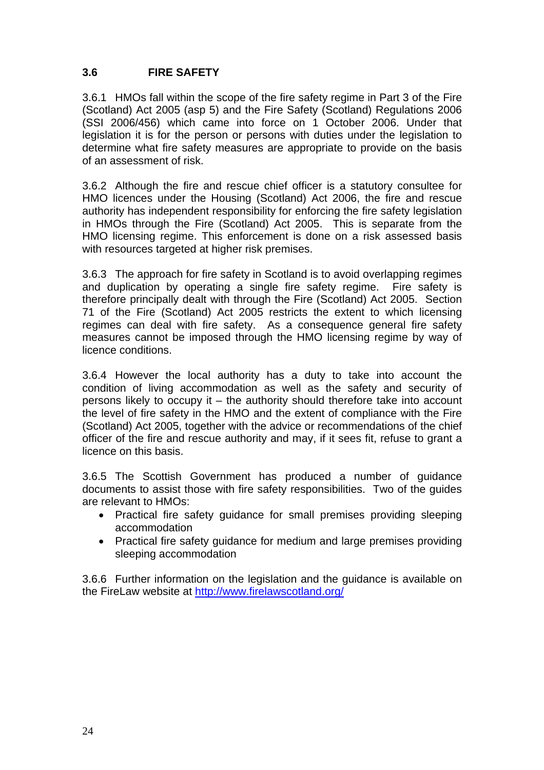### 3.6 FIRE SAFETY

3.6.1 HMOs fall within the scope of the fire safety regime in Part 3 of the Fire (Scotland) Act 2005 (asp 5) and the Fire Safety (Scotland) Regulations 2006 (SSI 2006/456) which came into force on 1 October 2006. Under that legislation it is for the person or persons with duties under the legislation to determine what fire safety measures are appropriate to provide on the basis of an assessment of risk.

3.6.2 Although the fire and rescue chief officer is a statutory consultee for HMO licences under the Housing (Scotland) Act 2006, the fire and rescue authority has independent responsibility for enforcing the fire safety legislation in HMOs through the Fire (Scotland) Act 2005. This is separate from the HMO licensing regime. This enforcement is done on a risk assessed basis with resources targeted at higher risk premises.

3.6.3 The approach for fire safety in Scotland is to avoid overlapping regimes and duplication by operating a single fire safety regime. Fire safety is therefore principally dealt with through the Fire (Scotland) Act 2005. Section 71 of the Fire (Scotland) Act 2005 restricts the extent to which licensing regimes can deal with fire safety. As a consequence general fire safety measures cannot be imposed through the HMO licensing regime by way of licence conditions.

3.6.4 However the local authority has a duty to take into account the condition of living accommodation as well as the safety and security of persons likely to occupy it – the authority should therefore take into account the level of fire safety in the HMO and the extent of compliance with the Fire (Scotland) Act 2005, together with the advice or recommendations of the chief officer of the fire and rescue authority and may, if it sees fit, refuse to grant a licence on this basis.

3.6.5 The Scottish Government has produced a number of guidance documents to assist those with fire safety responsibilities. Two of the guides are relevant to HMOs:

- Practical fire safety guidance for small premises providing sleeping accommodation
- Practical fire safety guidance for medium and large premises providing sleeping accommodation

3.6.6 Further information on the legislation and the guidance is available on the FireLaw website at http://www.firelawscotland.org/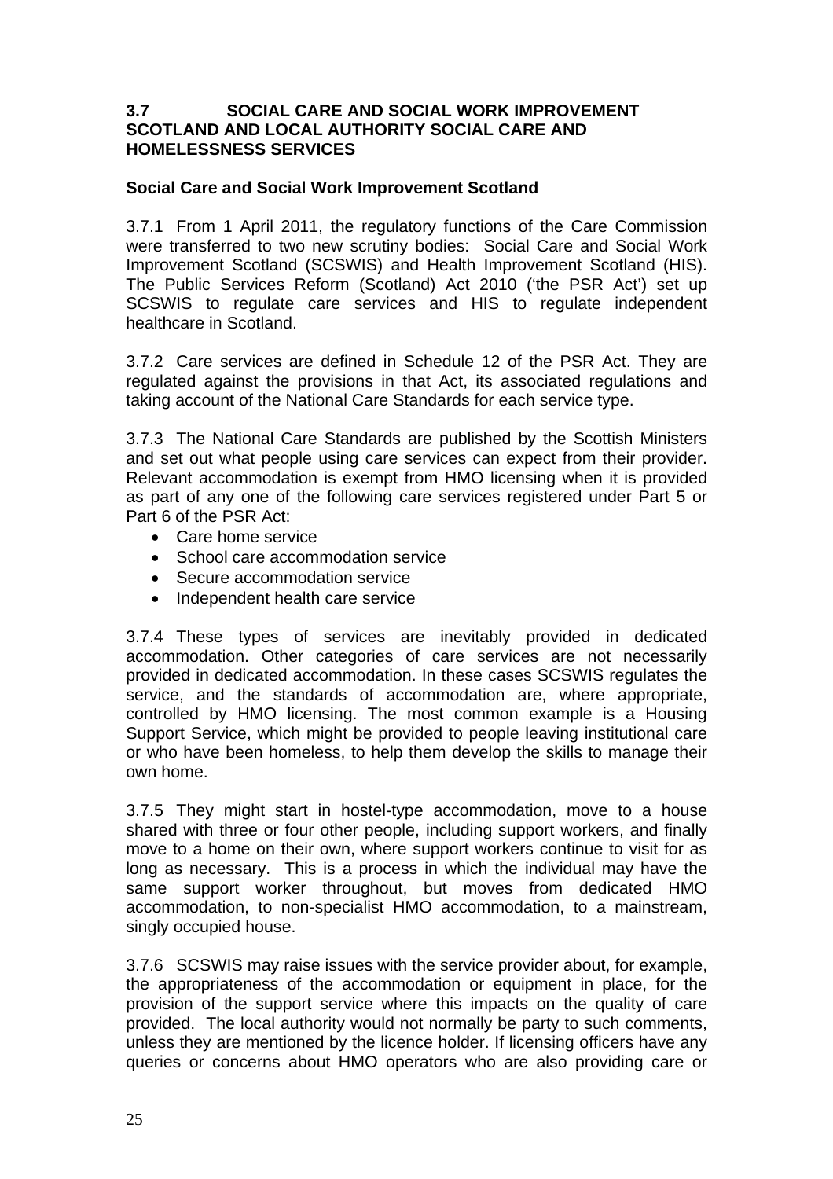## 3.7 SOCIAL CARE AND SOCIAL WORK IMPROVEMENT SCOTLAND AND LOCAL AUTHORITY SOCIAL CARE AND HOMELESSNESS SERVICES

### Social Care and Social Work Improvement Scotland

3.7.1 From 1 April 2011, the regulatory functions of the Care Commission were transferred to two new scrutiny bodies: Social Care and Social Work Improvement Scotland (SCSWIS) and Health Improvement Scotland (HIS). The Public Services Reform (Scotland) Act 2010 ('the PSR Act') set up SCSWIS to regulate care services and HIS to regulate independent healthcare in Scotland.

3.7.2 Care services are defined in Schedule 12 of the PSR Act. They are regulated against the provisions in that Act, its associated regulations and taking account of the National Care Standards for each service type.

3.7.3 The National Care Standards are published by the Scottish Ministers and set out what people using care services can expect from their provider. Relevant accommodation is exempt from HMO licensing when it is provided as part of any one of the following care services registered under Part 5 or Part 6 of the PSR Act:

- Care home service
- School care accommodation service
- Secure accommodation service
- Independent health care service

3.7.4 These types of services are inevitably provided in dedicated accommodation. Other categories of care services are not necessarily provided in dedicated accommodation. In these cases SCSWIS regulates the service, and the standards of accommodation are, where appropriate, controlled by HMO licensing. The most common example is a Housing Support Service, which might be provided to people leaving institutional care or who have been homeless, to help them develop the skills to manage their own home.

3.7.5 They might start in hostel-type accommodation, move to a house shared with three or four other people, including support workers, and finally move to a home on their own, where support workers continue to visit for as long as necessary. This is a process in which the individual may have the same support worker throughout, but moves from dedicated HMO accommodation, to non-specialist HMO accommodation, to a mainstream, singly occupied house.

3.7.6 SCSWIS may raise issues with the service provider about, for example, the appropriateness of the accommodation or equipment in place, for the provision of the support service where this impacts on the quality of care provided. The local authority would not normally be party to such comments, unless they are mentioned by the licence holder. If licensing officers have any queries or concerns about HMO operators who are also providing care or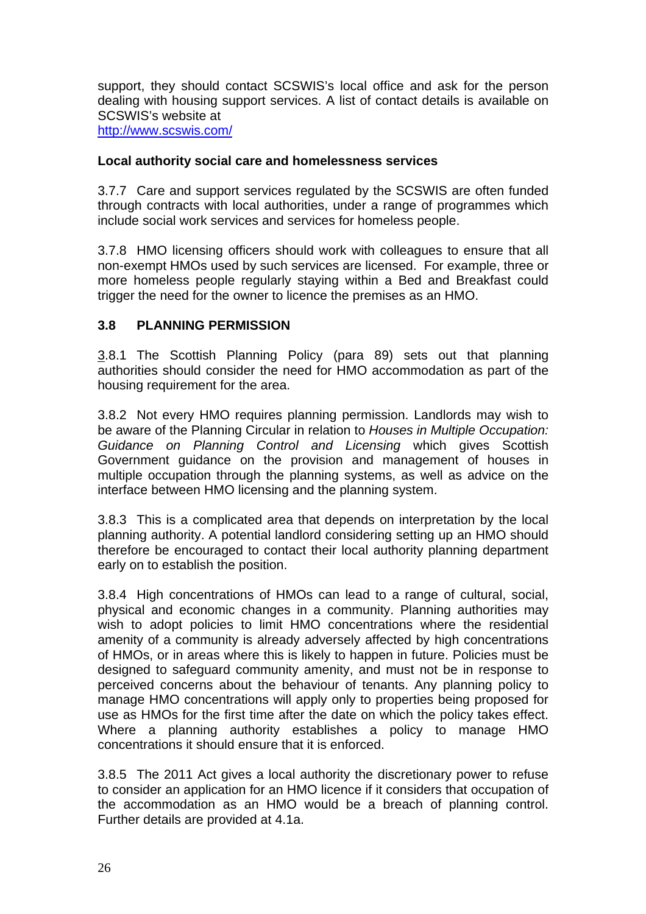support, they should contact SCSWIS's local office and ask for the person dealing with housing support services. A list of contact details is available on SCSWIS's website at
http://www.scswis.com/

**Local authority social care and homelessness services**

3.7.7 Care and support services regulated by the SCSWIS are often funded through contracts with local authorities, under a range of programmes which include social work services and services for homeless people.

3.7.8 HMO licensing officers should work with colleagues to ensure that all non-exempt HMOs used by such services are licensed. For example, three or more homeless people regularly staying within a Bed and Breakfast could trigger the need for the owner to licence the premises as an HMO.

### 3.8 PLANNING PERMISSION

3.8.1 The Scottish Planning Policy (para 89) sets out that planning authorities should consider the need for HMO accommodation as part of the housing requirement for the area.

3.8.2 Not every HMO requires planning permission. Landlords may wish to be aware of the Planning Circular in relation to *Houses in Multiple Occupation: Guidance on Planning Control and Licensing* which gives Scottish Government guidance on the provision and management of houses in multiple occupation through the planning systems, as well as advice on the interface between HMO licensing and the planning system.

3.8.3 This is a complicated area that depends on interpretation by the local planning authority. A potential landlord considering setting up an HMO should therefore be encouraged to contact their local authority planning department early on to establish the position.

3.8.4 High concentrations of HMOs can lead to a range of cultural, social, physical and economic changes in a community. Planning authorities may wish to adopt policies to limit HMO concentrations where the residential amenity of a community is already adversely affected by high concentrations of HMOs, or in areas where this is likely to happen in future. Policies must be designed to safeguard community amenity, and must not be in response to perceived concerns about the behaviour of tenants. Any planning policy to manage HMO concentrations will apply only to properties being proposed for use as HMOs for the first time after the date on which the policy takes effect. Where a planning authority establishes a policy to manage HMO concentrations it should ensure that it is enforced.

3.8.5 The 2011 Act gives a local authority the discretionary power to refuse to consider an application for an HMO licence if it considers that occupation of the accommodation as an HMO would be a breach of planning control. Further details are provided at 4.1a.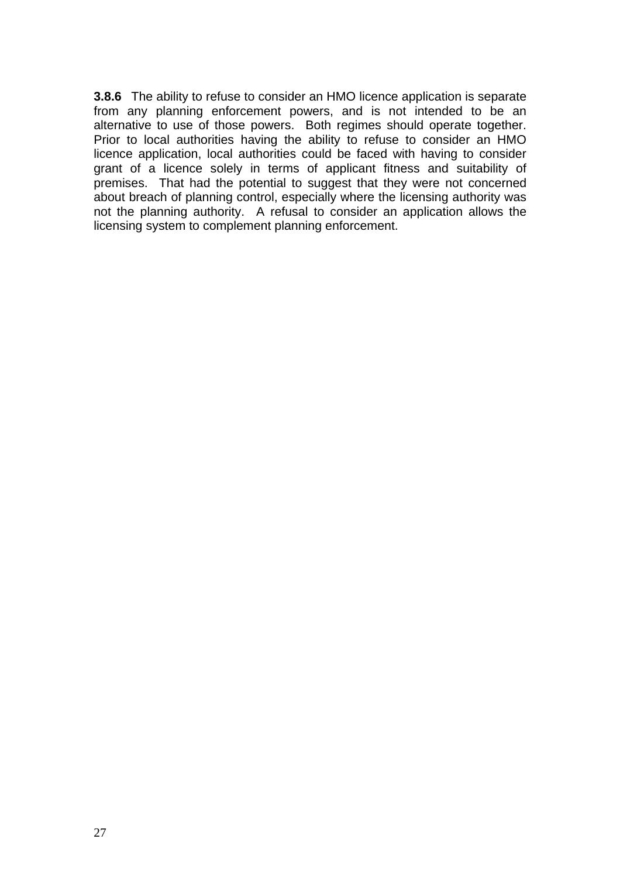**3.8.6** The ability to refuse to consider an HMO licence application is separate from any planning enforcement powers, and is not intended to be an alternative to use of those powers. Both regimes should operate together. Prior to local authorities having the ability to refuse to consider an HMO licence application, local authorities could be faced with having to consider grant of a licence solely in terms of applicant fitness and suitability of premises. That had the potential to suggest that they were not concerned about breach of planning control, especially where the licensing authority was not the planning authority. A refusal to consider an application allows the licensing system to complement planning enforcement.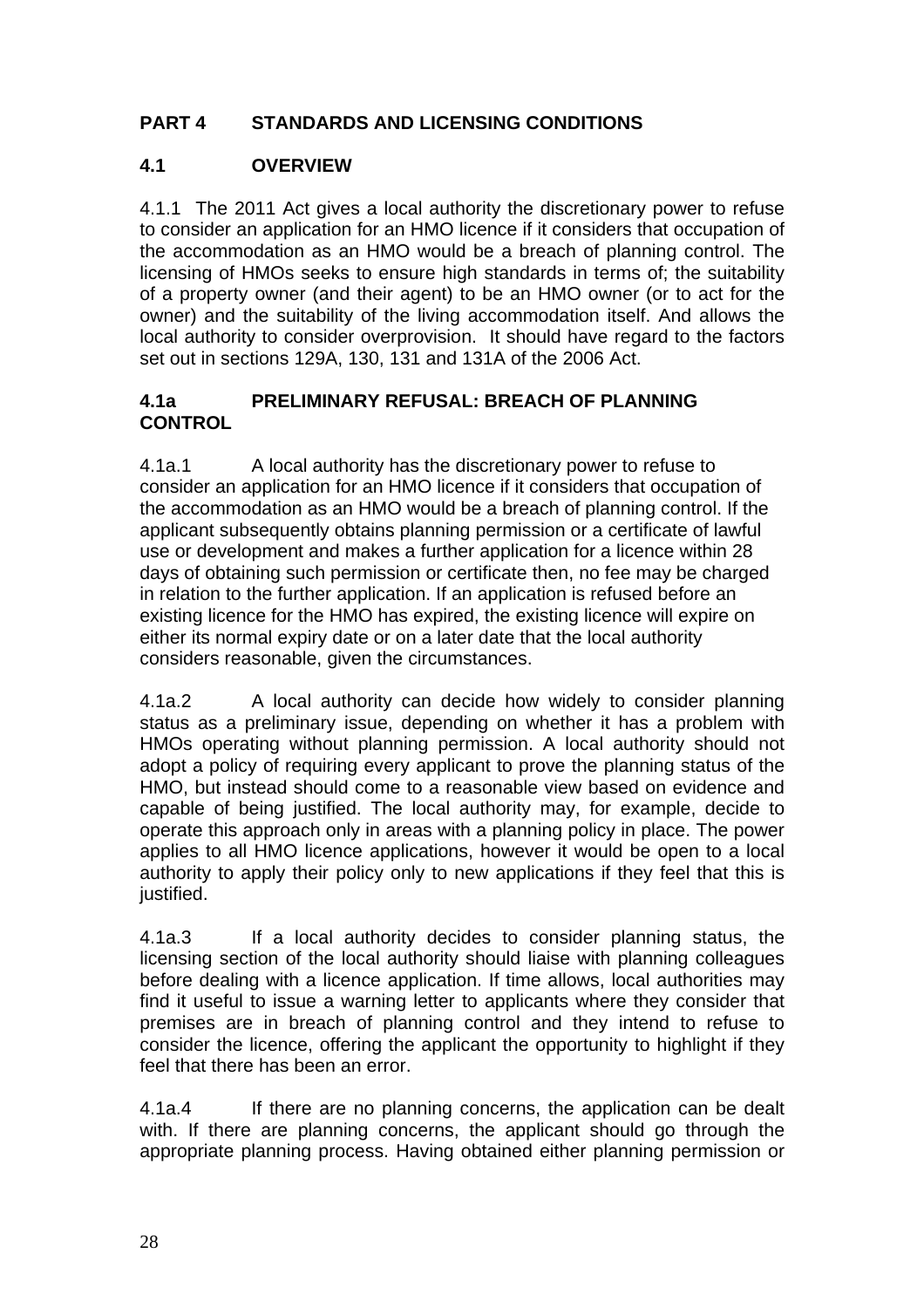## PART 4 STANDARDS AND LICENSING CONDITIONS

### 4.1 OVERVIEW

4.1.1 The 2011 Act gives a local authority the discretionary power to refuse to consider an application for an HMO licence if it considers that occupation of the accommodation as an HMO would be a breach of planning control. The licensing of HMOs seeks to ensure high standards in terms of; the suitability of a property owner (and their agent) to be an HMO owner (or to act for the owner) and the suitability of the living accommodation itself. And allows the local authority to consider overprovision. It should have regard to the factors set out in sections 129A, 130, 131 and 131A of the 2006 Act.

### 4.1a PRELIMINARY REFUSAL: BREACH OF PLANNING CONTROL

4.1a.1 A local authority has the discretionary power to refuse to consider an application for an HMO licence if it considers that occupation of the accommodation as an HMO would be a breach of planning control. If the applicant subsequently obtains planning permission or a certificate of lawful use or development and makes a further application for a licence within 28 days of obtaining such permission or certificate then, no fee may be charged in relation to the further application. If an application is refused before an existing licence for the HMO has expired, the existing licence will expire on either its normal expiry date or on a later date that the local authority considers reasonable, given the circumstances.

4.1a.2 A local authority can decide how widely to consider planning status as a preliminary issue, depending on whether it has a problem with HMOs operating without planning permission. A local authority should not adopt a policy of requiring every applicant to prove the planning status of the HMO, but instead should come to a reasonable view based on evidence and capable of being justified. The local authority may, for example, decide to operate this approach only in areas with a planning policy in place. The power applies to all HMO licence applications, however it would be open to a local authority to apply their policy only to new applications if they feel that this is justified.

4.1a.3 If a local authority decides to consider planning status, the licensing section of the local authority should liaise with planning colleagues before dealing with a licence application. If time allows, local authorities may find it useful to issue a warning letter to applicants where they consider that premises are in breach of planning control and they intend to refuse to consider the licence, offering the applicant the opportunity to highlight if they feel that there has been an error.

4.1a.4 If there are no planning concerns, the application can be dealt with. If there are planning concerns, the applicant should go through the appropriate planning process. Having obtained either planning permission or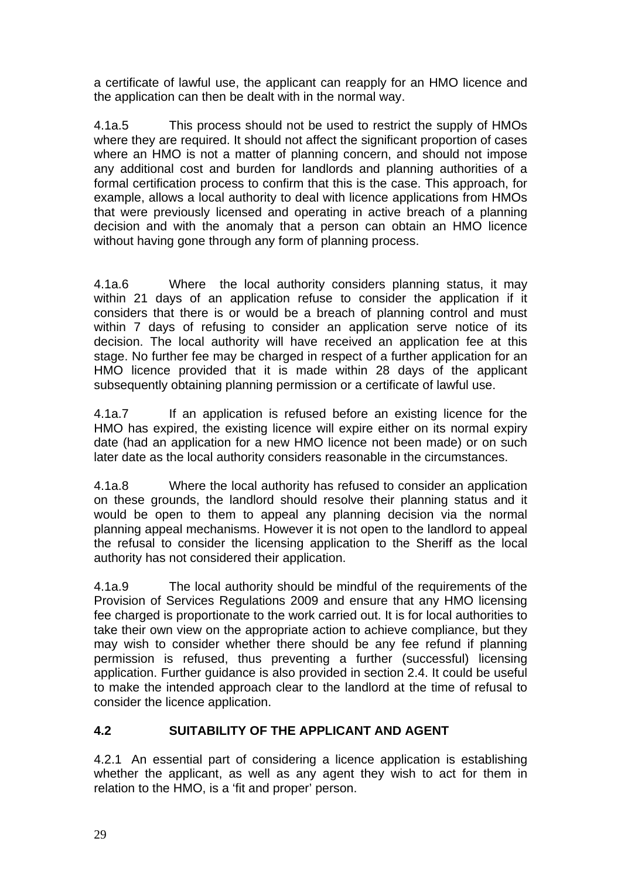a certificate of lawful use, the applicant can reapply for an HMO licence and the application can then be dealt with in the normal way.

4.1a.5 This process should not be used to restrict the supply of HMOs where they are required. It should not affect the significant proportion of cases where an HMO is not a matter of planning concern, and should not impose any additional cost and burden for landlords and planning authorities of a formal certification process to confirm that this is the case. This approach, for example, allows a local authority to deal with licence applications from HMOs that were previously licensed and operating in active breach of a planning decision and with the anomaly that a person can obtain an HMO licence without having gone through any form of planning process.

4.1a.6 Where the local authority considers planning status, it may within 21 days of an application refuse to consider the application if it considers that there is or would be a breach of planning control and must within 7 days of refusing to consider an application serve notice of its decision. The local authority will have received an application fee at this stage. No further fee may be charged in respect of a further application for an HMO licence provided that it is made within 28 days of the applicant subsequently obtaining planning permission or a certificate of lawful use.

4.1a.7 If an application is refused before an existing licence for the HMO has expired, the existing licence will expire either on its normal expiry date (had an application for a new HMO licence not been made) or on such later date as the local authority considers reasonable in the circumstances.

4.1a.8 Where the local authority has refused to consider an application on these grounds, the landlord should resolve their planning status and it would be open to them to appeal any planning decision via the normal planning appeal mechanisms. However it is not open to the landlord to appeal the refusal to consider the licensing application to the Sheriff as the local authority has not considered their application.

4.1a.9 The local authority should be mindful of the requirements of the Provision of Services Regulations 2009 and ensure that any HMO licensing fee charged is proportionate to the work carried out. It is for local authorities to take their own view on the appropriate action to achieve compliance, but they may wish to consider whether there should be any fee refund if planning permission is refused, thus preventing a further (successful) licensing application. Further guidance is also provided in section 2.4. It could be useful to make the intended approach clear to the landlord at the time of refusal to consider the licence application.

## 4.2 SUITABILITY OF THE APPLICANT AND AGENT

4.2.1 An essential part of considering a licence application is establishing whether the applicant, as well as any agent they wish to act for them in relation to the HMO, is a ‘fit and proper’ person.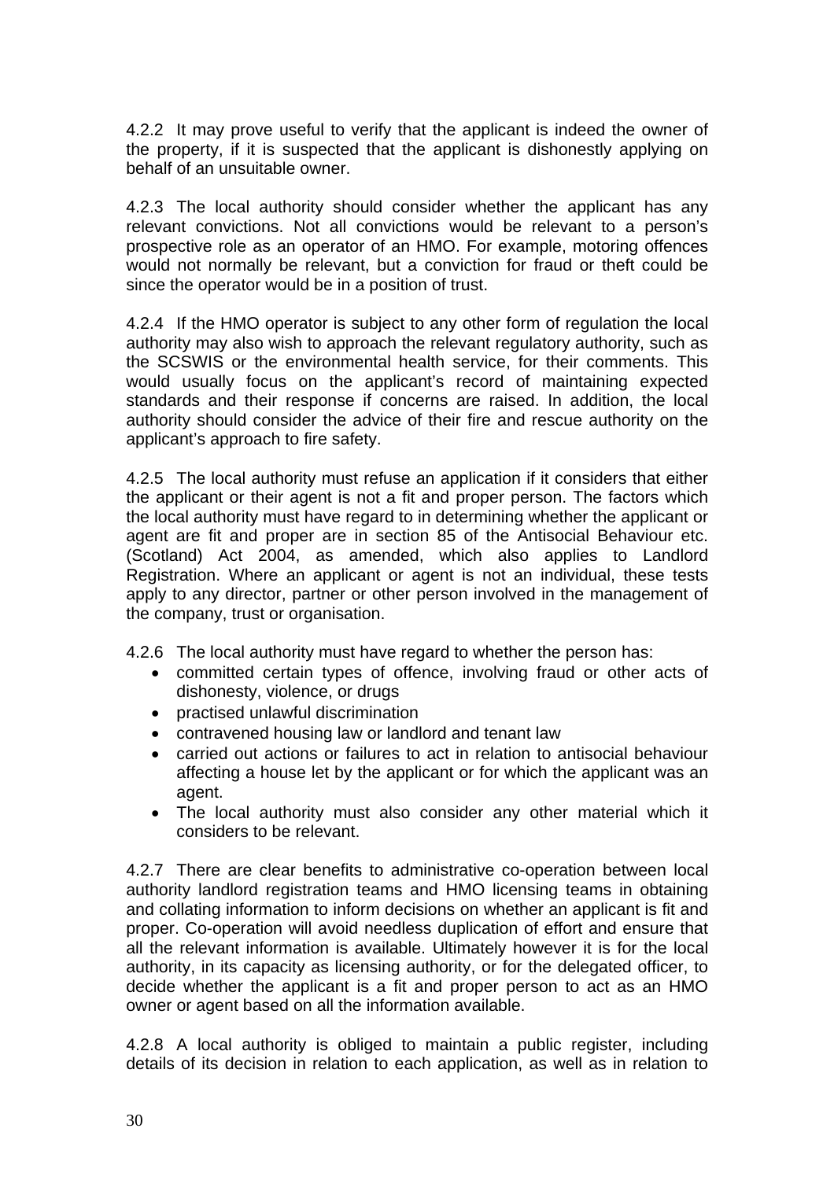4.2.2 It may prove useful to verify that the applicant is indeed the owner of the property, if it is suspected that the applicant is dishonestly applying on behalf of an unsuitable owner.

4.2.3 The local authority should consider whether the applicant has any relevant convictions. Not all convictions would be relevant to a person's prospective role as an operator of an HMO. For example, motoring offences would not normally be relevant, but a conviction for fraud or theft could be since the operator would be in a position of trust.

4.2.4 If the HMO operator is subject to any other form of regulation the local authority may also wish to approach the relevant regulatory authority, such as the SCSWIS or the environmental health service, for their comments. This would usually focus on the applicant's record of maintaining expected standards and their response if concerns are raised. In addition, the local authority should consider the advice of their fire and rescue authority on the applicant's approach to fire safety.

4.2.5 The local authority must refuse an application if it considers that either the applicant or their agent is not a fit and proper person. The factors which the local authority must have regard to in determining whether the applicant or agent are fit and proper are in section 85 of the Antisocial Behaviour etc. (Scotland) Act 2004, as amended, which also applies to Landlord Registration. Where an applicant or agent is not an individual, these tests apply to any director, partner or other person involved in the management of the company, trust or organisation.

4.2.6 The local authority must have regard to whether the person has:

- committed certain types of offence, involving fraud or other acts of dishonesty, violence, or drugs
- practised unlawful discrimination
- contravened housing law or landlord and tenant law
- carried out actions or failures to act in relation to antisocial behaviour affecting a house let by the applicant or for which the applicant was an agent.
- The local authority must also consider any other material which it considers to be relevant.

4.2.7 There are clear benefits to administrative co-operation between local authority landlord registration teams and HMO licensing teams in obtaining and collating information to inform decisions on whether an applicant is fit and proper. Co-operation will avoid needless duplication of effort and ensure that all the relevant information is available. Ultimately however it is for the local authority, in its capacity as licensing authority, or for the delegated officer, to decide whether the applicant is a fit and proper person to act as an HMO owner or agent based on all the information available.

4.2.8 A local authority is obliged to maintain a public register, including details of its decision in relation to each application, as well as in relation to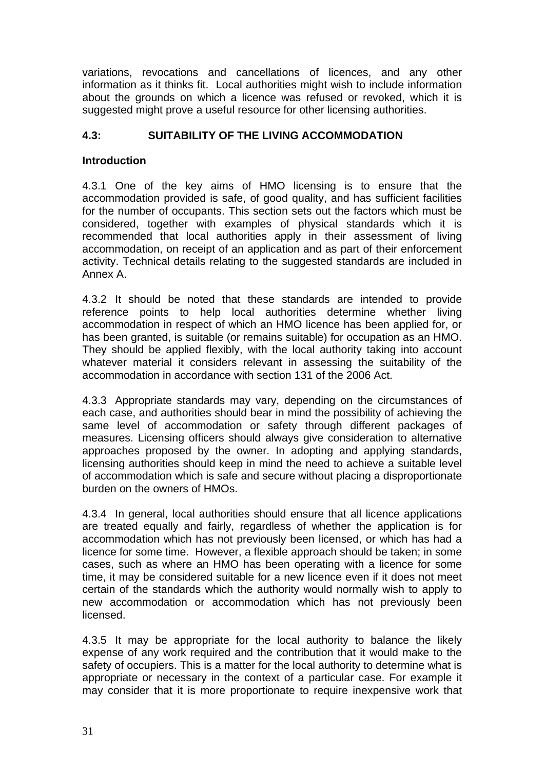variations, revocations and cancellations of licences, and any other information as it thinks fit. Local authorities might wish to include information about the grounds on which a licence was refused or revoked, which it is suggested might prove a useful resource for other licensing authorities.

## 4.3: SUITABILITY OF THE LIVING ACCOMMODATION

### Introduction

4.3.1 One of the key aims of HMO licensing is to ensure that the accommodation provided is safe, of good quality, and has sufficient facilities for the number of occupants. This section sets out the factors which must be considered, together with examples of physical standards which it is recommended that local authorities apply in their assessment of living accommodation, on receipt of an application and as part of their enforcement activity. Technical details relating to the suggested standards are included in Annex A.

4.3.2 It should be noted that these standards are intended to provide reference points to help local authorities determine whether living accommodation in respect of which an HMO licence has been applied for, or has been granted, is suitable (or remains suitable) for occupation as an HMO. They should be applied flexibly, with the local authority taking into account whatever material it considers relevant in assessing the suitability of the accommodation in accordance with section 131 of the 2006 Act.

4.3.3 Appropriate standards may vary, depending on the circumstances of each case, and authorities should bear in mind the possibility of achieving the same level of accommodation or safety through different packages of measures. Licensing officers should always give consideration to alternative approaches proposed by the owner. In adopting and applying standards, licensing authorities should keep in mind the need to achieve a suitable level of accommodation which is safe and secure without placing a disproportionate burden on the owners of HMOs.

4.3.4 In general, local authorities should ensure that all licence applications are treated equally and fairly, regardless of whether the application is for accommodation which has not previously been licensed, or which has had a licence for some time. However, a flexible approach should be taken; in some cases, such as where an HMO has been operating with a licence for some time, it may be considered suitable for a new licence even if it does not meet certain of the standards which the authority would normally wish to apply to new accommodation or accommodation which has not previously been licensed.

4.3.5 It may be appropriate for the local authority to balance the likely expense of any work required and the contribution that it would make to the safety of occupiers. This is a matter for the local authority to determine what is appropriate or necessary in the context of a particular case. For example it may consider that it is more proportionate to require inexpensive work that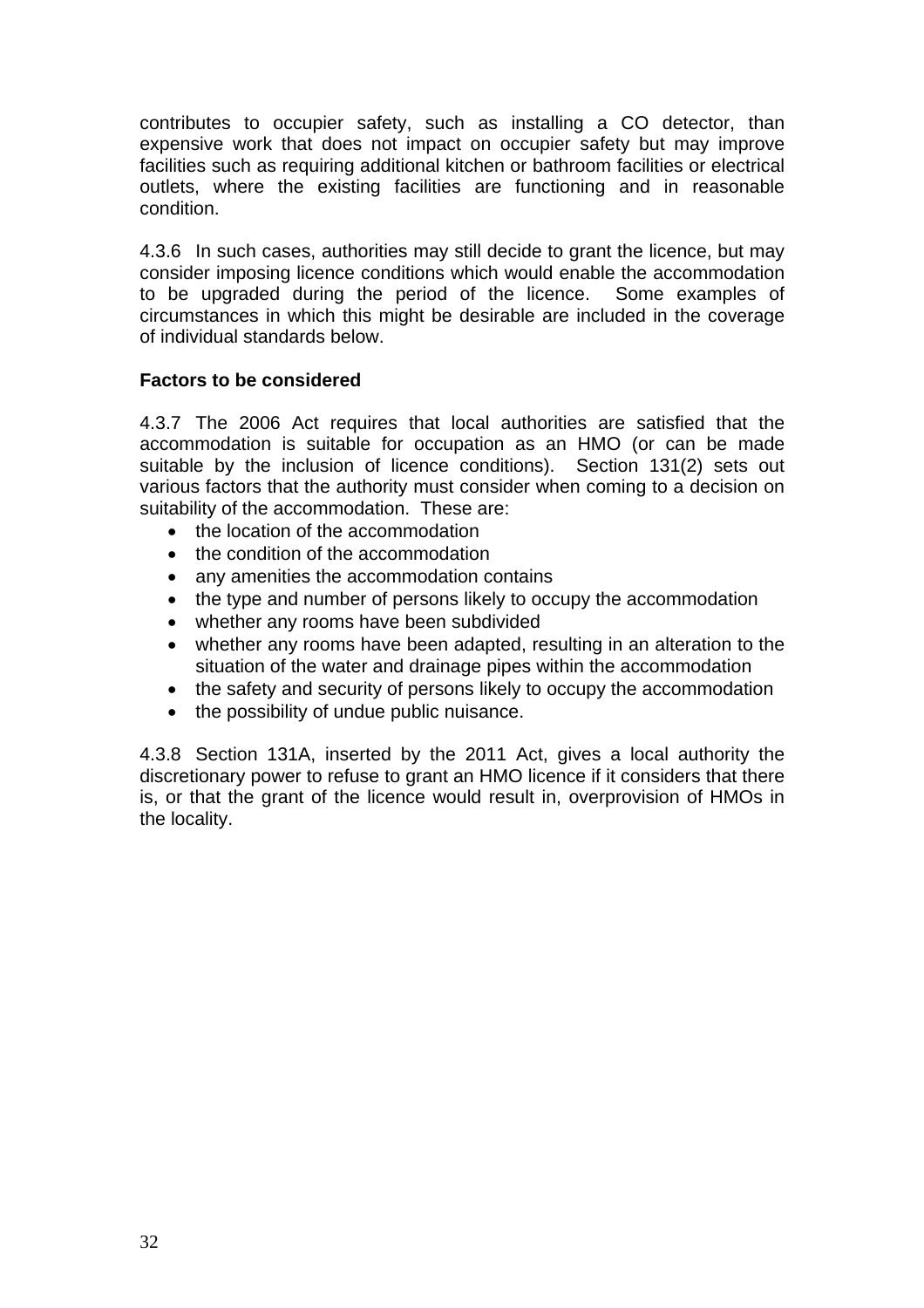contributes to occupier safety, such as installing a CO detector, than expensive work that does not impact on occupier safety but may improve facilities such as requiring additional kitchen or bathroom facilities or electrical outlets, where the existing facilities are functioning and in reasonable condition.

4.3.6 In such cases, authorities may still decide to grant the licence, but may consider imposing licence conditions which would enable the accommodation to be upgraded during the period of the licence. Some examples of circumstances in which this might be desirable are included in the coverage of individual standards below.

**Factors to be considered**

4.3.7 The 2006 Act requires that local authorities are satisfied that the accommodation is suitable for occupation as an HMO (or can be made suitable by the inclusion of licence conditions). Section 131(2) sets out various factors that the authority must consider when coming to a decision on suitability of the accommodation. These are:

- the location of the accommodation
- the condition of the accommodation
- any amenities the accommodation contains
- the type and number of persons likely to occupy the accommodation
- whether any rooms have been subdivided
- whether any rooms have been adapted, resulting in an alteration to the situation of the water and drainage pipes within the accommodation
- the safety and security of persons likely to occupy the accommodation
- the possibility of undue public nuisance.

4.3.8 Section 131A, inserted by the 2011 Act, gives a local authority the discretionary power to refuse to grant an HMO licence if it considers that there is, or that the grant of the licence would result in, overprovision of HMOs in the locality.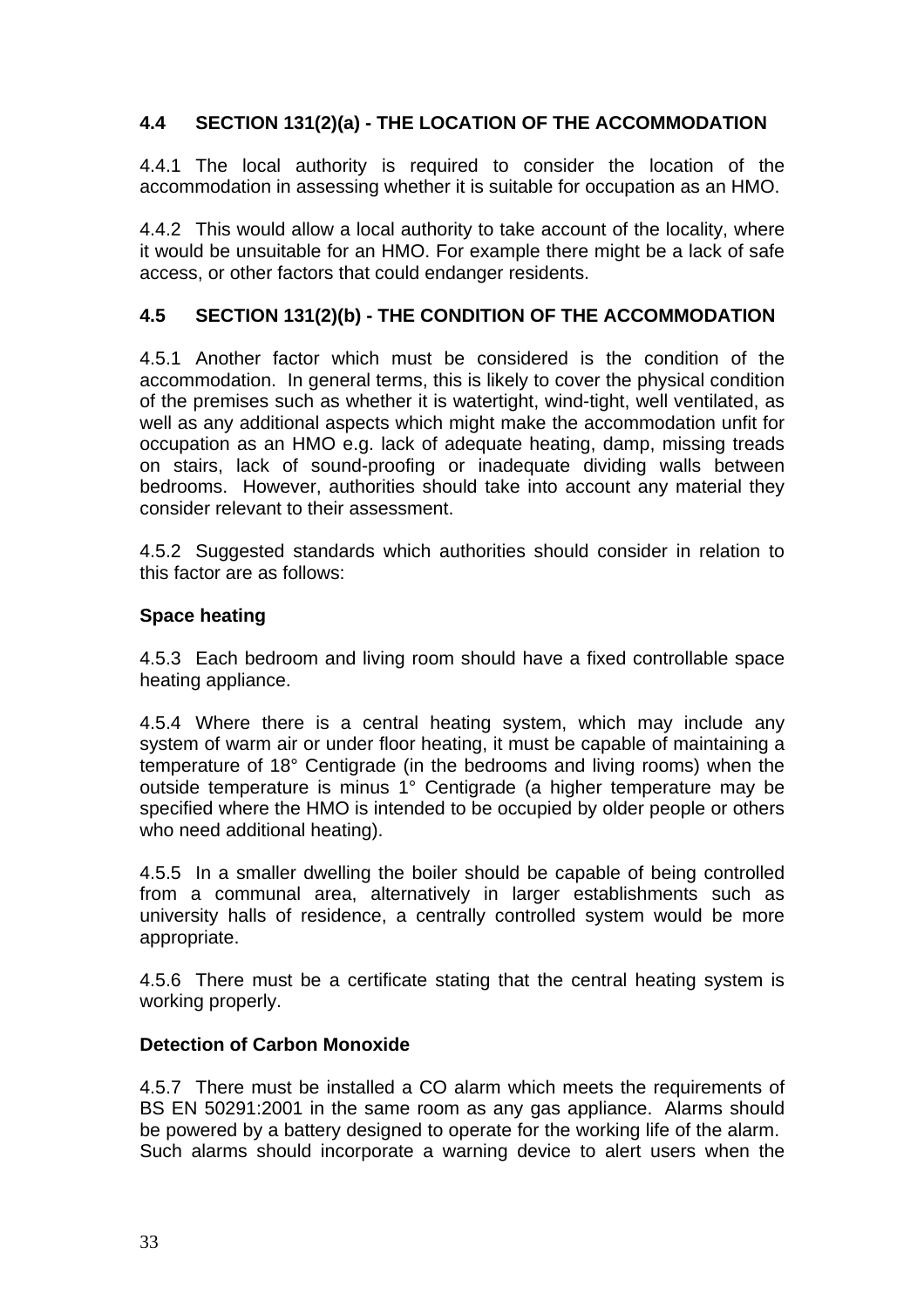## 4.4 SECTION 131(2)(a) - THE LOCATION OF THE ACCOMMODATION

4.4.1 The local authority is required to consider the location of the accommodation in assessing whether it is suitable for occupation as an HMO.

4.4.2 This would allow a local authority to take account of the locality, where it would be unsuitable for an HMO. For example there might be a lack of safe access, or other factors that could endanger residents.

## 4.5 SECTION 131(2)(b) - THE CONDITION OF THE ACCOMMODATION

4.5.1 Another factor which must be considered is the condition of the accommodation. In general terms, this is likely to cover the physical condition of the premises such as whether it is watertight, wind-tight, well ventilated, as well as any additional aspects which might make the accommodation unfit for occupation as an HMO e.g. lack of adequate heating, damp, missing treads on stairs, lack of sound-proofing or inadequate dividing walls between bedrooms. However, authorities should take into account any material they consider relevant to their assessment.

4.5.2 Suggested standards which authorities should consider in relation to this factor are as follows:

**Space heating**

4.5.3 Each bedroom and living room should have a fixed controllable space heating appliance.

4.5.4 Where there is a central heating system, which may include any system of warm air or under floor heating, it must be capable of maintaining a temperature of 18° Centigrade (in the bedrooms and living rooms) when the outside temperature is minus 1° Centigrade (a higher temperature may be specified where the HMO is intended to be occupied by older people or others who need additional heating).

4.5.5 In a smaller dwelling the boiler should be capable of being controlled from a communal area, alternatively in larger establishments such as university halls of residence, a centrally controlled system would be more appropriate.

4.5.6 There must be a certificate stating that the central heating system is working properly.

**Detection of Carbon Monoxide**

4.5.7 There must be installed a CO alarm which meets the requirements of BS EN 50291:2001 in the same room as any gas appliance. Alarms should be powered by a battery designed to operate for the working life of the alarm. Such alarms should incorporate a warning device to alert users when the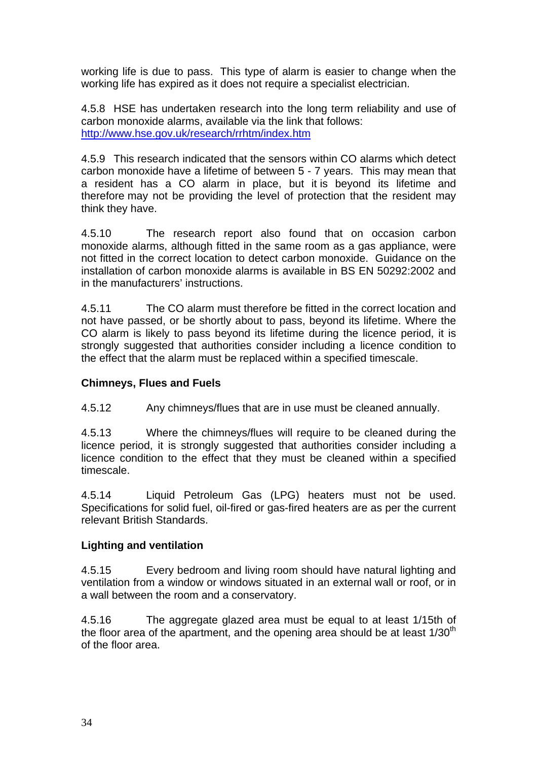working life is due to pass. This type of alarm is easier to change when the working life has expired as it does not require a specialist electrician.

4.5.8 HSE has undertaken research into the long term reliability and use of carbon monoxide alarms, available via the link that follows: http://www.hse.gov.uk/research/rrhtm/index.htm

4.5.9 This research indicated that the sensors within CO alarms which detect carbon monoxide have a lifetime of between 5 - 7 years. This may mean that a resident has a CO alarm in place, but it is beyond its lifetime and therefore may not be providing the level of protection that the resident may think they have.

4.5.10 The research report also found that on occasion carbon monoxide alarms, although fitted in the same room as a gas appliance, were not fitted in the correct location to detect carbon monoxide. Guidance on the installation of carbon monoxide alarms is available in BS EN 50292:2002 and in the manufacturers' instructions.

4.5.11 The CO alarm must therefore be fitted in the correct location and not have passed, or be shortly about to pass, beyond its lifetime. Where the CO alarm is likely to pass beyond its lifetime during the licence period, it is strongly suggested that authorities consider including a licence condition to the effect that the alarm must be replaced within a specified timescale.

**Chimneys, Flues and Fuels**

4.5.12 Any chimneys/flues that are in use must be cleaned annually.

4.5.13 Where the chimneys/flues will require to be cleaned during the licence period, it is strongly suggested that authorities consider including a licence condition to the effect that they must be cleaned within a specified timescale.

4.5.14 Liquid Petroleum Gas (LPG) heaters must not be used. Specifications for solid fuel, oil-fired or gas-fired heaters are as per the current relevant British Standards.

**Lighting and ventilation**

4.5.15 Every bedroom and living room should have natural lighting and ventilation from a window or windows situated in an external wall or roof, or in a wall between the room and a conservatory.

4.5.16 The aggregate glazed area must be equal to at least 1/15th of the floor area of the apartment, and the opening area should be at least 1/30th of the floor area.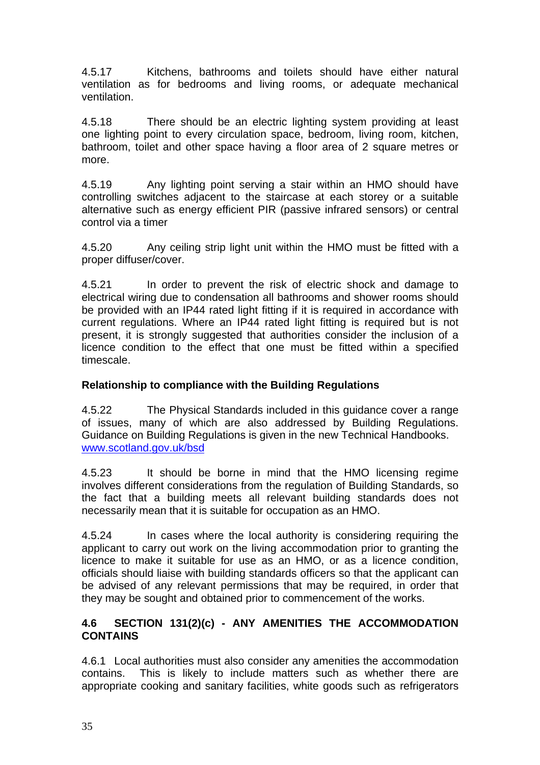4.5.17 Kitchens, bathrooms and toilets should have either natural ventilation as for bedrooms and living rooms, or adequate mechanical ventilation.

4.5.18 There should be an electric lighting system providing at least one lighting point to every circulation space, bedroom, living room, kitchen, bathroom, toilet and other space having a floor area of 2 square metres or more.

4.5.19 Any lighting point serving a stair within an HMO should have controlling switches adjacent to the staircase at each storey or a suitable alternative such as energy efficient PIR (passive infrared sensors) or central control via a timer

4.5.20 Any ceiling strip light unit within the HMO must be fitted with a proper diffuser/cover.

4.5.21 In order to prevent the risk of electric shock and damage to electrical wiring due to condensation all bathrooms and shower rooms should be provided with an IP44 rated light fitting if it is required in accordance with current regulations. Where an IP44 rated light fitting is required but is not present, it is strongly suggested that authorities consider the inclusion of a licence condition to the effect that one must be fitted within a specified timescale.

### Relationship to compliance with the Building Regulations

4.5.22 The Physical Standards included in this guidance cover a range of issues, many of which are also addressed by Building Regulations. Guidance on Building Regulations is given in the new Technical Handbooks. www.scotland.gov.uk/bsd

4.5.23 It should be borne in mind that the HMO licensing regime involves different considerations from the regulation of Building Standards, so the fact that a building meets all relevant building standards does not necessarily mean that it is suitable for occupation as an HMO.

4.5.24 In cases where the local authority is considering requiring the applicant to carry out work on the living accommodation prior to granting the licence to make it suitable for use as an HMO, or as a licence condition, officials should liaise with building standards officers so that the applicant can be advised of any relevant permissions that may be required, in order that they may be sought and obtained prior to commencement of the works.

## 4.6 SECTION 131(2)(c) - ANY AMENITIES THE ACCOMMODATION CONTAINS

4.6.1 Local authorities must also consider any amenities the accommodation contains. This is likely to include matters such as whether there are appropriate cooking and sanitary facilities, white goods such as refrigerators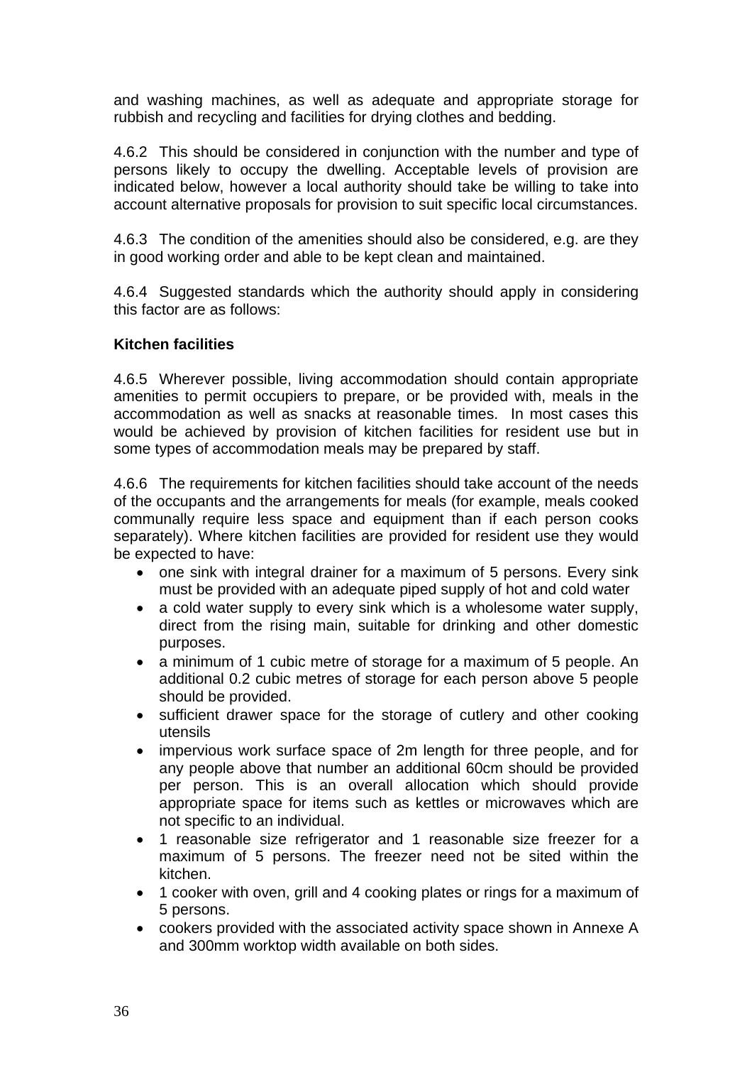and washing machines, as well as adequate and appropriate storage for rubbish and recycling and facilities for drying clothes and bedding.

4.6.2 This should be considered in conjunction with the number and type of persons likely to occupy the dwelling. Acceptable levels of provision are indicated below, however a local authority should take be willing to take into account alternative proposals for provision to suit specific local circumstances.

4.6.3 The condition of the amenities should also be considered, e.g. are they in good working order and able to be kept clean and maintained.

4.6.4 Suggested standards which the authority should apply in considering this factor are as follows:

**Kitchen facilities**

4.6.5 Wherever possible, living accommodation should contain appropriate amenities to permit occupiers to prepare, or be provided with, meals in the accommodation as well as snacks at reasonable times. In most cases this would be achieved by provision of kitchen facilities for resident use but in some types of accommodation meals may be prepared by staff.

4.6.6 The requirements for kitchen facilities should take account of the needs of the occupants and the arrangements for meals (for example, meals cooked communally require less space and equipment than if each person cooks separately). Where kitchen facilities are provided for resident use they would be expected to have:

- one sink with integral drainer for a maximum of 5 persons. Every sink must be provided with an adequate piped supply of hot and cold water
- a cold water supply to every sink which is a wholesome water supply, direct from the rising main, suitable for drinking and other domestic purposes.
- a minimum of 1 cubic metre of storage for a maximum of 5 people. An additional 0.2 cubic metres of storage for each person above 5 people should be provided.
- sufficient drawer space for the storage of cutlery and other cooking utensils
- impervious work surface space of 2m length for three people, and for any people above that number an additional 60cm should be provided per person. This is an overall allocation which should provide appropriate space for items such as kettles or microwaves which are not specific to an individual.
- 1 reasonable size refrigerator and 1 reasonable size freezer for a maximum of 5 persons. The freezer need not be sited within the kitchen.
- 1 cooker with oven, grill and 4 cooking plates or rings for a maximum of 5 persons.
- cookers provided with the associated activity space shown in Annexe A and 300mm worktop width available on both sides.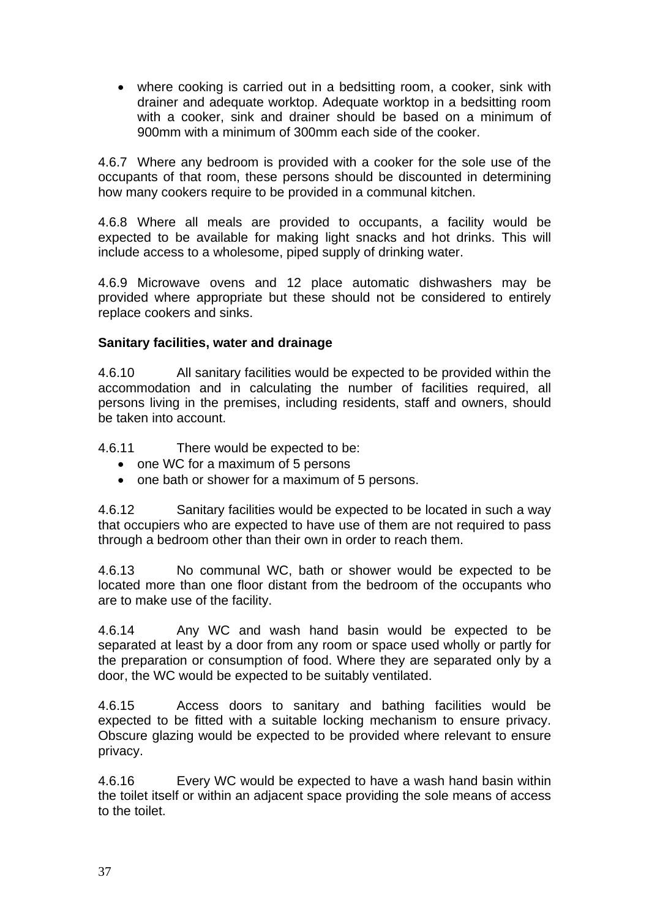- where cooking is carried out in a bedsitting room, a cooker, sink with drainer and adequate worktop. Adequate worktop in a bedsitting room with a cooker, sink and drainer should be based on a minimum of 900mm with a minimum of 300mm each side of the cooker.

4.6.7 Where any bedroom is provided with a cooker for the sole use of the occupants of that room, these persons should be discounted in determining how many cookers require to be provided in a communal kitchen.

4.6.8 Where all meals are provided to occupants, a facility would be expected to be available for making light snacks and hot drinks. This will include access to a wholesome, piped supply of drinking water.

4.6.9 Microwave ovens and 12 place automatic dishwashers may be provided where appropriate but these should not be considered to entirely replace cookers and sinks.

**Sanitary facilities, water and drainage**

4.6.10 All sanitary facilities would be expected to be provided within the accommodation and in calculating the number of facilities required, all persons living in the premises, including residents, staff and owners, should be taken into account.

4.6.11 There would be expected to be:

- one WC for a maximum of 5 persons
- one bath or shower for a maximum of 5 persons.

4.6.12 Sanitary facilities would be expected to be located in such a way that occupiers who are expected to have use of them are not required to pass through a bedroom other than their own in order to reach them.

4.6.13 No communal WC, bath or shower would be expected to be located more than one floor distant from the bedroom of the occupants who are to make use of the facility.

4.6.14 Any WC and wash hand basin would be expected to be separated at least by a door from any room or space used wholly or partly for the preparation or consumption of food. Where they are separated only by a door, the WC would be expected to be suitably ventilated.

4.6.15 Access doors to sanitary and bathing facilities would be expected to be fitted with a suitable locking mechanism to ensure privacy. Obscure glazing would be expected to be provided where relevant to ensure privacy.

4.6.16 Every WC would be expected to have a wash hand basin within the toilet itself or within an adjacent space providing the sole means of access to the toilet.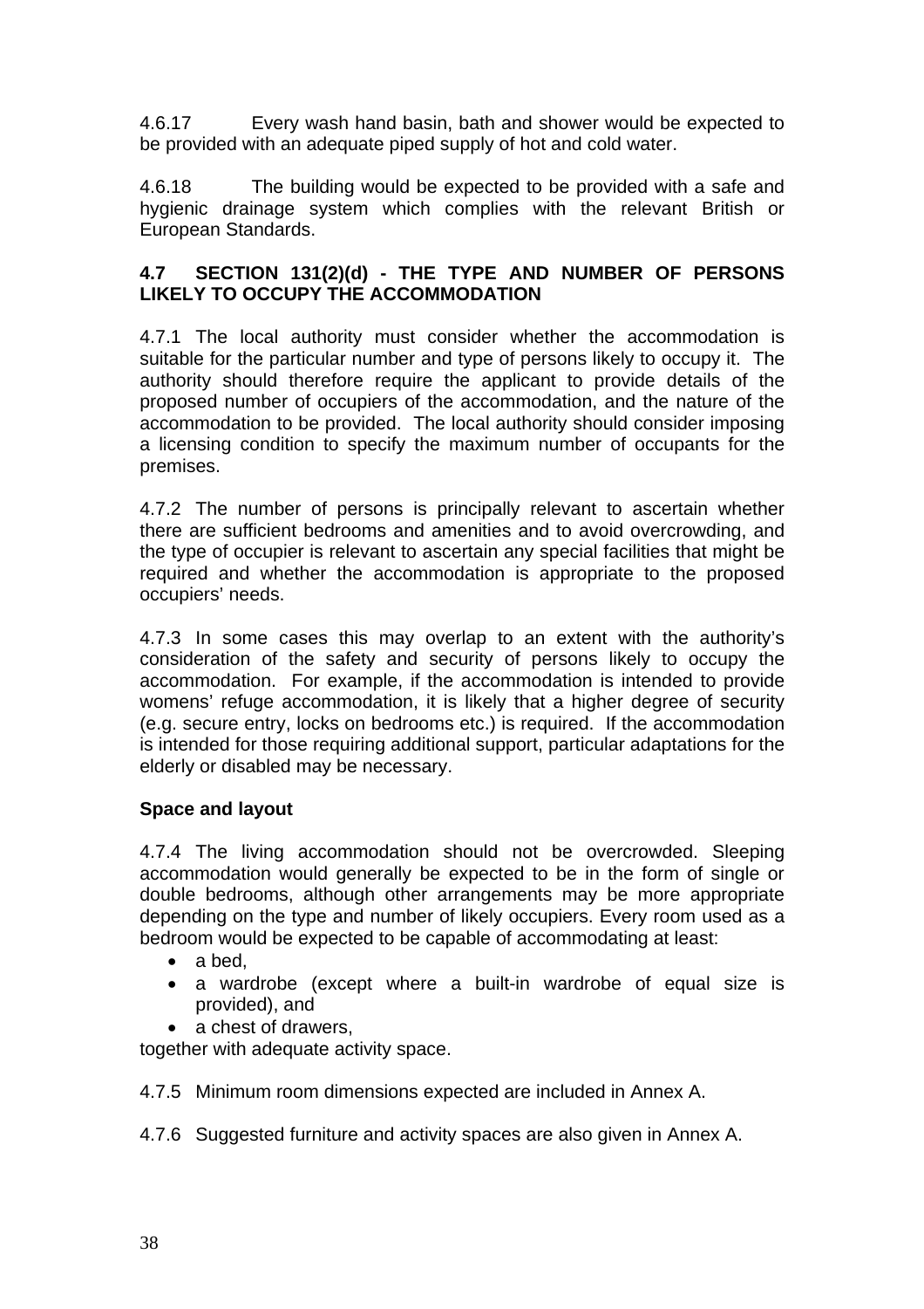4.6.17 Every wash hand basin, bath and shower would be expected to be provided with an adequate piped supply of hot and cold water.

4.6.18 The building would be expected to be provided with a safe and hygienic drainage system which complies with the relevant British or European Standards.

### 4.7 SECTION 131(2)(d) - THE TYPE AND NUMBER OF PERSONS LIKELY TO OCCUPY THE ACCOMMODATION

4.7.1 The local authority must consider whether the accommodation is suitable for the particular number and type of persons likely to occupy it. The authority should therefore require the applicant to provide details of the proposed number of occupiers of the accommodation, and the nature of the accommodation to be provided. The local authority should consider imposing a licensing condition to specify the maximum number of occupants for the premises.

4.7.2 The number of persons is principally relevant to ascertain whether there are sufficient bedrooms and amenities and to avoid overcrowding, and the type of occupier is relevant to ascertain any special facilities that might be required and whether the accommodation is appropriate to the proposed occupiers' needs.

4.7.3 In some cases this may overlap to an extent with the authority's consideration of the safety and security of persons likely to occupy the accommodation. For example, if the accommodation is intended to provide womens' refuge accommodation, it is likely that a higher degree of security (e.g. secure entry, locks on bedrooms etc.) is required. If the accommodation is intended for those requiring additional support, particular adaptations for the elderly or disabled may be necessary.

**Space and layout**

4.7.4 The living accommodation should not be overcrowded. Sleeping accommodation would generally be expected to be in the form of single or double bedrooms, although other arrangements may be more appropriate depending on the type and number of likely occupiers. Every room used as a bedroom would be expected to be capable of accommodating at least:

- a bed,
- a wardrobe (except where a built-in wardrobe of equal size is provided), and
- a chest of drawers,

together with adequate activity space.

4.7.5 Minimum room dimensions expected are included in Annex A.

4.7.6 Suggested furniture and activity spaces are also given in Annex A.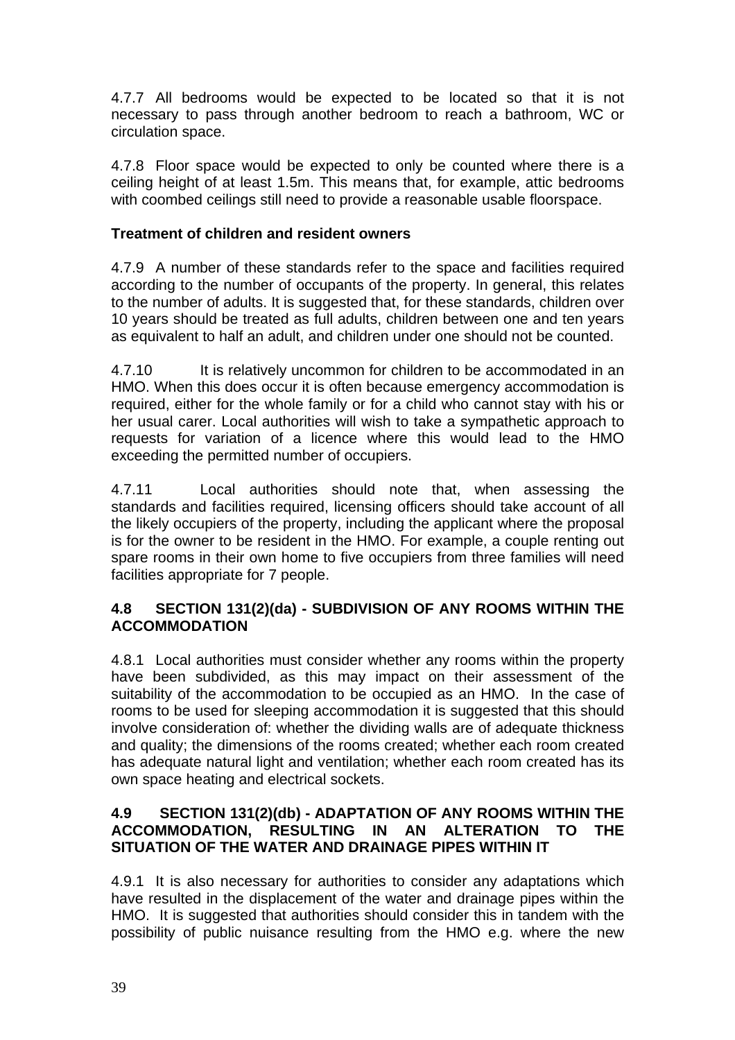4.7.7 All bedrooms would be expected to be located so that it is not necessary to pass through another bedroom to reach a bathroom, WC or circulation space.

4.7.8 Floor space would be expected to only be counted where there is a ceiling height of at least 1.5m. This means that, for example, attic bedrooms with coombed ceilings still need to provide a reasonable usable floorspace.

**Treatment of children and resident owners**

4.7.9 A number of these standards refer to the space and facilities required according to the number of occupants of the property. In general, this relates to the number of adults. It is suggested that, for these standards, children over 10 years should be treated as full adults, children between one and ten years as equivalent to half an adult, and children under one should not be counted.

4.7.10 It is relatively uncommon for children to be accommodated in an HMO. When this does occur it is often because emergency accommodation is required, either for the whole family or for a child who cannot stay with his or her usual carer. Local authorities will wish to take a sympathetic approach to requests for variation of a licence where this would lead to the HMO exceeding the permitted number of occupiers.

4.7.11 Local authorities should note that, when assessing the standards and facilities required, licensing officers should take account of all the likely occupiers of the property, including the applicant where the proposal is for the owner to be resident in the HMO. For example, a couple renting out spare rooms in their own home to five occupiers from three families will need facilities appropriate for 7 people.

## 4.8 SECTION 131(2)(da) - SUBDIVISION OF ANY ROOMS WITHIN THE ACCOMMODATION

4.8.1 Local authorities must consider whether any rooms within the property have been subdivided, as this may impact on their assessment of the suitability of the accommodation to be occupied as an HMO. In the case of rooms to be used for sleeping accommodation it is suggested that this should involve consideration of: whether the dividing walls are of adequate thickness and quality; the dimensions of the rooms created; whether each room created has adequate natural light and ventilation; whether each room created has its own space heating and electrical sockets.

## 4.9 SECTION 131(2)(db) - ADAPTATION OF ANY ROOMS WITHIN THE ACCOMMODATION, RESULTING IN AN ALTERATION TO THE SITUATION OF THE WATER AND DRAINAGE PIPES WITHIN IT

4.9.1 It is also necessary for authorities to consider any adaptations which have resulted in the displacement of the water and drainage pipes within the HMO. It is suggested that authorities should consider this in tandem with the possibility of public nuisance resulting from the HMO e.g. where the new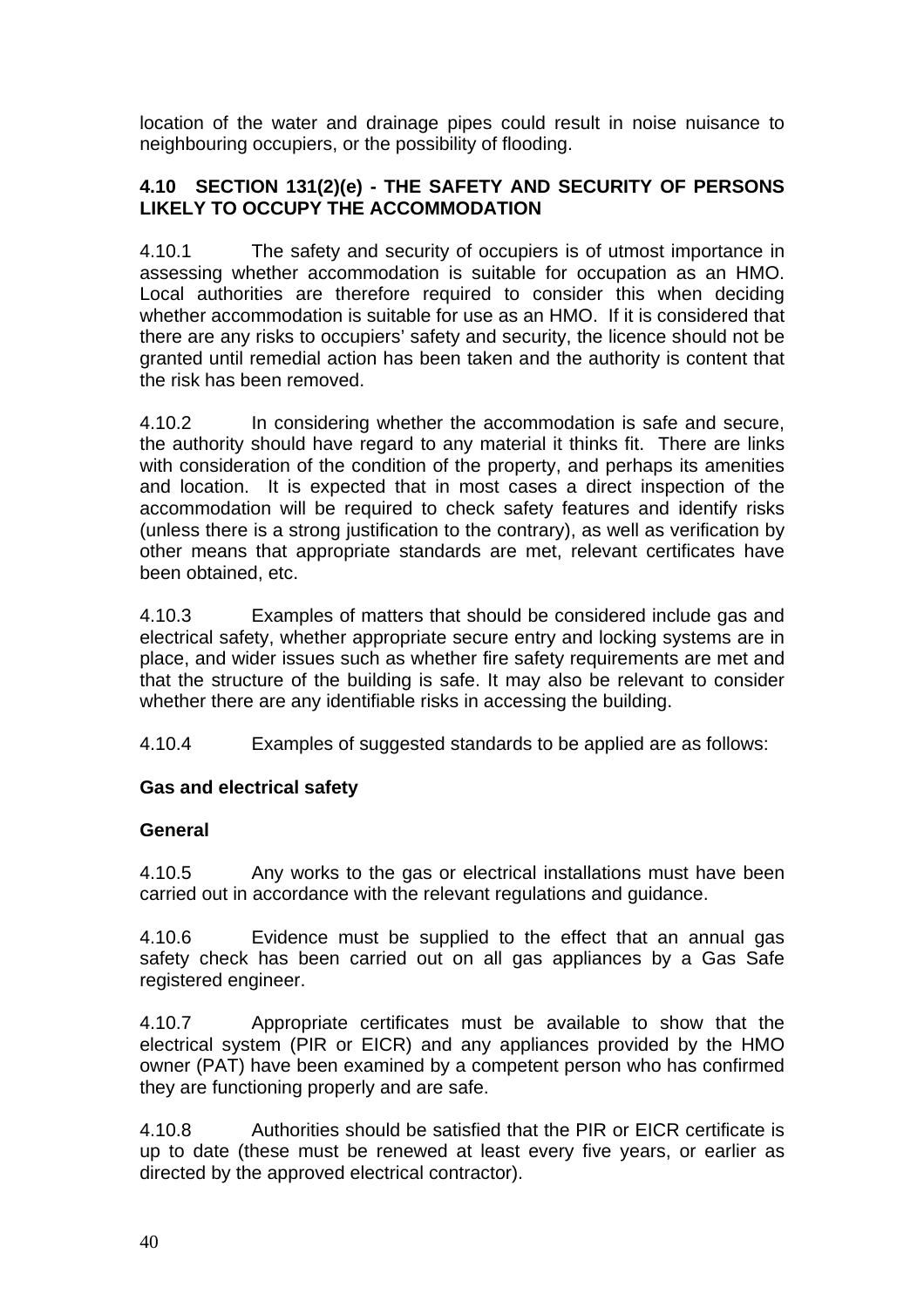location of the water and drainage pipes could result in noise nuisance to neighbouring occupiers, or the possibility of flooding.

### 4.10 SECTION 131(2)(e) - THE SAFETY AND SECURITY OF PERSONS LIKELY TO OCCUPY THE ACCOMMODATION

4.10.1 The safety and security of occupiers is of utmost importance in assessing whether accommodation is suitable for occupation as an HMO. Local authorities are therefore required to consider this when deciding whether accommodation is suitable for use as an HMO. If it is considered that there are any risks to occupiers' safety and security, the licence should not be granted until remedial action has been taken and the authority is content that the risk has been removed.

4.10.2 In considering whether the accommodation is safe and secure, the authority should have regard to any material it thinks fit. There are links with consideration of the condition of the property, and perhaps its amenities and location. It is expected that in most cases a direct inspection of the accommodation will be required to check safety features and identify risks (unless there is a strong justification to the contrary), as well as verification by other means that appropriate standards are met, relevant certificates have been obtained, etc.

4.10.3 Examples of matters that should be considered include gas and electrical safety, whether appropriate secure entry and locking systems are in place, and wider issues such as whether fire safety requirements are met and that the structure of the building is safe. It may also be relevant to consider whether there are any identifiable risks in accessing the building.

4.10.4 Examples of suggested standards to be applied are as follows:

**Gas and electrical safety**

**General**

4.10.5 Any works to the gas or electrical installations must have been carried out in accordance with the relevant regulations and guidance.

4.10.6 Evidence must be supplied to the effect that an annual gas safety check has been carried out on all gas appliances by a Gas Safe registered engineer.

4.10.7 Appropriate certificates must be available to show that the electrical system (PIR or EICR) and any appliances provided by the HMO owner (PAT) have been examined by a competent person who has confirmed they are functioning properly and are safe.

4.10.8 Authorities should be satisfied that the PIR or EICR certificate is up to date (these must be renewed at least every five years, or earlier as directed by the approved electrical contractor).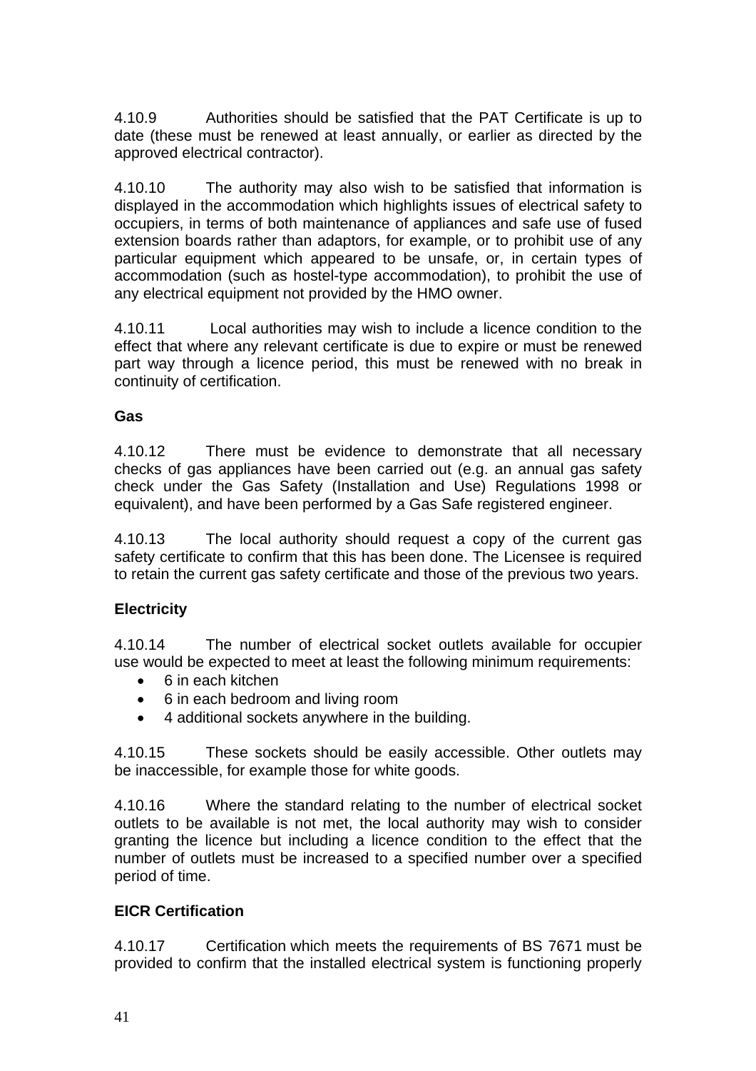4.10.9 Authorities should be satisfied that the PAT Certificate is up to date (these must be renewed at least annually, or earlier as directed by the approved electrical contractor).

4.10.10 The authority may also wish to be satisfied that information is displayed in the accommodation which highlights issues of electrical safety to occupiers, in terms of both maintenance of appliances and safe use of fused extension boards rather than adaptors, for example, or to prohibit use of any particular equipment which appeared to be unsafe, or, in certain types of accommodation (such as hostel-type accommodation), to prohibit the use of any electrical equipment not provided by the HMO owner.

4.10.11 Local authorities may wish to include a licence condition to the effect that where any relevant certificate is due to expire or must be renewed part way through a licence period, this must be renewed with no break in continuity of certification.

**Gas**

4.10.12 There must be evidence to demonstrate that all necessary checks of gas appliances have been carried out (e.g. an annual gas safety check under the Gas Safety (Installation and Use) Regulations 1998 or equivalent), and have been performed by a Gas Safe registered engineer.

4.10.13 The local authority should request a copy of the current gas safety certificate to confirm that this has been done. The Licensee is required to retain the current gas safety certificate and those of the previous two years.

**Electricity**

4.10.14 The number of electrical socket outlets available for occupier use would be expected to meet at least the following minimum requirements:

- 6 in each kitchen
- 6 in each bedroom and living room
- 4 additional sockets anywhere in the building.

4.10.15 These sockets should be easily accessible. Other outlets may be inaccessible, for example those for white goods.

4.10.16 Where the standard relating to the number of electrical socket outlets to be available is not met, the local authority may wish to consider granting the licence but including a licence condition to the effect that the number of outlets must be increased to a specified number over a specified period of time.

**EICR Certification**

4.10.17 Certification which meets the requirements of BS 7671 must be provided to confirm that the installed electrical system is functioning properly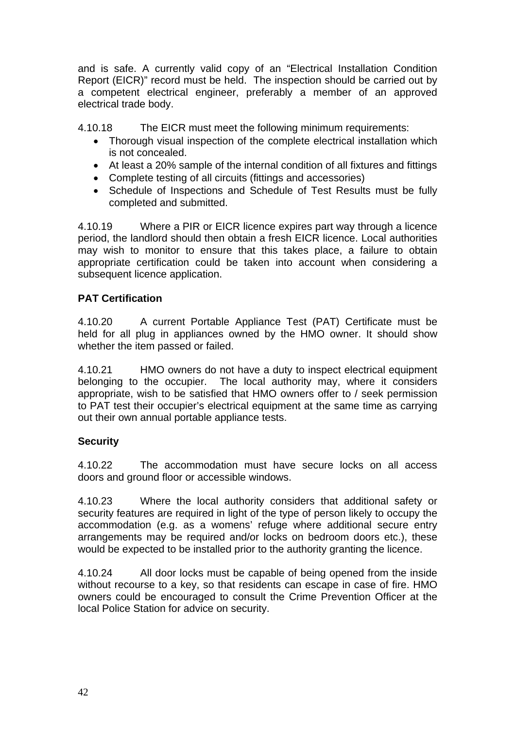and is safe. A currently valid copy of an "Electrical Installation Condition Report (EICR)" record must be held. The inspection should be carried out by a competent electrical engineer, preferably a member of an approved electrical trade body.

4.10.18 The EICR must meet the following minimum requirements:

- Thorough visual inspection of the complete electrical installation which is not concealed.
- At least a 20% sample of the internal condition of all fixtures and fittings
- Complete testing of all circuits (fittings and accessories)
- Schedule of Inspections and Schedule of Test Results must be fully completed and submitted.

4.10.19 Where a PIR or EICR licence expires part way through a licence period, the landlord should then obtain a fresh EICR licence. Local authorities may wish to monitor to ensure that this takes place, a failure to obtain appropriate certification could be taken into account when considering a subsequent licence application.

**PAT Certification**

4.10.20 A current Portable Appliance Test (PAT) Certificate must be held for all plug in appliances owned by the HMO owner. It should show whether the item passed or failed.

4.10.21 HMO owners do not have a duty to inspect electrical equipment belonging to the occupier. The local authority may, where it considers appropriate, wish to be satisfied that HMO owners offer to / seek permission to PAT test their occupier's electrical equipment at the same time as carrying out their own annual portable appliance tests.

**Security**

4.10.22 The accommodation must have secure locks on all access doors and ground floor or accessible windows.

4.10.23 Where the local authority considers that additional safety or security features are required in light of the type of person likely to occupy the accommodation (e.g. as a womens' refuge where additional secure entry arrangements may be required and/or locks on bedroom doors etc.), these would be expected to be installed prior to the authority granting the licence.

4.10.24 All door locks must be capable of being opened from the inside without recourse to a key, so that residents can escape in case of fire. HMO owners could be encouraged to consult the Crime Prevention Officer at the local Police Station for advice on security.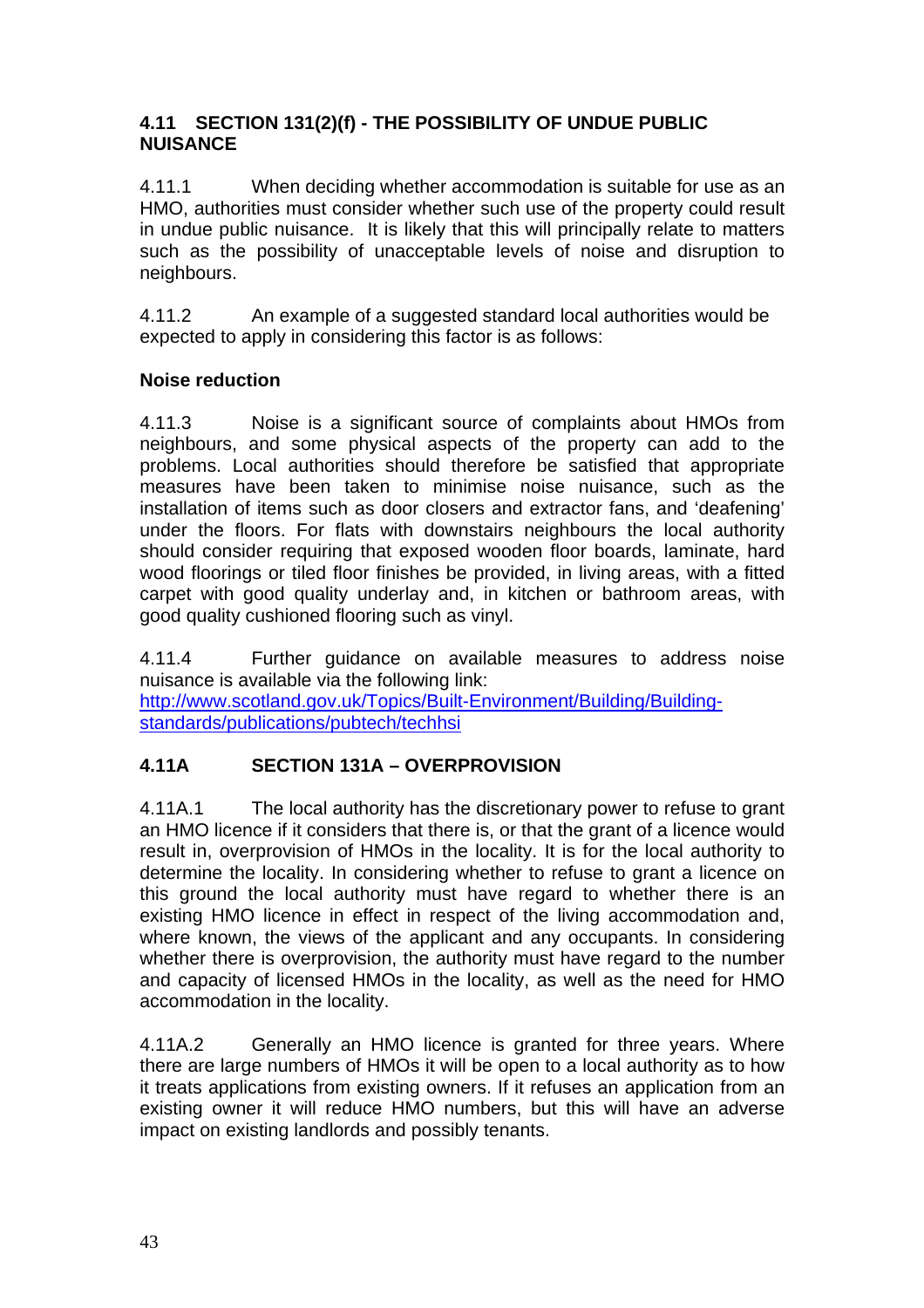## 4.11 SECTION 131(2)(f) - THE POSSIBILITY OF UNDUE PUBLIC NUISANCE

4.11.1 When deciding whether accommodation is suitable for use as an HMO, authorities must consider whether such use of the property could result in undue public nuisance. It is likely that this will principally relate to matters such as the possibility of unacceptable levels of noise and disruption to neighbours.

4.11.2 An example of a suggested standard local authorities would be expected to apply in considering this factor is as follows:

**Noise reduction**

4.11.3 Noise is a significant source of complaints about HMOs from neighbours, and some physical aspects of the property can add to the problems. Local authorities should therefore be satisfied that appropriate measures have been taken to minimise noise nuisance, such as the installation of items such as door closers and extractor fans, and 'deafening' under the floors. For flats with downstairs neighbours the local authority should consider requiring that exposed wooden floor boards, laminate, hard wood floorings or tiled floor finishes be provided, in living areas, with a fitted carpet with good quality underlay and, in kitchen or bathroom areas, with good quality cushioned flooring such as vinyl.

4.11.4 Further guidance on available measures to address noise nuisance is available via the following link:
http://www.scotland.gov.uk/Topics/Built-Environment/Building/Building-standards/publications/pubtech/techhsi

## 4.11A SECTION 131A – OVERPROVISION

4.11A.1 The local authority has the discretionary power to refuse to grant an HMO licence if it considers that there is, or that the grant of a licence would result in, overprovision of HMOs in the locality. It is for the local authority to determine the locality. In considering whether to refuse to grant a licence on this ground the local authority must have regard to whether there is an existing HMO licence in effect in respect of the living accommodation and, where known, the views of the applicant and any occupants. In considering whether there is overprovision, the authority must have regard to the number and capacity of licensed HMOs in the locality, as well as the need for HMO accommodation in the locality.

4.11A.2 Generally an HMO licence is granted for three years. Where there are large numbers of HMOs it will be open to a local authority as to how it treats applications from existing owners. If it refuses an application from an existing owner it will reduce HMO numbers, but this will have an adverse impact on existing landlords and possibly tenants.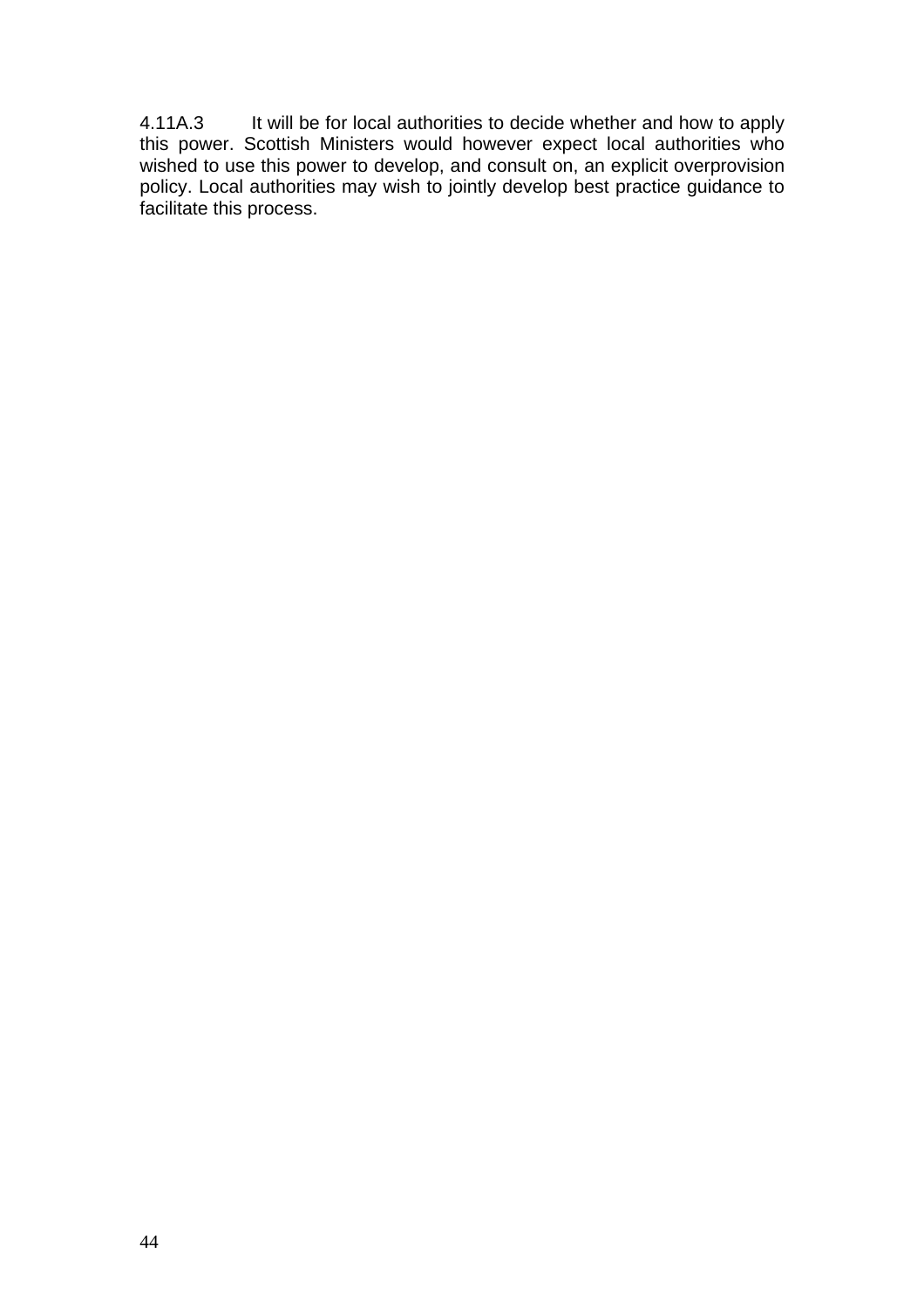4.11A.3 It will be for local authorities to decide whether and how to apply this power. Scottish Ministers would however expect local authorities who wished to use this power to develop, and consult on, an explicit overprovision policy. Local authorities may wish to jointly develop best practice guidance to facilitate this process.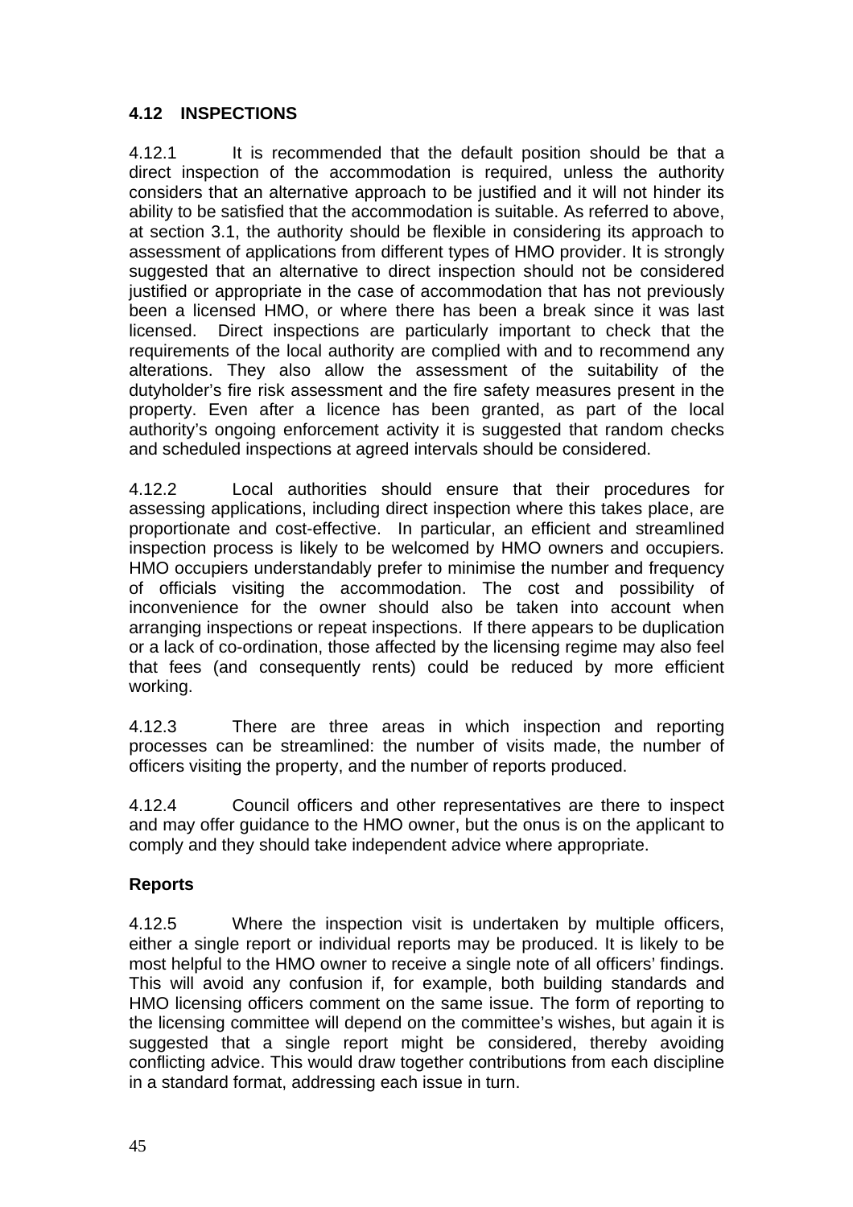### 4.12 INSPECTIONS

4.12.1 It is recommended that the default position should be that a direct inspection of the accommodation is required, unless the authority considers that an alternative approach to be justified and it will not hinder its ability to be satisfied that the accommodation is suitable. As referred to above, at section 3.1, the authority should be flexible in considering its approach to assessment of applications from different types of HMO provider. It is strongly suggested that an alternative to direct inspection should not be considered justified or appropriate in the case of accommodation that has not previously been a licensed HMO, or where there has been a break since it was last licensed. Direct inspections are particularly important to check that the requirements of the local authority are complied with and to recommend any alterations. They also allow the assessment of the suitability of the dutyholder's fire risk assessment and the fire safety measures present in the property. Even after a licence has been granted, as part of the local authority's ongoing enforcement activity it is suggested that random checks and scheduled inspections at agreed intervals should be considered.

4.12.2 Local authorities should ensure that their procedures for assessing applications, including direct inspection where this takes place, are proportionate and cost-effective. In particular, an efficient and streamlined inspection process is likely to be welcomed by HMO owners and occupiers. HMO occupiers understandably prefer to minimise the number and frequency of officials visiting the accommodation. The cost and possibility of inconvenience for the owner should also be taken into account when arranging inspections or repeat inspections. If there appears to be duplication or a lack of co-ordination, those affected by the licensing regime may also feel that fees (and consequently rents) could be reduced by more efficient working.

4.12.3 There are three areas in which inspection and reporting processes can be streamlined: the number of visits made, the number of officers visiting the property, and the number of reports produced.

4.12.4 Council officers and other representatives are there to inspect and may offer guidance to the HMO owner, but the onus is on the applicant to comply and they should take independent advice where appropriate.

**Reports**

4.12.5 Where the inspection visit is undertaken by multiple officers, either a single report or individual reports may be produced. It is likely to be most helpful to the HMO owner to receive a single note of all officers' findings. This will avoid any confusion if, for example, both building standards and HMO licensing officers comment on the same issue. The form of reporting to the licensing committee will depend on the committee's wishes, but again it is suggested that a single report might be considered, thereby avoiding conflicting advice. This would draw together contributions from each discipline in a standard format, addressing each issue in turn.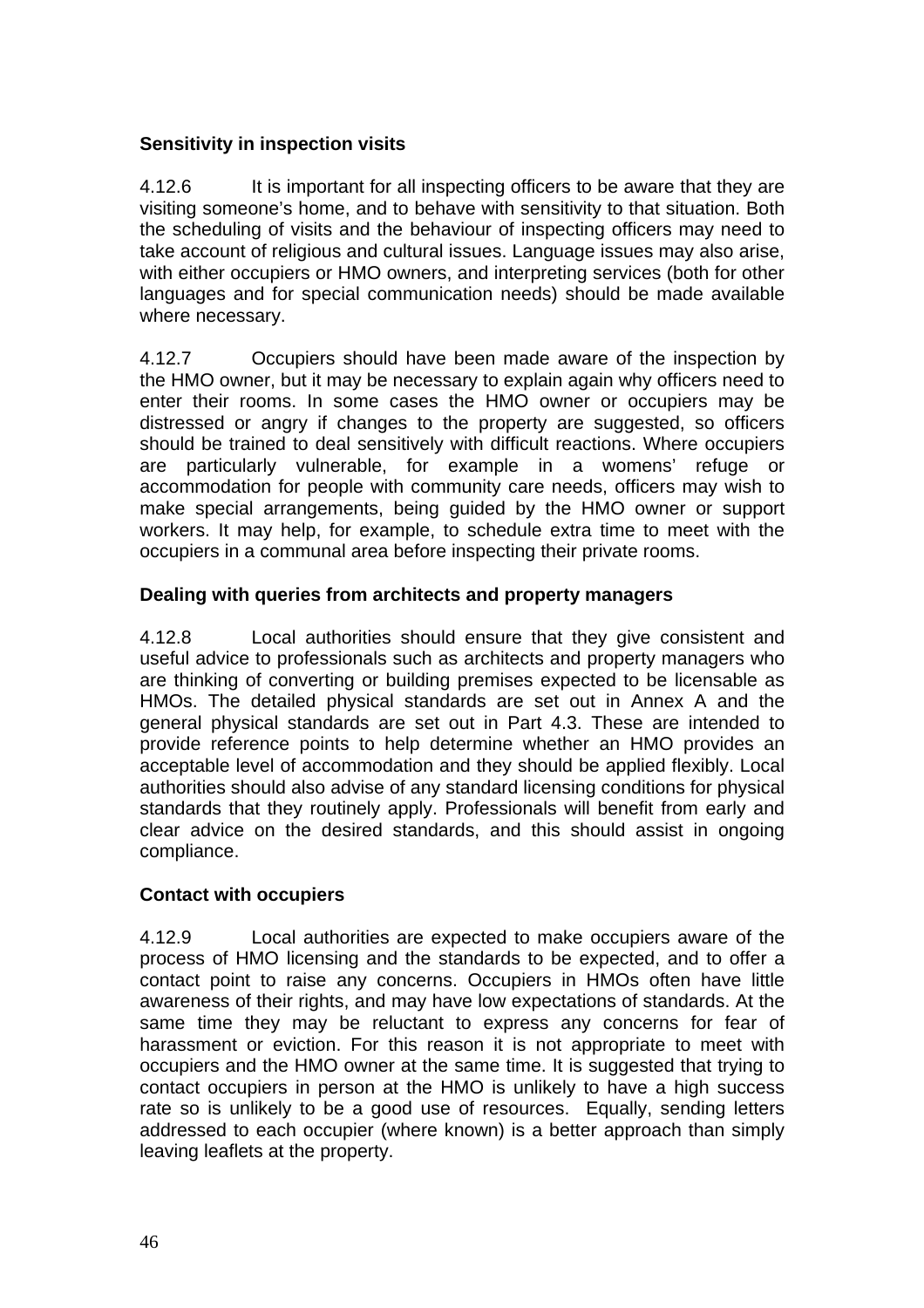**Sensitivity in inspection visits**

4.12.6 It is important for all inspecting officers to be aware that they are visiting someone's home, and to behave with sensitivity to that situation. Both the scheduling of visits and the behaviour of inspecting officers may need to take account of religious and cultural issues. Language issues may also arise, with either occupiers or HMO owners, and interpreting services (both for other languages and for special communication needs) should be made available where necessary.

4.12.7 Occupiers should have been made aware of the inspection by the HMO owner, but it may be necessary to explain again why officers need to enter their rooms. In some cases the HMO owner or occupiers may be distressed or angry if changes to the property are suggested, so officers should be trained to deal sensitively with difficult reactions. Where occupiers are particularly vulnerable, for example in a womens' refuge or accommodation for people with community care needs, officers may wish to make special arrangements, being guided by the HMO owner or support workers. It may help, for example, to schedule extra time to meet with the occupiers in a communal area before inspecting their private rooms.

**Dealing with queries from architects and property managers**

4.12.8 Local authorities should ensure that they give consistent and useful advice to professionals such as architects and property managers who are thinking of converting or building premises expected to be licensable as HMOs. The detailed physical standards are set out in Annex A and the general physical standards are set out in Part 4.3. These are intended to provide reference points to help determine whether an HMO provides an acceptable level of accommodation and they should be applied flexibly. Local authorities should also advise of any standard licensing conditions for physical standards that they routinely apply. Professionals will benefit from early and clear advice on the desired standards, and this should assist in ongoing compliance.

**Contact with occupiers**

4.12.9 Local authorities are expected to make occupiers aware of the process of HMO licensing and the standards to be expected, and to offer a contact point to raise any concerns. Occupiers in HMOs often have little awareness of their rights, and may have low expectations of standards. At the same time they may be reluctant to express any concerns for fear of harassment or eviction. For this reason it is not appropriate to meet with occupiers and the HMO owner at the same time. It is suggested that trying to contact occupiers in person at the HMO is unlikely to have a high success rate so is unlikely to be a good use of resources. Equally, sending letters addressed to each occupier (where known) is a better approach than simply leaving leaflets at the property.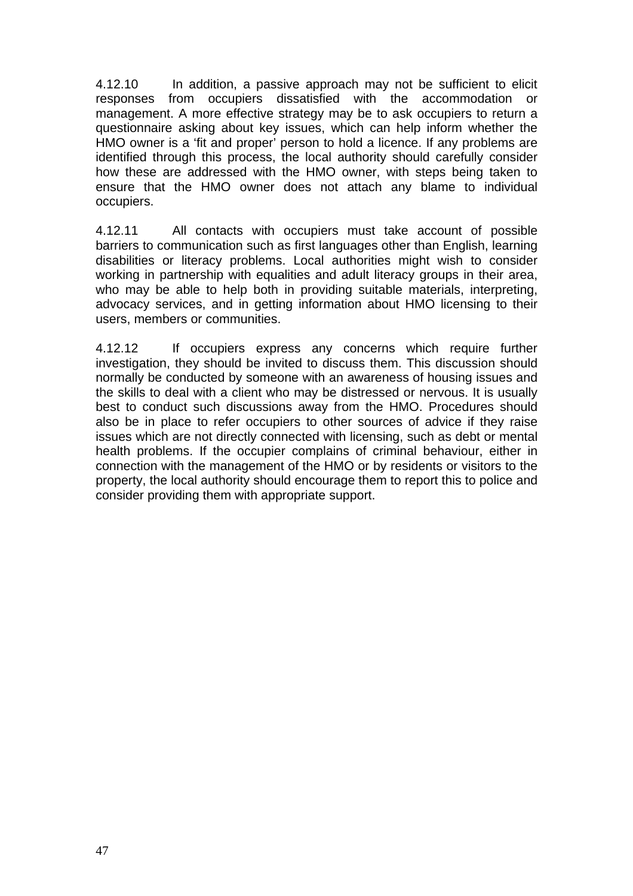4.12.10 In addition, a passive approach may not be sufficient to elicit responses from occupiers dissatisfied with the accommodation or management. A more effective strategy may be to ask occupiers to return a questionnaire asking about key issues, which can help inform whether the HMO owner is a 'fit and proper' person to hold a licence. If any problems are identified through this process, the local authority should carefully consider how these are addressed with the HMO owner, with steps being taken to ensure that the HMO owner does not attach any blame to individual occupiers.

4.12.11 All contacts with occupiers must take account of possible barriers to communication such as first languages other than English, learning disabilities or literacy problems. Local authorities might wish to consider working in partnership with equalities and adult literacy groups in their area, who may be able to help both in providing suitable materials, interpreting, advocacy services, and in getting information about HMO licensing to their users, members or communities.

4.12.12 If occupiers express any concerns which require further investigation, they should be invited to discuss them. This discussion should normally be conducted by someone with an awareness of housing issues and the skills to deal with a client who may be distressed or nervous. It is usually best to conduct such discussions away from the HMO. Procedures should also be in place to refer occupiers to other sources of advice if they raise issues which are not directly connected with licensing, such as debt or mental health problems. If the occupier complains of criminal behaviour, either in connection with the management of the HMO or by residents or visitors to the property, the local authority should encourage them to report this to police and consider providing them with appropriate support.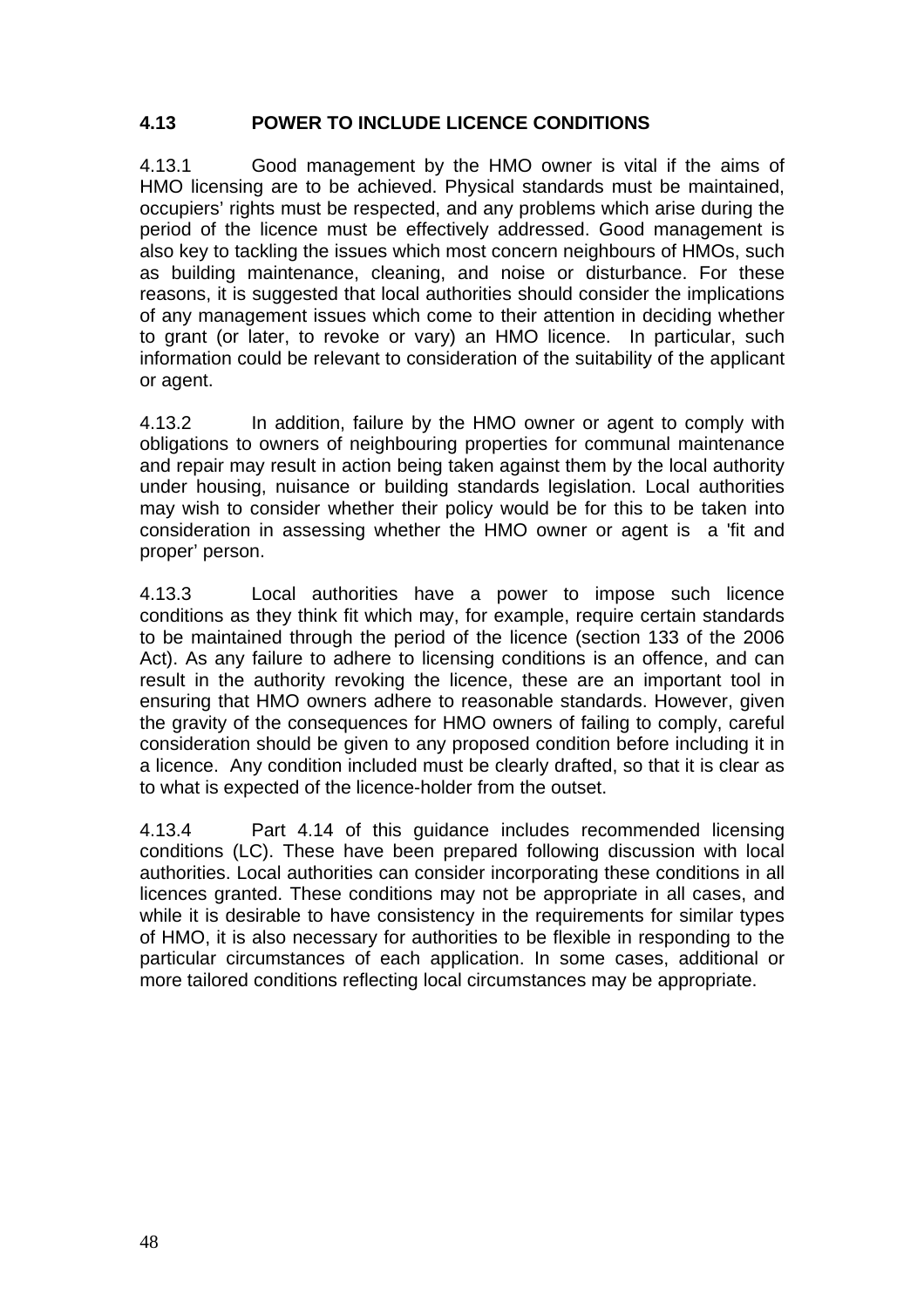## 4.13 POWER TO INCLUDE LICENCE CONDITIONS

4.13.1 Good management by the HMO owner is vital if the aims of HMO licensing are to be achieved. Physical standards must be maintained, occupiers' rights must be respected, and any problems which arise during the period of the licence must be effectively addressed. Good management is also key to tackling the issues which most concern neighbours of HMOs, such as building maintenance, cleaning, and noise or disturbance. For these reasons, it is suggested that local authorities should consider the implications of any management issues which come to their attention in deciding whether to grant (or later, to revoke or vary) an HMO licence. In particular, such information could be relevant to consideration of the suitability of the applicant or agent.

4.13.2 In addition, failure by the HMO owner or agent to comply with obligations to owners of neighbouring properties for communal maintenance and repair may result in action being taken against them by the local authority under housing, nuisance or building standards legislation. Local authorities may wish to consider whether their policy would be for this to be taken into consideration in assessing whether the HMO owner or agent is a 'fit and proper' person.

4.13.3 Local authorities have a power to impose such licence conditions as they think fit which may, for example, require certain standards to be maintained through the period of the licence (section 133 of the 2006 Act). As any failure to adhere to licensing conditions is an offence, and can result in the authority revoking the licence, these are an important tool in ensuring that HMO owners adhere to reasonable standards. However, given the gravity of the consequences for HMO owners of failing to comply, careful consideration should be given to any proposed condition before including it in a licence. Any condition included must be clearly drafted, so that it is clear as to what is expected of the licence-holder from the outset.

4.13.4 Part 4.14 of this guidance includes recommended licensing conditions (LC). These have been prepared following discussion with local authorities. Local authorities can consider incorporating these conditions in all licences granted. These conditions may not be appropriate in all cases, and while it is desirable to have consistency in the requirements for similar types of HMO, it is also necessary for authorities to be flexible in responding to the particular circumstances of each application. In some cases, additional or more tailored conditions reflecting local circumstances may be appropriate.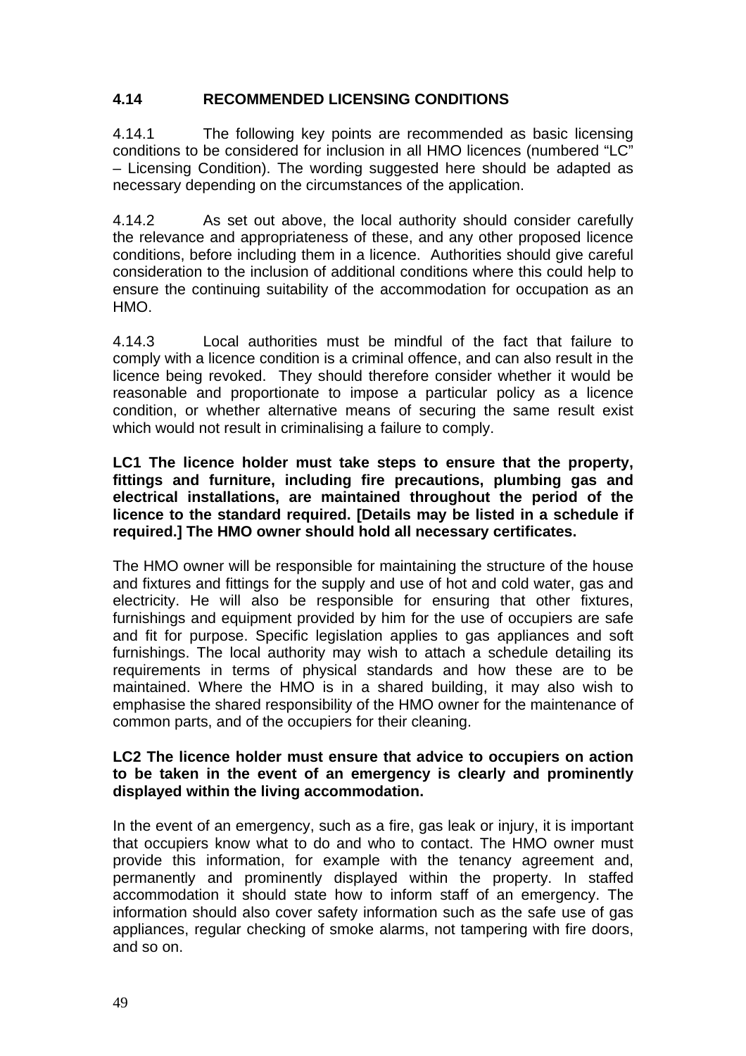## 4.14 RECOMMENDED LICENSING CONDITIONS

4.14.1 The following key points are recommended as basic licensing conditions to be considered for inclusion in all HMO licences (numbered "LC" – Licensing Condition). The wording suggested here should be adapted as necessary depending on the circumstances of the application.

4.14.2 As set out above, the local authority should consider carefully the relevance and appropriateness of these, and any other proposed licence conditions, before including them in a licence. Authorities should give careful consideration to the inclusion of additional conditions where this could help to ensure the continuing suitability of the accommodation for occupation as an HMO.

4.14.3 Local authorities must be mindful of the fact that failure to comply with a licence condition is a criminal offence, and can also result in the licence being revoked. They should therefore consider whether it would be reasonable and proportionate to impose a particular policy as a licence condition, or whether alternative means of securing the same result exist which would not result in criminalising a failure to comply.

**LC1 The licence holder must take steps to ensure that the property, fittings and furniture, including fire precautions, plumbing gas and electrical installations, are maintained throughout the period of the licence to the standard required. [Details may be listed in a schedule if required.] The HMO owner should hold all necessary certificates.**

The HMO owner will be responsible for maintaining the structure of the house and fixtures and fittings for the supply and use of hot and cold water, gas and electricity. He will also be responsible for ensuring that other fixtures, furnishings and equipment provided by him for the use of occupiers are safe and fit for purpose. Specific legislation applies to gas appliances and soft furnishings. The local authority may wish to attach a schedule detailing its requirements in terms of physical standards and how these are to be maintained. Where the HMO is in a shared building, it may also wish to emphasise the shared responsibility of the HMO owner for the maintenance of common parts, and of the occupiers for their cleaning.

**LC2 The licence holder must ensure that advice to occupiers on action to be taken in the event of an emergency is clearly and prominently displayed within the living accommodation.**

In the event of an emergency, such as a fire, gas leak or injury, it is important that occupiers know what to do and who to contact. The HMO owner must provide this information, for example with the tenancy agreement and, permanently and prominently displayed within the property. In staffed accommodation it should state how to inform staff of an emergency. The information should also cover safety information such as the safe use of gas appliances, regular checking of smoke alarms, not tampering with fire doors, and so on.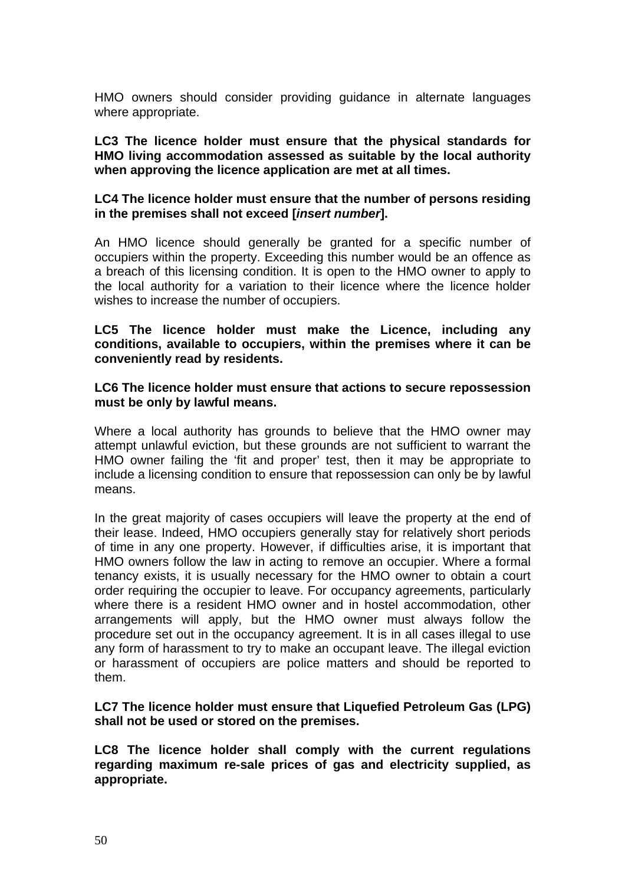HMO owners should consider providing guidance in alternate languages where appropriate.

**LC3 The licence holder must ensure that the physical standards for HMO living accommodation assessed as suitable by the local authority when approving the licence application are met at all times.**

**LC4 The licence holder must ensure that the number of persons residing in the premises shall not exceed [*insert number*].**

An HMO licence should generally be granted for a specific number of occupiers within the property. Exceeding this number would be an offence as a breach of this licensing condition. It is open to the HMO owner to apply to the local authority for a variation to their licence where the licence holder wishes to increase the number of occupiers.

**LC5 The licence holder must make the Licence, including any conditions, available to occupiers, within the premises where it can be conveniently read by residents.**

**LC6 The licence holder must ensure that actions to secure repossession must be only by lawful means.**

Where a local authority has grounds to believe that the HMO owner may attempt unlawful eviction, but these grounds are not sufficient to warrant the HMO owner failing the 'fit and proper' test, then it may be appropriate to include a licensing condition to ensure that repossession can only be by lawful means.

In the great majority of cases occupiers will leave the property at the end of their lease. Indeed, HMO occupiers generally stay for relatively short periods of time in any one property. However, if difficulties arise, it is important that HMO owners follow the law in acting to remove an occupier. Where a formal tenancy exists, it is usually necessary for the HMO owner to obtain a court order requiring the occupier to leave. For occupancy agreements, particularly where there is a resident HMO owner and in hostel accommodation, other arrangements will apply, but the HMO owner must always follow the procedure set out in the occupancy agreement. It is in all cases illegal to use any form of harassment to try to make an occupant leave. The illegal eviction or harassment of occupiers are police matters and should be reported to them.

**LC7 The licence holder must ensure that Liquefied Petroleum Gas (LPG) shall not be used or stored on the premises.**

**LC8 The licence holder shall comply with the current regulations regarding maximum re-sale prices of gas and electricity supplied, as appropriate.**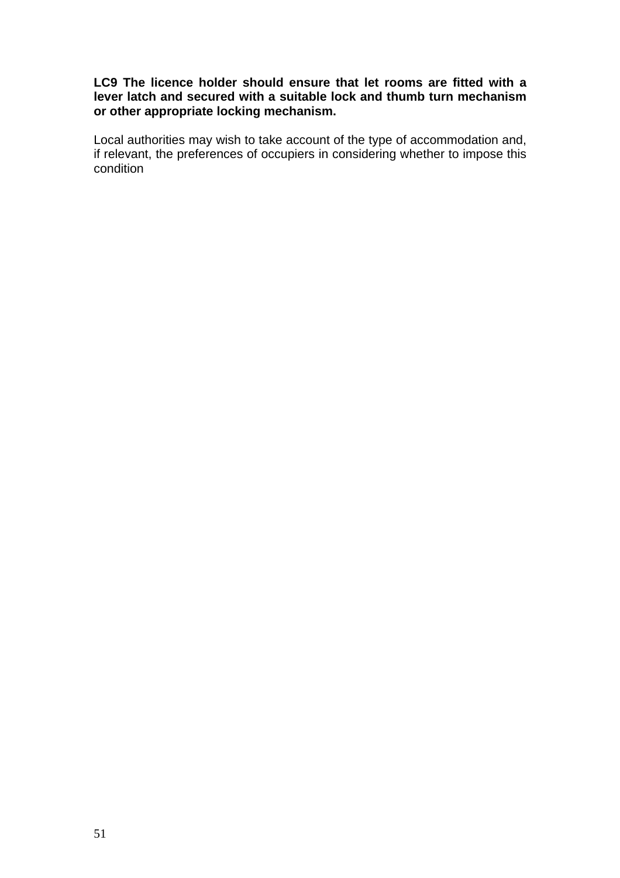**LC9 The licence holder should ensure that let rooms are fitted with a lever latch and secured with a suitable lock and thumb turn mechanism or other appropriate locking mechanism.**

Local authorities may wish to take account of the type of accommodation and, if relevant, the preferences of occupiers in considering whether to impose this condition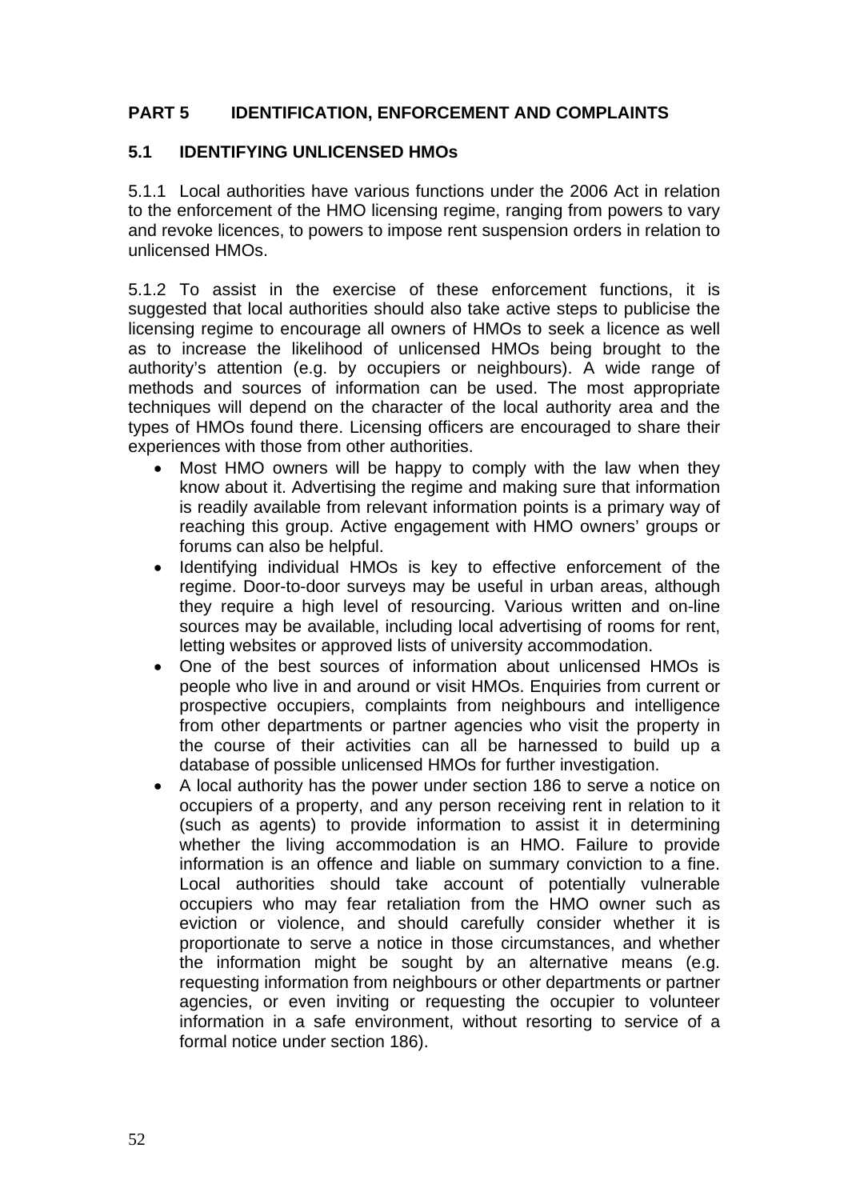## PART 5 IDENTIFICATION, ENFORCEMENT AND COMPLAINTS

### 5.1 IDENTIFYING UNLICENSED HMOs

5.1.1 Local authorities have various functions under the 2006 Act in relation to the enforcement of the HMO licensing regime, ranging from powers to vary and revoke licences, to powers to impose rent suspension orders in relation to unlicensed HMOs.

5.1.2 To assist in the exercise of these enforcement functions, it is suggested that local authorities should also take active steps to publicise the licensing regime to encourage all owners of HMOs to seek a licence as well as to increase the likelihood of unlicensed HMOs being brought to the authority's attention (e.g. by occupiers or neighbours). A wide range of methods and sources of information can be used. The most appropriate techniques will depend on the character of the local authority area and the types of HMOs found there. Licensing officers are encouraged to share their experiences with those from other authorities.

- Most HMO owners will be happy to comply with the law when they know about it. Advertising the regime and making sure that information is readily available from relevant information points is a primary way of reaching this group. Active engagement with HMO owners' groups or forums can also be helpful.
- Identifying individual HMOs is key to effective enforcement of the regime. Door-to-door surveys may be useful in urban areas, although they require a high level of resourcing. Various written and on-line sources may be available, including local advertising of rooms for rent, letting websites or approved lists of university accommodation.
- One of the best sources of information about unlicensed HMOs is people who live in and around or visit HMOs. Enquiries from current or prospective occupiers, complaints from neighbours and intelligence from other departments or partner agencies who visit the property in the course of their activities can all be harnessed to build up a database of possible unlicensed HMOs for further investigation.
- A local authority has the power under section 186 to serve a notice on occupiers of a property, and any person receiving rent in relation to it (such as agents) to provide information to assist it in determining whether the living accommodation is an HMO. Failure to provide information is an offence and liable on summary conviction to a fine. Local authorities should take account of potentially vulnerable occupiers who may fear retaliation from the HMO owner such as eviction or violence, and should carefully consider whether it is proportionate to serve a notice in those circumstances, and whether the information might be sought by an alternative means (e.g. requesting information from neighbours or other departments or partner agencies, or even inviting or requesting the occupier to volunteer information in a safe environment, without resorting to service of a formal notice under section 186).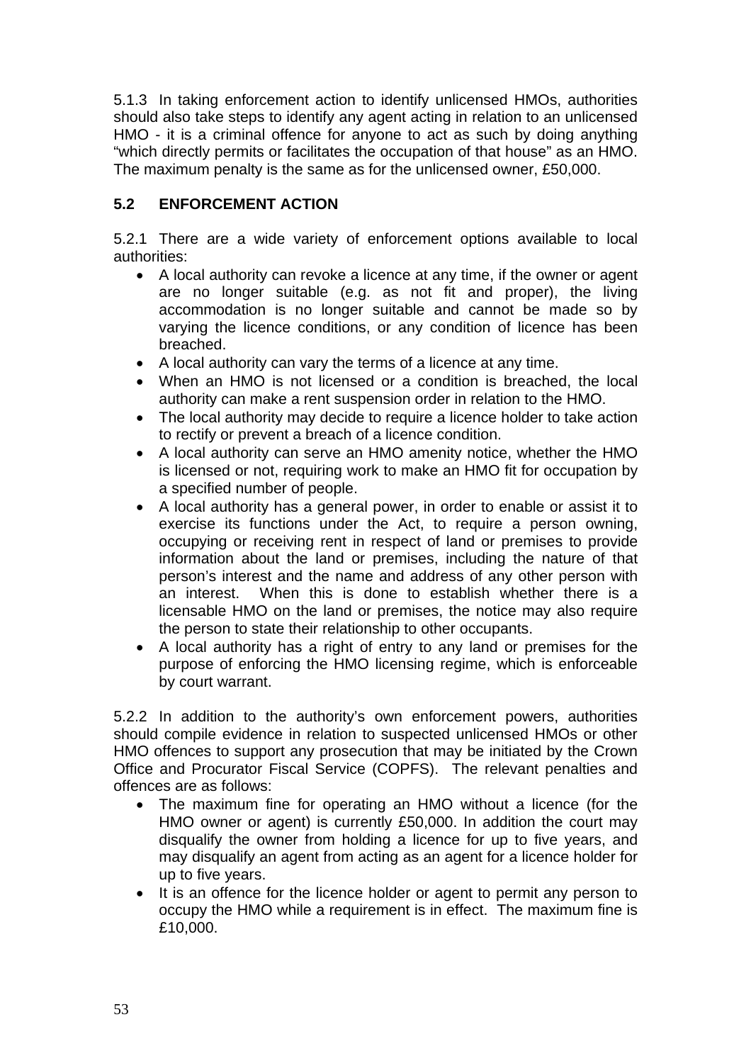5.1.3 In taking enforcement action to identify unlicensed HMOs, authorities should also take steps to identify any agent acting in relation to an unlicensed HMO - it is a criminal offence for anyone to act as such by doing anything "which directly permits or facilitates the occupation of that house" as an HMO. The maximum penalty is the same as for the unlicensed owner, £50,000.

## 5.2 ENFORCEMENT ACTION

5.2.1 There are a wide variety of enforcement options available to local authorities:

- A local authority can revoke a licence at any time, if the owner or agent are no longer suitable (e.g. as not fit and proper), the living accommodation is no longer suitable and cannot be made so by varying the licence conditions, or any condition of licence has been breached.
- A local authority can vary the terms of a licence at any time.
- When an HMO is not licensed or a condition is breached, the local authority can make a rent suspension order in relation to the HMO.
- The local authority may decide to require a licence holder to take action to rectify or prevent a breach of a licence condition.
- A local authority can serve an HMO amenity notice, whether the HMO is licensed or not, requiring work to make an HMO fit for occupation by a specified number of people.
- A local authority has a general power, in order to enable or assist it to exercise its functions under the Act, to require a person owning, occupying or receiving rent in respect of land or premises to provide information about the land or premises, including the nature of that person's interest and the name and address of any other person with an interest. When this is done to establish whether there is a licensable HMO on the land or premises, the notice may also require the person to state their relationship to other occupants.
- A local authority has a right of entry to any land or premises for the purpose of enforcing the HMO licensing regime, which is enforceable by court warrant.

5.2.2 In addition to the authority's own enforcement powers, authorities should compile evidence in relation to suspected unlicensed HMOs or other HMO offences to support any prosecution that may be initiated by the Crown Office and Procurator Fiscal Service (COPFS). The relevant penalties and offences are as follows:

- The maximum fine for operating an HMO without a licence (for the HMO owner or agent) is currently £50,000. In addition the court may disqualify the owner from holding a licence for up to five years, and may disqualify an agent from acting as an agent for a licence holder for up to five years.
- It is an offence for the licence holder or agent to permit any person to occupy the HMO while a requirement is in effect. The maximum fine is £10,000.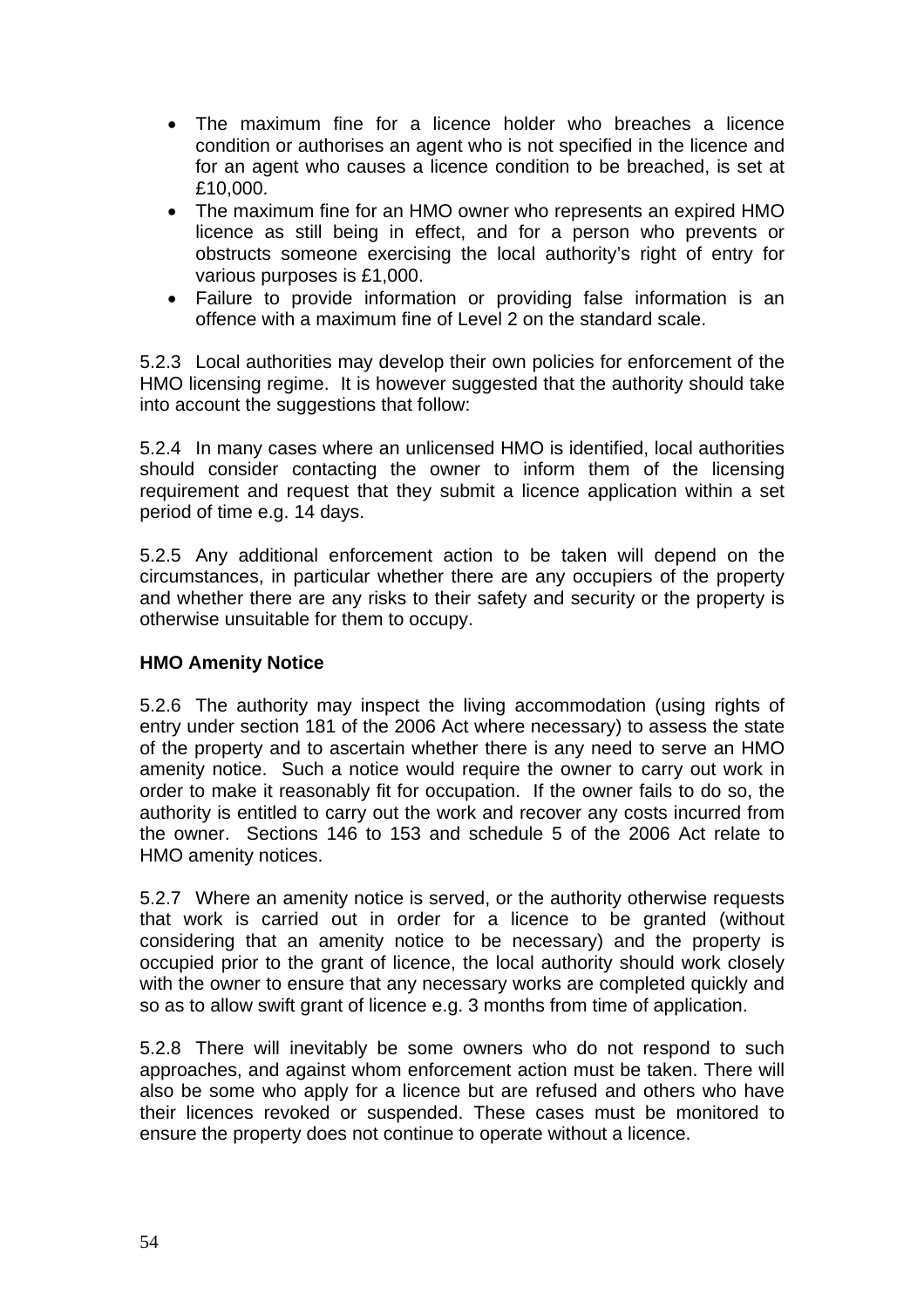- The maximum fine for a licence holder who breaches a licence condition or authorises an agent who is not specified in the licence and for an agent who causes a licence condition to be breached, is set at £10,000.
- The maximum fine for an HMO owner who represents an expired HMO licence as still being in effect, and for a person who prevents or obstructs someone exercising the local authority's right of entry for various purposes is £1,000.
- Failure to provide information or providing false information is an offence with a maximum fine of Level 2 on the standard scale.

5.2.3 Local authorities may develop their own policies for enforcement of the HMO licensing regime. It is however suggested that the authority should take into account the suggestions that follow:

5.2.4 In many cases where an unlicensed HMO is identified, local authorities should consider contacting the owner to inform them of the licensing requirement and request that they submit a licence application within a set period of time e.g. 14 days.

5.2.5 Any additional enforcement action to be taken will depend on the circumstances, in particular whether there are any occupiers of the property and whether there are any risks to their safety and security or the property is otherwise unsuitable for them to occupy.

**HMO Amenity Notice**

5.2.6 The authority may inspect the living accommodation (using rights of entry under section 181 of the 2006 Act where necessary) to assess the state of the property and to ascertain whether there is any need to serve an HMO amenity notice. Such a notice would require the owner to carry out work in order to make it reasonably fit for occupation. If the owner fails to do so, the authority is entitled to carry out the work and recover any costs incurred from the owner. Sections 146 to 153 and schedule 5 of the 2006 Act relate to HMO amenity notices.

5.2.7 Where an amenity notice is served, or the authority otherwise requests that work is carried out in order for a licence to be granted (without considering that an amenity notice to be necessary) and the property is occupied prior to the grant of licence, the local authority should work closely with the owner to ensure that any necessary works are completed quickly and so as to allow swift grant of licence e.g. 3 months from time of application.

5.2.8 There will inevitably be some owners who do not respond to such approaches, and against whom enforcement action must be taken. There will also be some who apply for a licence but are refused and others who have their licences revoked or suspended. These cases must be monitored to ensure the property does not continue to operate without a licence.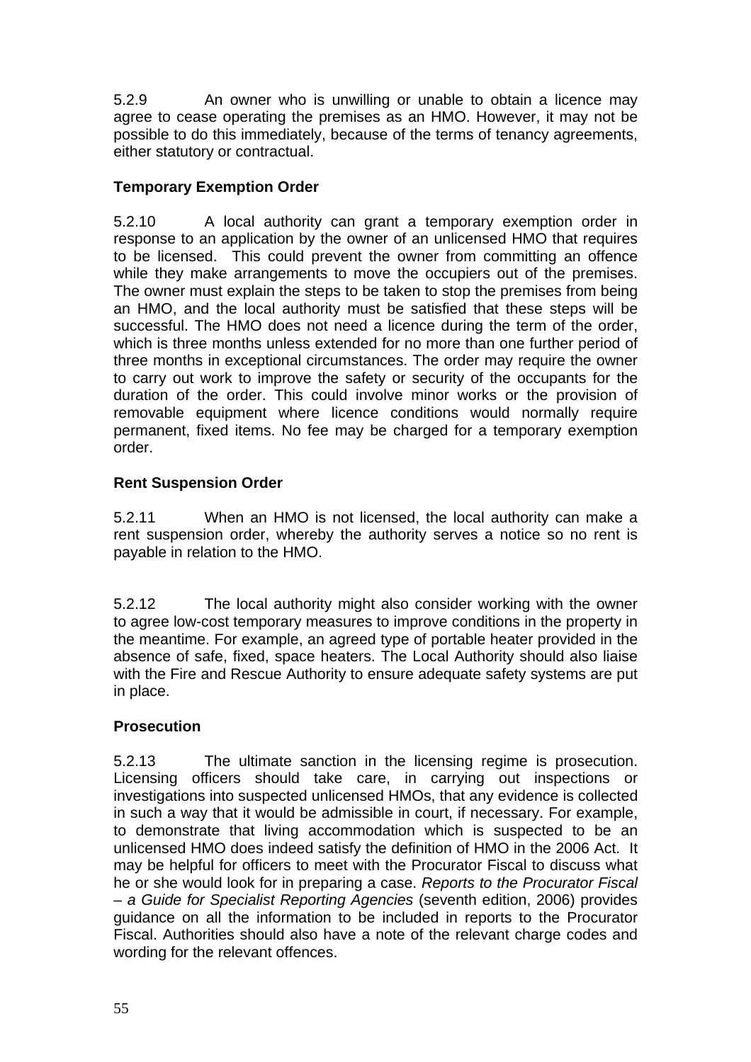5.2.9 An owner who is unwilling or unable to obtain a licence may agree to cease operating the premises as an HMO. However, it may not be possible to do this immediately, because of the terms of tenancy agreements, either statutory or contractual.

### Temporary Exemption Order

5.2.10 A local authority can grant a temporary exemption order in response to an application by the owner of an unlicensed HMO that requires to be licensed. This could prevent the owner from committing an offence while they make arrangements to move the occupiers out of the premises. The owner must explain the steps to be taken to stop the premises from being an HMO, and the local authority must be satisfied that these steps will be successful. The HMO does not need a licence during the term of the order, which is three months unless extended for no more than one further period of three months in exceptional circumstances. The order may require the owner to carry out work to improve the safety or security of the occupants for the duration of the order. This could involve minor works or the provision of removable equipment where licence conditions would normally require permanent, fixed items. No fee may be charged for a temporary exemption order.

### Rent Suspension Order

5.2.11 When an HMO is not licensed, the local authority can make a rent suspension order, whereby the authority serves a notice so no rent is payable in relation to the HMO.

5.2.12 The local authority might also consider working with the owner to agree low-cost temporary measures to improve conditions in the property in the meantime. For example, an agreed type of portable heater provided in the absence of safe, fixed, space heaters. The Local Authority should also liaise with the Fire and Rescue Authority to ensure adequate safety systems are put in place.

### Prosecution

5.2.13 The ultimate sanction in the licensing regime is prosecution. Licensing officers should take care, in carrying out inspections or investigations into suspected unlicensed HMOs, that any evidence is collected in such a way that it would be admissible in court, if necessary. For example, to demonstrate that living accommodation which is suspected to be an unlicensed HMO does indeed satisfy the definition of HMO in the 2006 Act. It may be helpful for officers to meet with the Procurator Fiscal to discuss what he or she would look for in preparing a case. *Reports to the Procurator Fiscal – a Guide for Specialist Reporting Agencies* (seventh edition, 2006) provides guidance on all the information to be included in reports to the Procurator Fiscal. Authorities should also have a note of the relevant charge codes and wording for the relevant offences.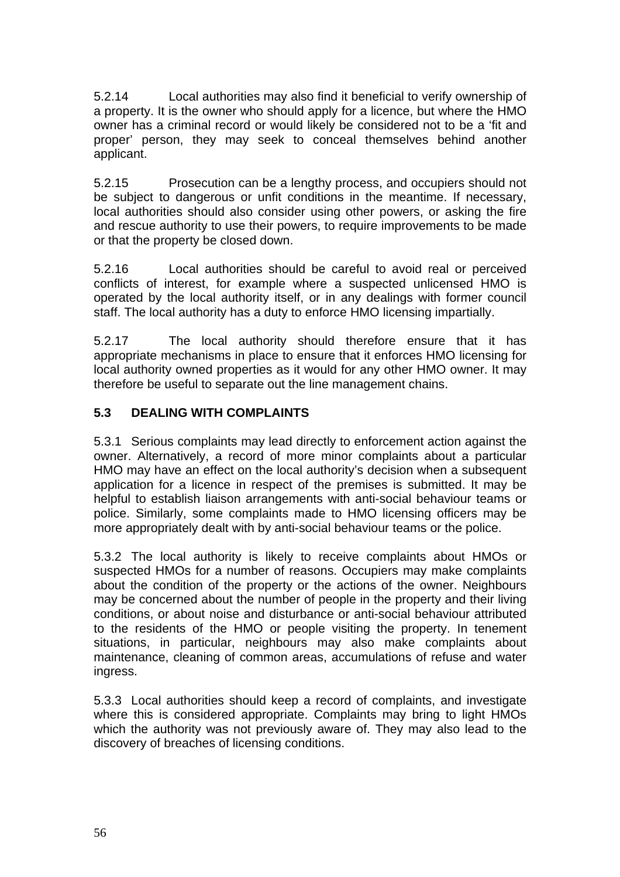5.2.14 Local authorities may also find it beneficial to verify ownership of a property. It is the owner who should apply for a licence, but where the HMO owner has a criminal record or would likely be considered not to be a 'fit and proper' person, they may seek to conceal themselves behind another applicant.

5.2.15 Prosecution can be a lengthy process, and occupiers should not be subject to dangerous or unfit conditions in the meantime. If necessary, local authorities should also consider using other powers, or asking the fire and rescue authority to use their powers, to require improvements to be made or that the property be closed down.

5.2.16 Local authorities should be careful to avoid real or perceived conflicts of interest, for example where a suspected unlicensed HMO is operated by the local authority itself, or in any dealings with former council staff. The local authority has a duty to enforce HMO licensing impartially.

5.2.17 The local authority should therefore ensure that it has appropriate mechanisms in place to ensure that it enforces HMO licensing for local authority owned properties as it would for any other HMO owner. It may therefore be useful to separate out the line management chains.

### 5.3 DEALING WITH COMPLAINTS

5.3.1 Serious complaints may lead directly to enforcement action against the owner. Alternatively, a record of more minor complaints about a particular HMO may have an effect on the local authority's decision when a subsequent application for a licence in respect of the premises is submitted. It may be helpful to establish liaison arrangements with anti-social behaviour teams or police. Similarly, some complaints made to HMO licensing officers may be more appropriately dealt with by anti-social behaviour teams or the police.

5.3.2 The local authority is likely to receive complaints about HMOs or suspected HMOs for a number of reasons. Occupiers may make complaints about the condition of the property or the actions of the owner. Neighbours may be concerned about the number of people in the property and their living conditions, or about noise and disturbance or anti-social behaviour attributed to the residents of the HMO or people visiting the property. In tenement situations, in particular, neighbours may also make complaints about maintenance, cleaning of common areas, accumulations of refuse and water ingress.

5.3.3 Local authorities should keep a record of complaints, and investigate where this is considered appropriate. Complaints may bring to light HMOs which the authority was not previously aware of. They may also lead to the discovery of breaches of licensing conditions.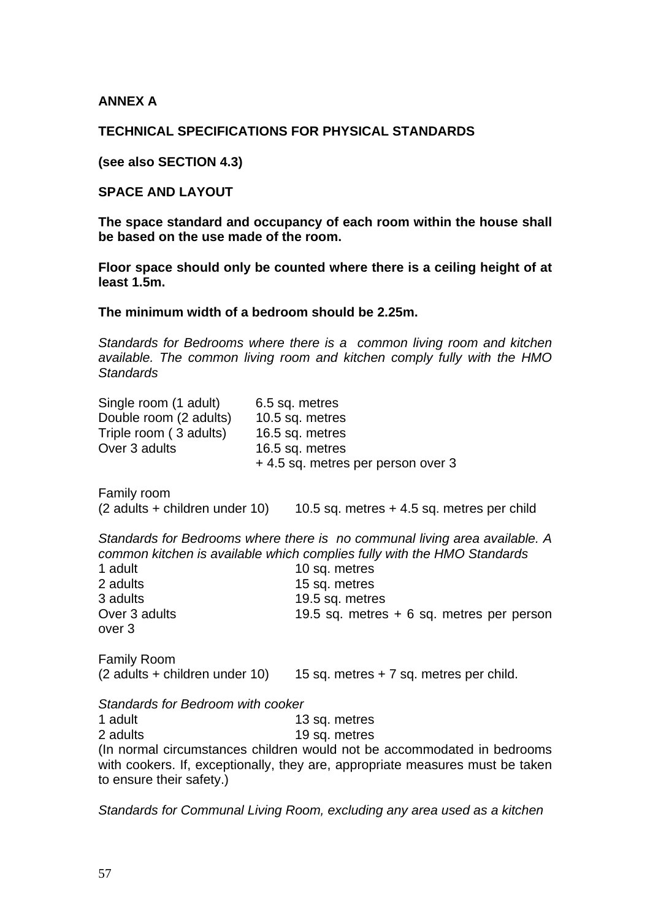**ANNEX A**

**TECHNICAL SPECIFICATIONS FOR PHYSICAL STANDARDS**

**(see also SECTION 4.3)**

**SPACE AND LAYOUT**

**The space standard and occupancy of each room within the house shall be based on the use made of the room.**

**Floor space should only be counted where there is a ceiling height of at least 1.5m.**

**The minimum width of a bedroom should be 2.25m.**

*Standards for Bedrooms where there is a common living room and kitchen available. The common living room and kitchen comply fully with the HMO Standards*

| | |
|---|---|
| Single room (1 adult) | 6.5 sq. metres |
| Double room (2 adults) | 10.5 sq. metres |
| Triple room ( 3 adults) | 16.5 sq. metres |
| Over 3 adults | 16.5 sq. metres + 4.5 sq. metres per person over 3 |
| Family room (2 adults + children under 10) | 10.5 sq. metres + 4.5 sq. metres per child |

*Standards for Bedrooms where there is no communal living area available. A common kitchen is available which complies fully with the HMO Standards*

| | |
|---|---|
| 1 adult | 10 sq. metres |
| 2 adults | 15 sq. metres |
| 3 adults | 19.5 sq. metres |
| Over 3 adults | 19.5 sq. metres + 6 sq. metres per person over 3 |
| Family Room (2 adults + children under 10) | 15 sq. metres + 7 sq. metres per child. |

*Standards for Bedroom with cooker*

| | |
|---|---|
| 1 adult | 13 sq. metres |
| 2 adults | 19 sq. metres |

(In normal circumstances children would not be accommodated in bedrooms with cookers. If, exceptionally, they are, appropriate measures must be taken to ensure their safety.)

*Standards for Communal Living Room, excluding any area used as a kitchen*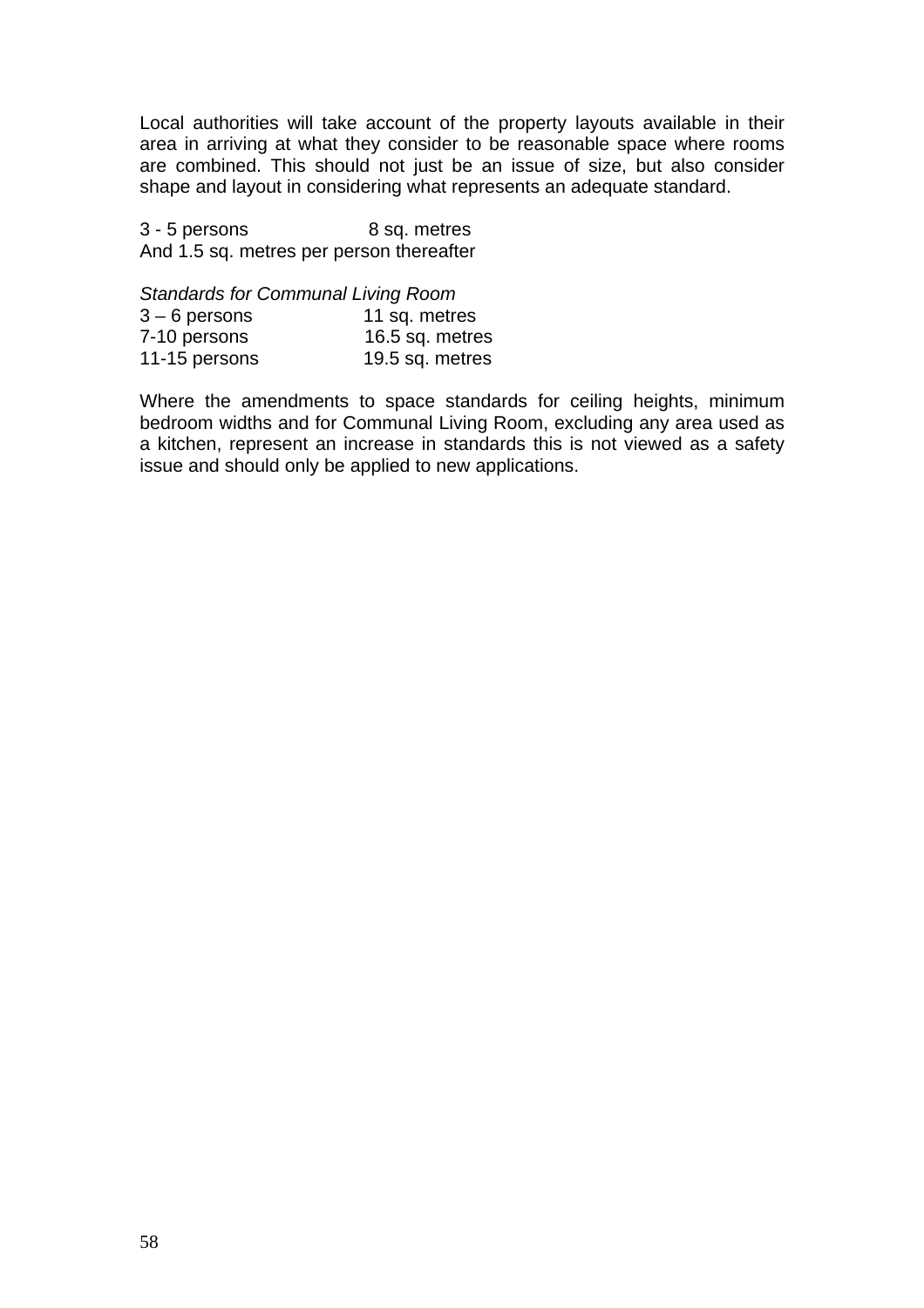Local authorities will take account of the property layouts available in their area in arriving at what they consider to be reasonable space where rooms are combined. This should not just be an issue of size, but also consider shape and layout in considering what represents an adequate standard.

| | |
|---|---|
| 3 - 5 persons | 8 sq. metres |

And 1.5 sq. metres per person thereafter

*Standards for Communal Living Room*

| | |
|---|---|
| 3 – 6 persons | 11 sq. metres |
| 7-10 persons | 16.5 sq. metres |
| 11-15 persons | 19.5 sq. metres |

Where the amendments to space standards for ceiling heights, minimum bedroom widths and for Communal Living Room, excluding any area used as a kitchen, represent an increase in standards this is not viewed as a safety issue and should only be applied to new applications.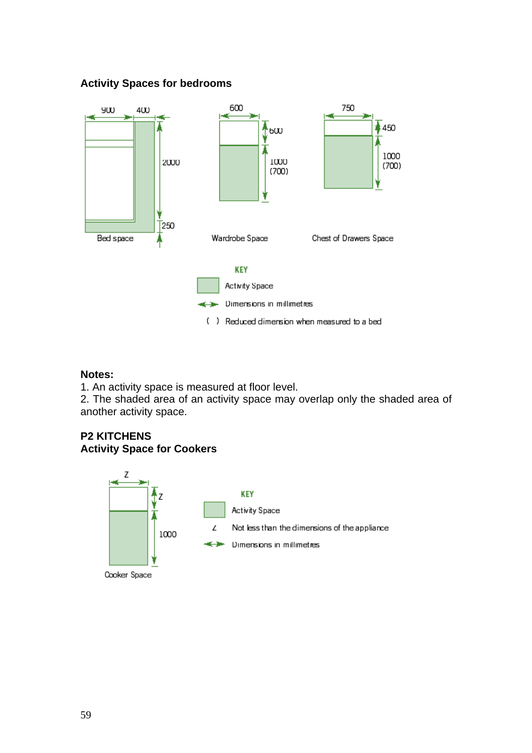### Activity Spaces for bedrooms

Bed space: 900, 400, 2000, 250

Wardrobe Space: 600, 600, 1000 (700)

Chest of Drawers Space: 750, 450, 1000 (700)

KEY

- Activity Space
- Dimensions in millimetres
- ( ) Reduced dimension when measured to a bed

**Notes:**

1. An activity space is measured at floor level.
2. The shaded area of an activity space may overlap only the shaded area of another activity space.

### P2 KITCHENS
### Activity Space for Cookers

Cooker Space: Z, Z, 1000

KEY

- Activity Space
- Z Not less than the dimensions of the appliance
- Dimensions in millimetres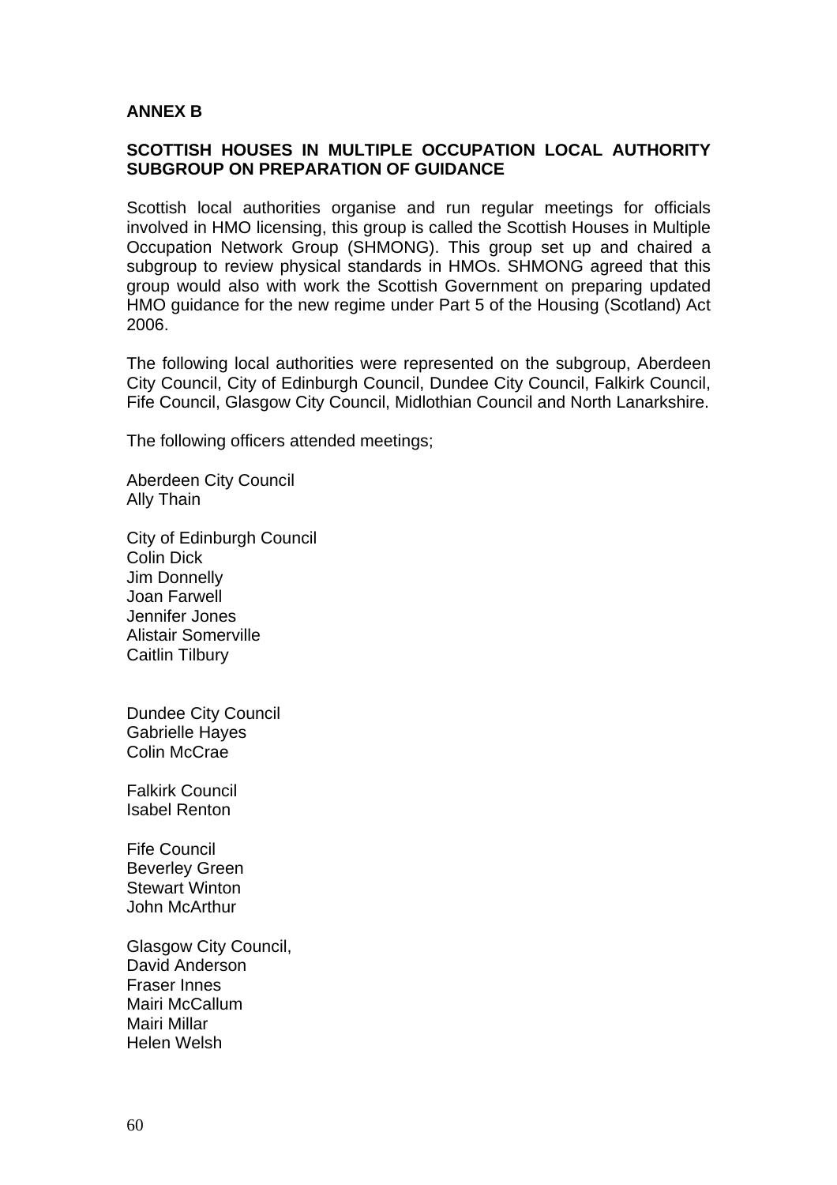**ANNEX B**

**SCOTTISH HOUSES IN MULTIPLE OCCUPATION LOCAL AUTHORITY SUBGROUP ON PREPARATION OF GUIDANCE**

Scottish local authorities organise and run regular meetings for officials involved in HMO licensing, this group is called the Scottish Houses in Multiple Occupation Network Group (SHMONG). This group set up and chaired a subgroup to review physical standards in HMOs. SHMONG agreed that this group would also with work the Scottish Government on preparing updated HMO guidance for the new regime under Part 5 of the Housing (Scotland) Act 2006.

The following local authorities were represented on the subgroup, Aberdeen City Council, City of Edinburgh Council, Dundee City Council, Falkirk Council, Fife Council, Glasgow City Council, Midlothian Council and North Lanarkshire.

The following officers attended meetings;

Aberdeen City Council
Ally Thain

City of Edinburgh Council
Colin Dick
Jim Donnelly
Joan Farwell
Jennifer Jones
Alistair Somerville
Caitlin Tilbury

Dundee City Council
Gabrielle Hayes
Colin McCrae

Falkirk Council
Isabel Renton

Fife Council
Beverley Green
Stewart Winton
John McArthur

Glasgow City Council,
David Anderson
Fraser Innes
Mairi McCallum
Mairi Millar
Helen Welsh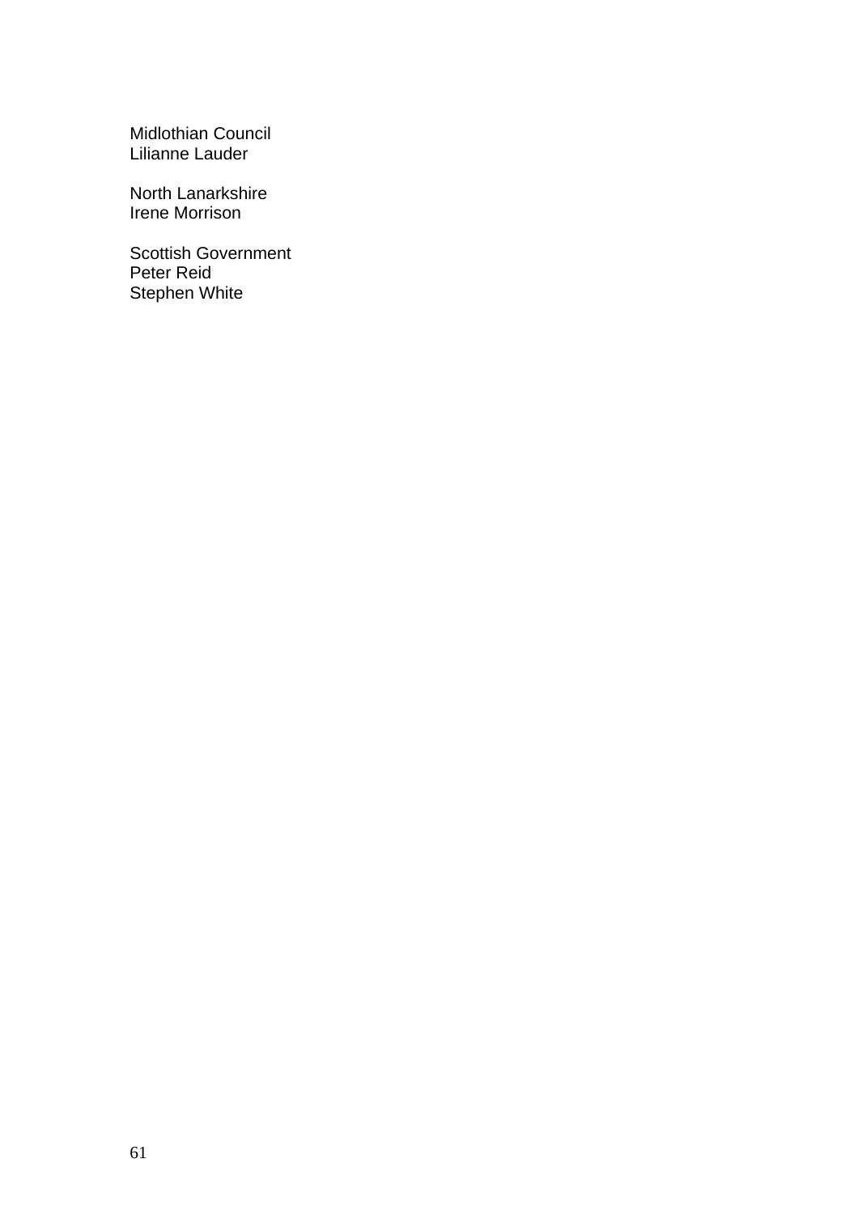Midlothian Council
Lilianne Lauder

North Lanarkshire
Irene Morrison

Scottish Government
Peter Reid
Stephen White